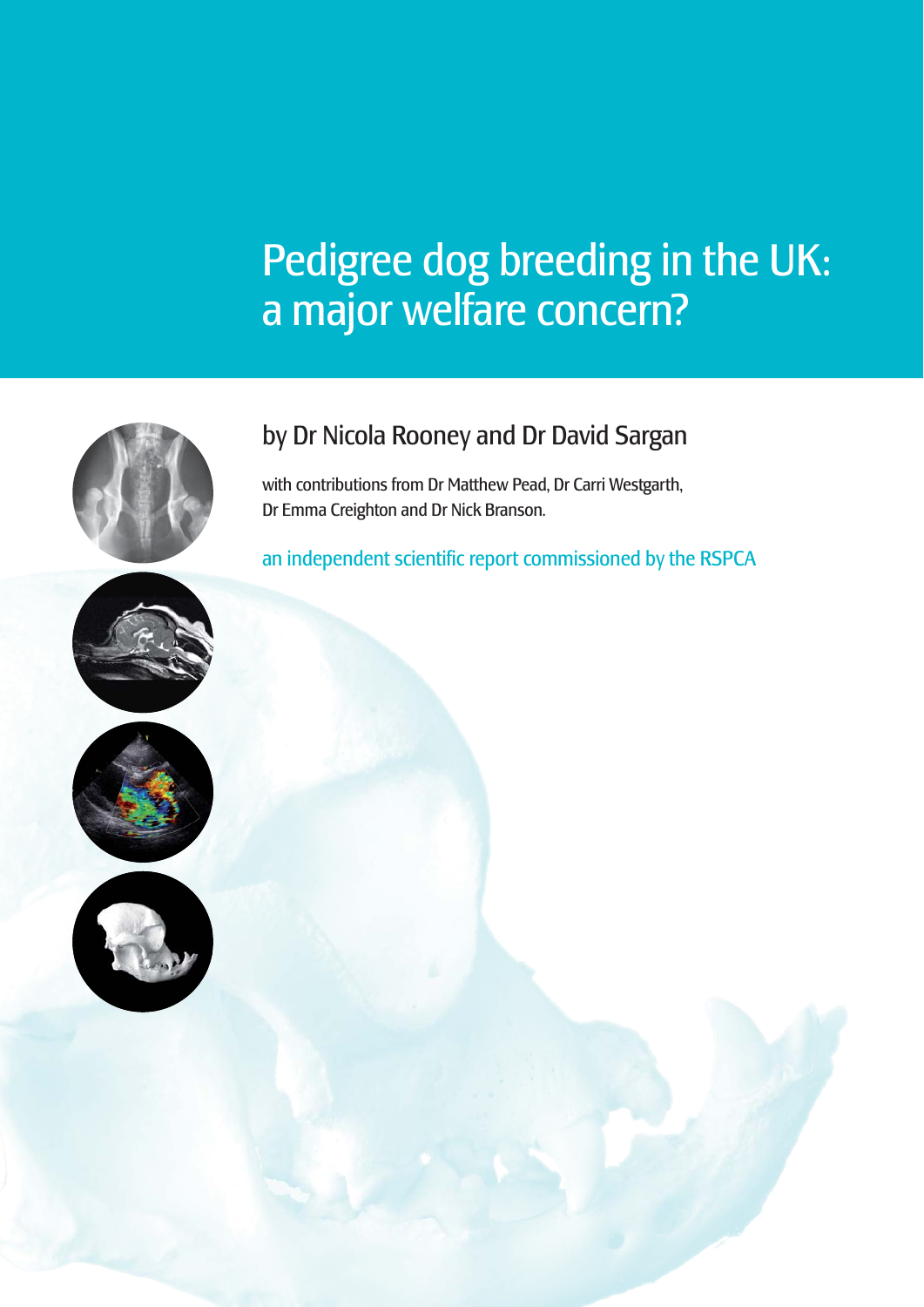# Pedigree dog breeding in the UK: a major welfare concern?

by Dr Nicola Rooney and Dr David Sargan

with contributions from Dr Matthew Pead, Dr Carri Westgarth, Dr Emma Creighton and Dr Nick Branson.

an independent scientific report commissioned by the RSPCA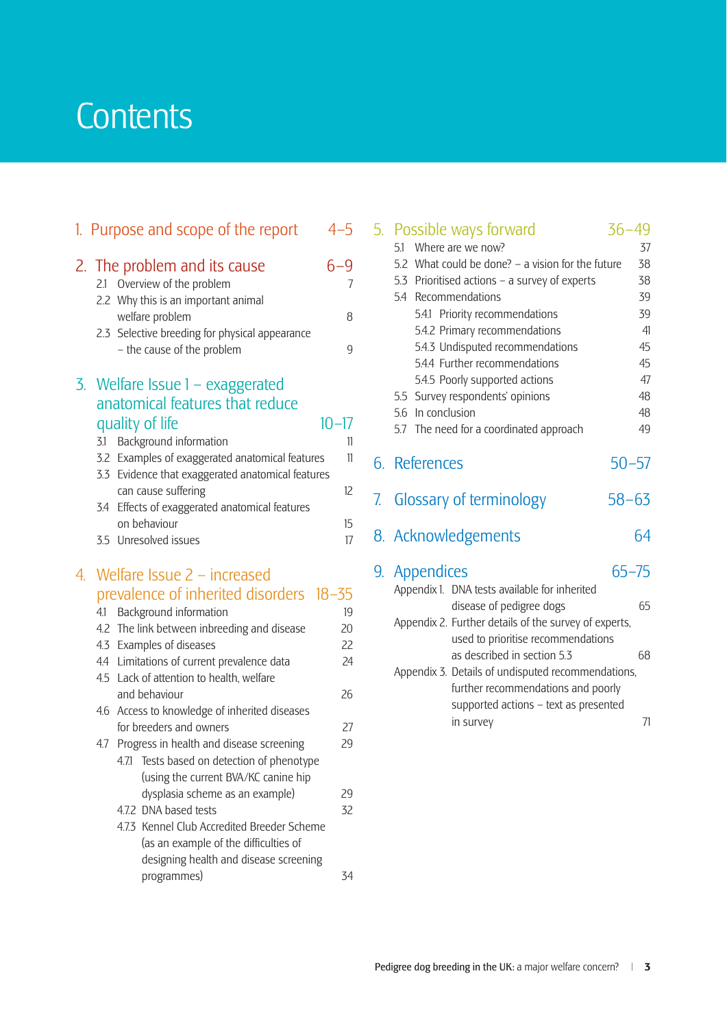# Contents

1. Purpose and scope of the report — 4–5

2. The problem and its cause — 6–9
   - 2.1 Overview of the problem — 7
   - 2.2 Why this is an important animal welfare problem — 8
   - 2.3 Selective breeding for physical appearance – the cause of the problem — 9

3. Welfare Issue 1 – exaggerated anatomical features that reduce quality of life — 10–17
   - 3.1 Background information — 11
   - 3.2 Examples of exaggerated anatomical features — 11
   - 3.3 Evidence that exaggerated anatomical features can cause suffering — 12
   - 3.4 Effects of exaggerated anatomical features on behaviour — 15
   - 3.5 Unresolved issues — 17

4. Welfare Issue 2 – increased prevalence of inherited disorders — 18–35
   - 4.1 Background information — 19
   - 4.2 The link between inbreeding and disease — 20
   - 4.3 Examples of diseases — 22
   - 4.4 Limitations of current prevalence data — 24
   - 4.5 Lack of attention to health, welfare and behaviour — 26
   - 4.6 Access to knowledge of inherited diseases for breeders and owners — 27
   - 4.7 Progress in health and disease screening — 29
     - 4.7.1 Tests based on detection of phenotype (using the current BVA/KC canine hip dysplasia scheme as an example) — 29
     - 4.7.2 DNA based tests — 32
     - 4.7.3 Kennel Club Accredited Breeder Scheme (as an example of the difficulties of designing health and disease screening programmes) — 34

5. Possible ways forward — 36–49
   - 5.1 Where are we now? — 37
   - 5.2 What could be done? – a vision for the future — 38
   - 5.3 Prioritised actions – a survey of experts — 38
   - 5.4 Recommendations — 39
     - 5.4.1 Priority recommendations — 39
     - 5.4.2 Primary recommendations — 41
     - 5.4.3 Undisputed recommendations — 45
     - 5.4.4 Further recommendations — 45
     - 5.4.5 Poorly supported actions — 47
   - 5.5 Survey respondents' opinions — 48
   - 5.6 In conclusion — 48
   - 5.7 The need for a coordinated approach — 49

6. References — 50–57

7. Glossary of terminology — 58–63

8. Acknowledgements — 64

9. Appendices — 65–75
   - Appendix 1. DNA tests available for inherited disease of pedigree dogs — 65
   - Appendix 2. Further details of the survey of experts, used to prioritise recommendations as described in section 5.3 — 68
   - Appendix 3. Details of undisputed recommendations, further recommendations and poorly supported actions – text as presented in survey — 71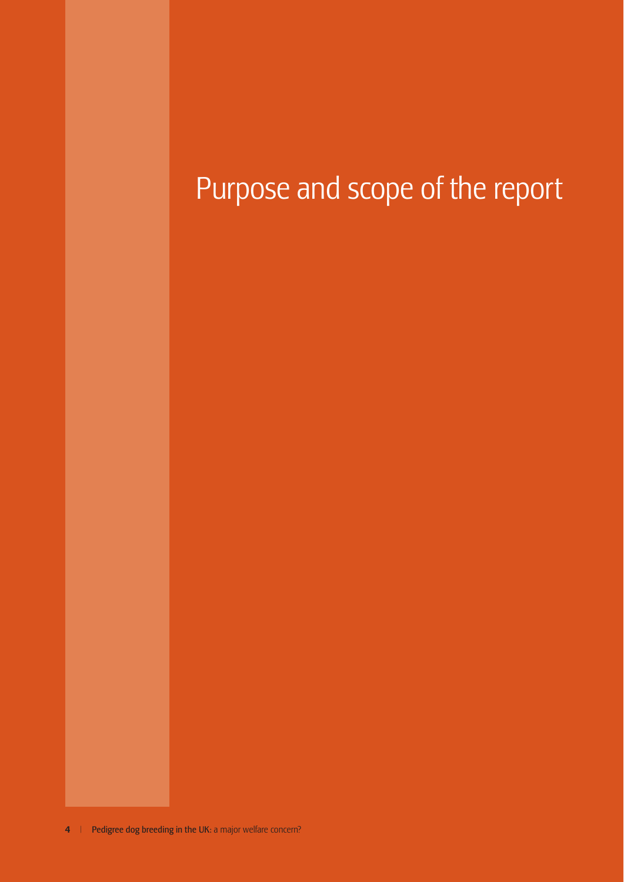# Purpose and scope of the report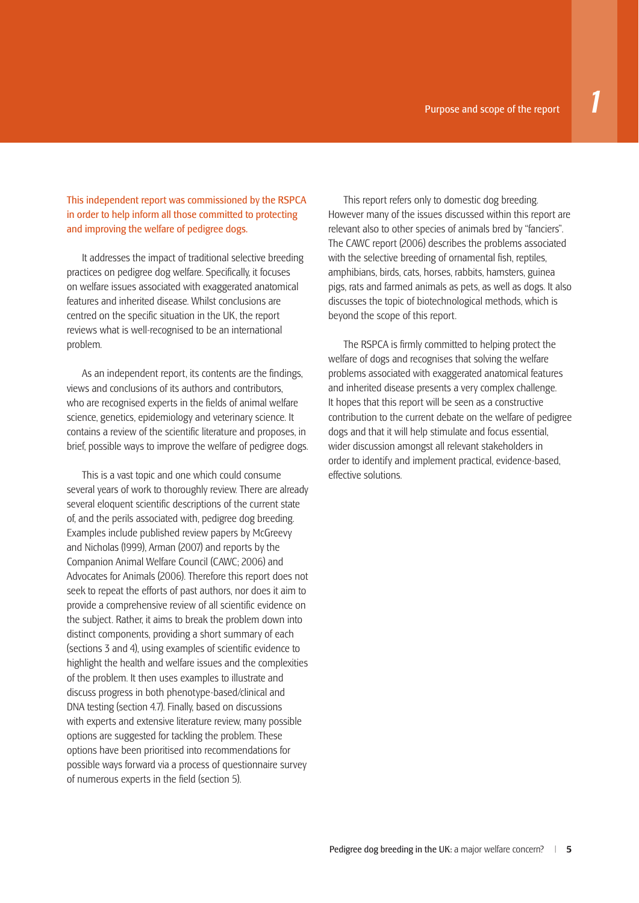# 1 Purpose and scope of the report

This independent report was commissioned by the RSPCA in order to help inform all those committed to protecting and improving the welfare of pedigree dogs.

It addresses the impact of traditional selective breeding practices on pedigree dog welfare. Specifically, it focuses on welfare issues associated with exaggerated anatomical features and inherited disease. Whilst conclusions are centred on the specific situation in the UK, the report reviews what is well-recognised to be an international problem.

As an independent report, its contents are the findings, views and conclusions of its authors and contributors, who are recognised experts in the fields of animal welfare science, genetics, epidemiology and veterinary science. It contains a review of the scientific literature and proposes, in brief, possible ways to improve the welfare of pedigree dogs.

This is a vast topic and one which could consume several years of work to thoroughly review. There are already several eloquent scientific descriptions of the current state of, and the perils associated with, pedigree dog breeding. Examples include published review papers by McGreevy and Nicholas (1999), Arman (2007) and reports by the Companion Animal Welfare Council (CAWC; 2006) and Advocates for Animals (2006). Therefore this report does not seek to repeat the efforts of past authors, nor does it aim to provide a comprehensive review of all scientific evidence on the subject. Rather, it aims to break the problem down into distinct components, providing a short summary of each (sections 3 and 4), using examples of scientific evidence to highlight the health and welfare issues and the complexities of the problem. It then uses examples to illustrate and discuss progress in both phenotype-based/clinical and DNA testing (section 4.7). Finally, based on discussions with experts and extensive literature review, many possible options are suggested for tackling the problem. These options have been prioritised into recommendations for possible ways forward via a process of questionnaire survey of numerous experts in the field (section 5).

This report refers only to domestic dog breeding. However many of the issues discussed within this report are relevant also to other species of animals bred by "fanciers". The CAWC report (2006) describes the problems associated with the selective breeding of ornamental fish, reptiles, amphibians, birds, cats, horses, rabbits, hamsters, guinea pigs, rats and farmed animals as pets, as well as dogs. It also discusses the topic of biotechnological methods, which is beyond the scope of this report.

The RSPCA is firmly committed to helping protect the welfare of dogs and recognises that solving the welfare problems associated with exaggerated anatomical features and inherited disease presents a very complex challenge. It hopes that this report will be seen as a constructive contribution to the current debate on the welfare of pedigree dogs and that it will help stimulate and focus essential, wider discussion amongst all relevant stakeholders in order to identify and implement practical, evidence-based, effective solutions.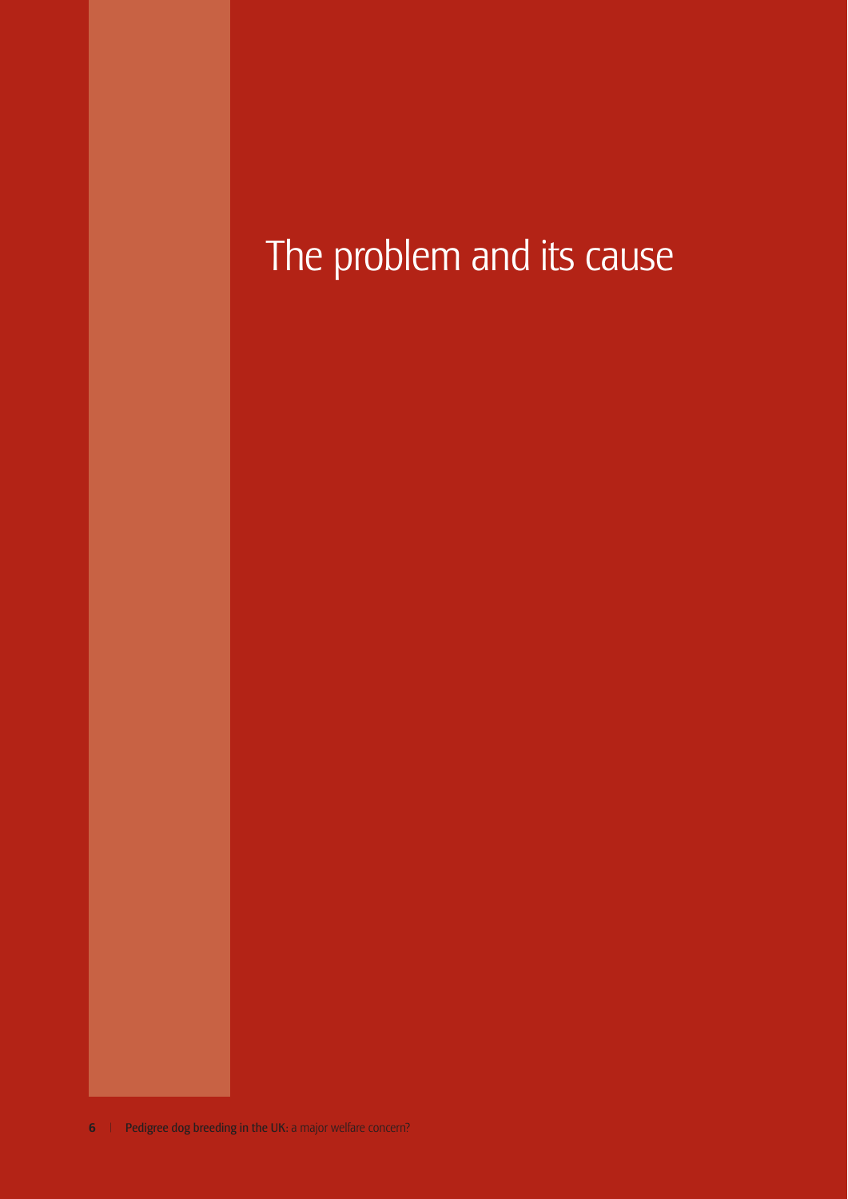# The problem and its cause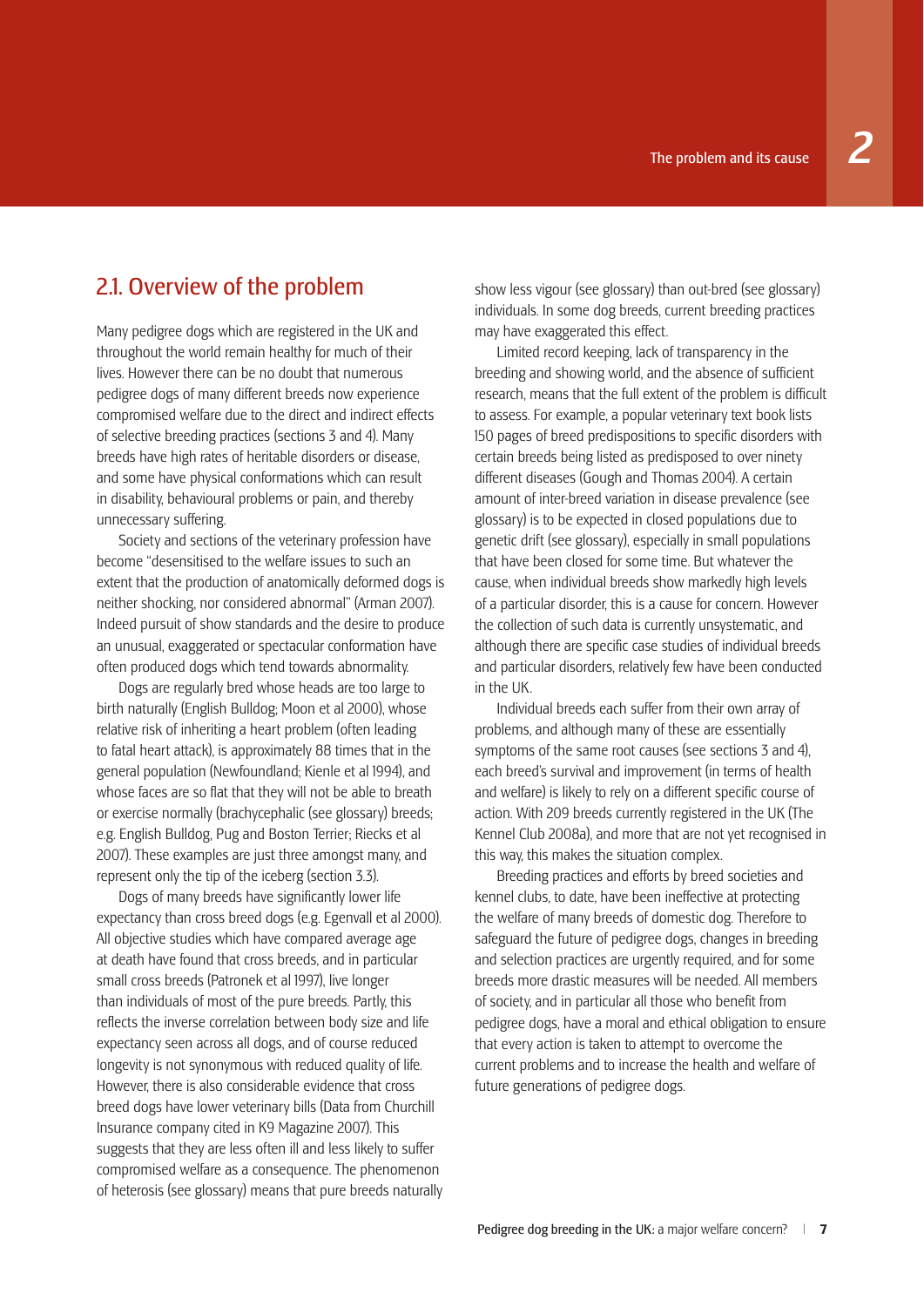## 2.1. Overview of the problem

Many pedigree dogs which are registered in the UK and throughout the world remain healthy for much of their lives. However there can be no doubt that numerous pedigree dogs of many different breeds now experience compromised welfare due to the direct and indirect effects of selective breeding practices (sections 3 and 4). Many breeds have high rates of heritable disorders or disease, and some have physical conformations which can result in disability, behavioural problems or pain, and thereby unnecessary suffering.

Society and sections of the veterinary profession have become "desensitised to the welfare issues to such an extent that the production of anatomically deformed dogs is neither shocking, nor considered abnormal" (Arman 2007). Indeed pursuit of show standards and the desire to produce an unusual, exaggerated or spectacular conformation have often produced dogs which tend towards abnormality.

Dogs are regularly bred whose heads are too large to birth naturally (English Bulldog; Moon et al 2000), whose relative risk of inheriting a heart problem (often leading to fatal heart attack), is approximately 88 times that in the general population (Newfoundland; Kienle et al 1994), and whose faces are so flat that they will not be able to breath or exercise normally (brachycephalic (see glossary) breeds; e.g. English Bulldog, Pug and Boston Terrier; Riecks et al 2007). These examples are just three amongst many, and represent only the tip of the iceberg (section 3.3).

Dogs of many breeds have significantly lower life expectancy than cross breed dogs (e.g. Egenvall et al 2000). All objective studies which have compared average age at death have found that cross breeds, and in particular small cross breeds (Patronek et al 1997), live longer than individuals of most of the pure breeds. Partly, this reflects the inverse correlation between body size and life expectancy seen across all dogs, and of course reduced longevity is not synonymous with reduced quality of life. However, there is also considerable evidence that cross breed dogs have lower veterinary bills (Data from Churchill Insurance company cited in K9 Magazine 2007). This suggests that they are less often ill and less likely to suffer compromised welfare as a consequence. The phenomenon of heterosis (see glossary) means that pure breeds naturally show less vigour (see glossary) than out-bred (see glossary) individuals. In some dog breeds, current breeding practices may have exaggerated this effect.

Limited record keeping, lack of transparency in the breeding and showing world, and the absence of sufficient research, means that the full extent of the problem is difficult to assess. For example, a popular veterinary text book lists 150 pages of breed predispositions to specific disorders with certain breeds being listed as predisposed to over ninety different diseases (Gough and Thomas 2004). A certain amount of inter-breed variation in disease prevalence (see glossary) is to be expected in closed populations due to genetic drift (see glossary), especially in small populations that have been closed for some time. But whatever the cause, when individual breeds show markedly high levels of a particular disorder, this is a cause for concern. However the collection of such data is currently unsystematic, and although there are specific case studies of individual breeds and particular disorders, relatively few have been conducted in the UK.

Individual breeds each suffer from their own array of problems, and although many of these are essentially symptoms of the same root causes (see sections 3 and 4), each breed's survival and improvement (in terms of health and welfare) is likely to rely on a different specific course of action. With 209 breeds currently registered in the UK (The Kennel Club 2008a), and more that are not yet recognised in this way, this makes the situation complex.

Breeding practices and efforts by breed societies and kennel clubs, to date, have been ineffective at protecting the welfare of many breeds of domestic dog. Therefore to safeguard the future of pedigree dogs, changes in breeding and selection practices are urgently required, and for some breeds more drastic measures will be needed. All members of society, and in particular all those who benefit from pedigree dogs, have a moral and ethical obligation to ensure that every action is taken to attempt to overcome the current problems and to increase the health and welfare of future generations of pedigree dogs.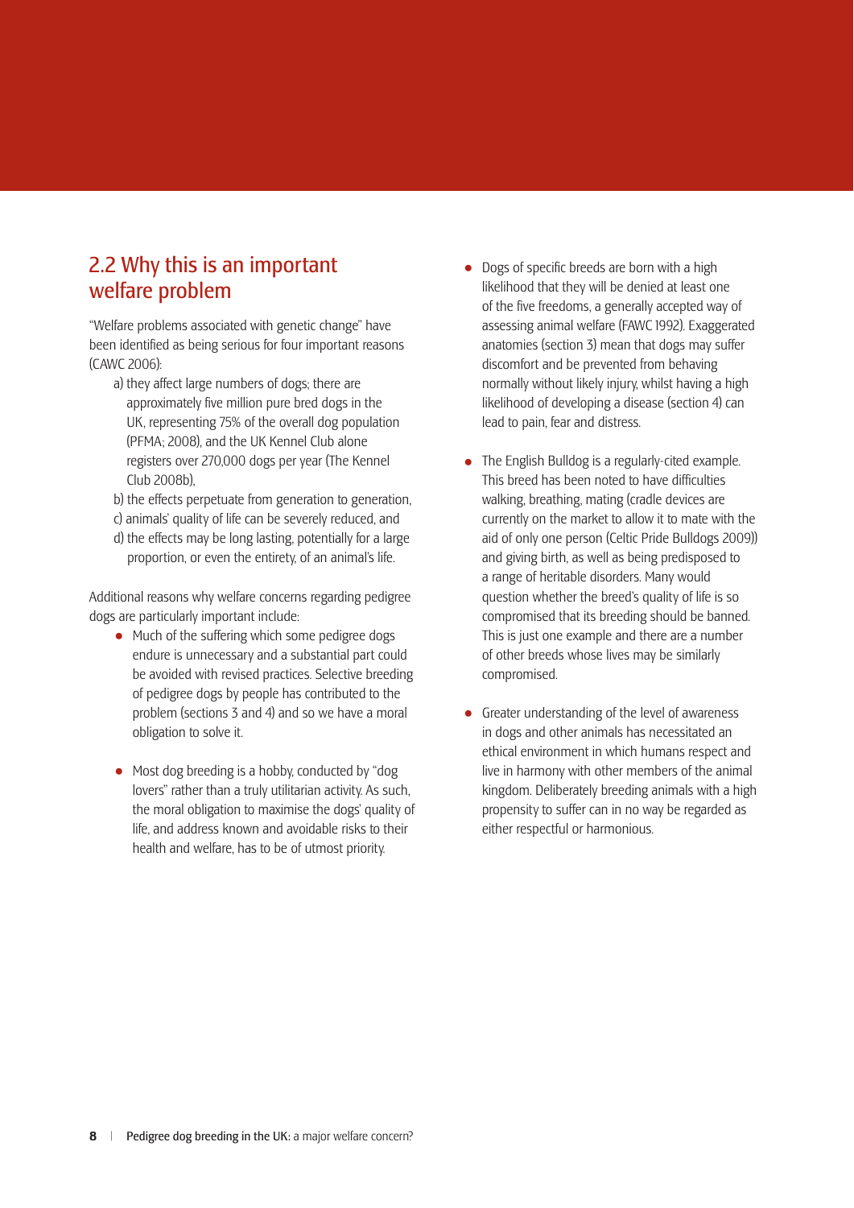## 2.2 Why this is an important welfare problem

"Welfare problems associated with genetic change" have been identified as being serious for four important reasons (CAWC 2006):

a) they affect large numbers of dogs; there are approximately five million pure bred dogs in the UK, representing 75% of the overall dog population (PFMA; 2008), and the UK Kennel Club alone registers over 270,000 dogs per year (The Kennel Club 2008b),
b) the effects perpetuate from generation to generation,
c) animals' quality of life can be severely reduced, and
d) the effects may be long lasting, potentially for a large proportion, or even the entirety, of an animal's life.

Additional reasons why welfare concerns regarding pedigree dogs are particularly important include:

- Much of the suffering which some pedigree dogs endure is unnecessary and a substantial part could be avoided with revised practices. Selective breeding of pedigree dogs by people has contributed to the problem (sections 3 and 4) and so we have a moral obligation to solve it.

- Most dog breeding is a hobby, conducted by "dog lovers" rather than a truly utilitarian activity. As such, the moral obligation to maximise the dogs' quality of life, and address known and avoidable risks to their health and welfare, has to be of utmost priority.

- Dogs of specific breeds are born with a high likelihood that they will be denied at least one of the five freedoms, a generally accepted way of assessing animal welfare (FAWC 1992). Exaggerated anatomies (section 3) mean that dogs may suffer discomfort and be prevented from behaving normally without likely injury, whilst having a high likelihood of developing a disease (section 4) can lead to pain, fear and distress.

- The English Bulldog is a regularly-cited example. This breed has been noted to have difficulties walking, breathing, mating (cradle devices are currently on the market to allow it to mate with the aid of only one person (Celtic Pride Bulldogs 2009)) and giving birth, as well as being predisposed to a range of heritable disorders. Many would question whether the breed's quality of life is so compromised that its breeding should be banned. This is just one example and there are a number of other breeds whose lives may be similarly compromised.

- Greater understanding of the level of awareness in dogs and other animals has necessitated an ethical environment in which humans respect and live in harmony with other members of the animal kingdom. Deliberately breeding animals with a high propensity to suffer can in no way be regarded as either respectful or harmonious.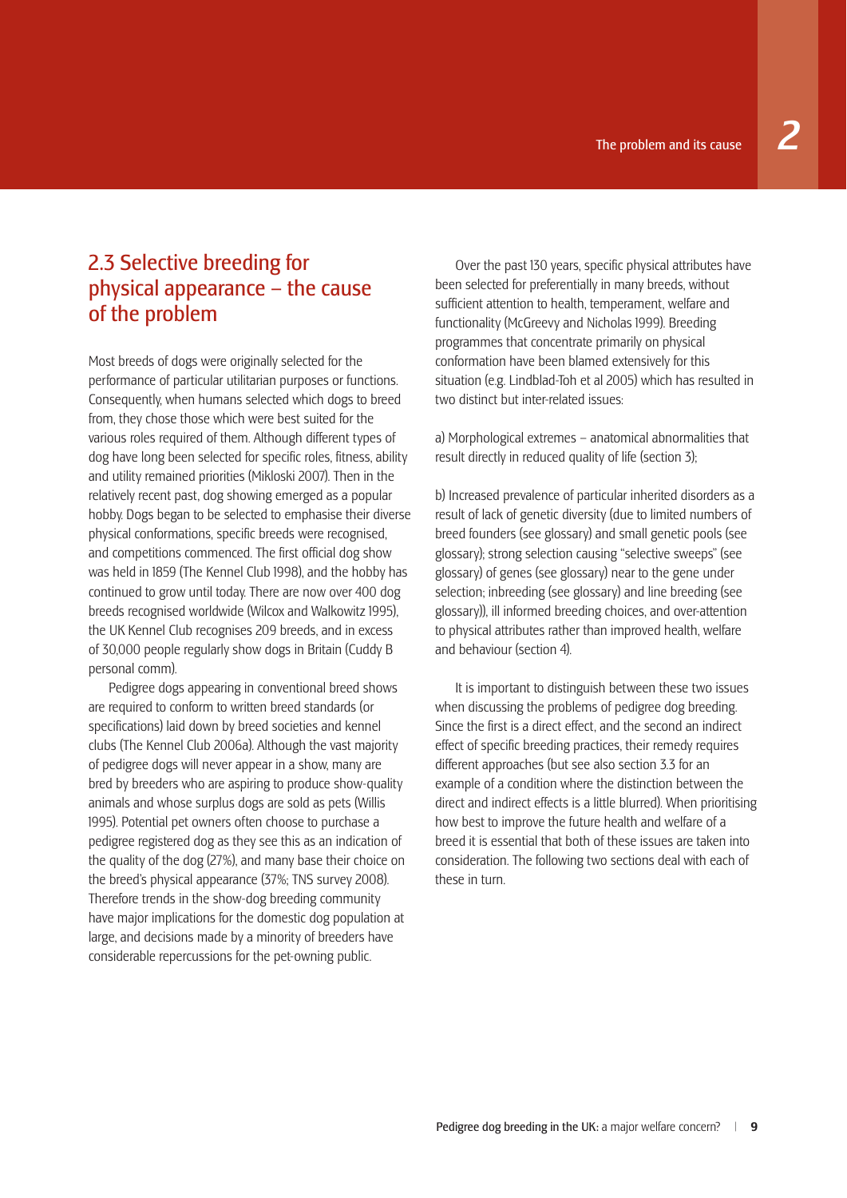## 2.3 Selective breeding for physical appearance – the cause of the problem

Most breeds of dogs were originally selected for the performance of particular utilitarian purposes or functions. Consequently, when humans selected which dogs to breed from, they chose those which were best suited for the various roles required of them. Although different types of dog have long been selected for specific roles, fitness, ability and utility remained priorities (Mikloski 2007). Then in the relatively recent past, dog showing emerged as a popular hobby. Dogs began to be selected to emphasise their diverse physical conformations, specific breeds were recognised, and competitions commenced. The first official dog show was held in 1859 (The Kennel Club 1998), and the hobby has continued to grow until today. There are now over 400 dog breeds recognised worldwide (Wilcox and Walkowitz 1995), the UK Kennel Club recognises 209 breeds, and in excess of 30,000 people regularly show dogs in Britain (Cuddy B personal comm).

Pedigree dogs appearing in conventional breed shows are required to conform to written breed standards (or specifications) laid down by breed societies and kennel clubs (The Kennel Club 2006a). Although the vast majority of pedigree dogs will never appear in a show, many are bred by breeders who are aspiring to produce show-quality animals and whose surplus dogs are sold as pets (Willis 1995). Potential pet owners often choose to purchase a pedigree registered dog as they see this as an indication of the quality of the dog (27%), and many base their choice on the breed's physical appearance (37%; TNS survey 2008). Therefore trends in the show-dog breeding community have major implications for the domestic dog population at large, and decisions made by a minority of breeders have considerable repercussions for the pet-owning public.

Over the past 130 years, specific physical attributes have been selected for preferentially in many breeds, without sufficient attention to health, temperament, welfare and functionality (McGreevy and Nicholas 1999). Breeding programmes that concentrate primarily on physical conformation have been blamed extensively for this situation (e.g. Lindblad-Toh et al 2005) which has resulted in two distinct but inter-related issues:

a) Morphological extremes – anatomical abnormalities that result directly in reduced quality of life (section 3);

b) Increased prevalence of particular inherited disorders as a result of lack of genetic diversity (due to limited numbers of breed founders (see glossary) and small genetic pools (see glossary); strong selection causing "selective sweeps" (see glossary) of genes (see glossary) near to the gene under selection; inbreeding (see glossary) and line breeding (see glossary)), ill informed breeding choices, and over-attention to physical attributes rather than improved health, welfare and behaviour (section 4).

It is important to distinguish between these two issues when discussing the problems of pedigree dog breeding. Since the first is a direct effect, and the second an indirect effect of specific breeding practices, their remedy requires different approaches (but see also section 3.3 for an example of a condition where the distinction between the direct and indirect effects is a little blurred). When prioritising how best to improve the future health and welfare of a breed it is essential that both of these issues are taken into consideration. The following two sections deal with each of these in turn.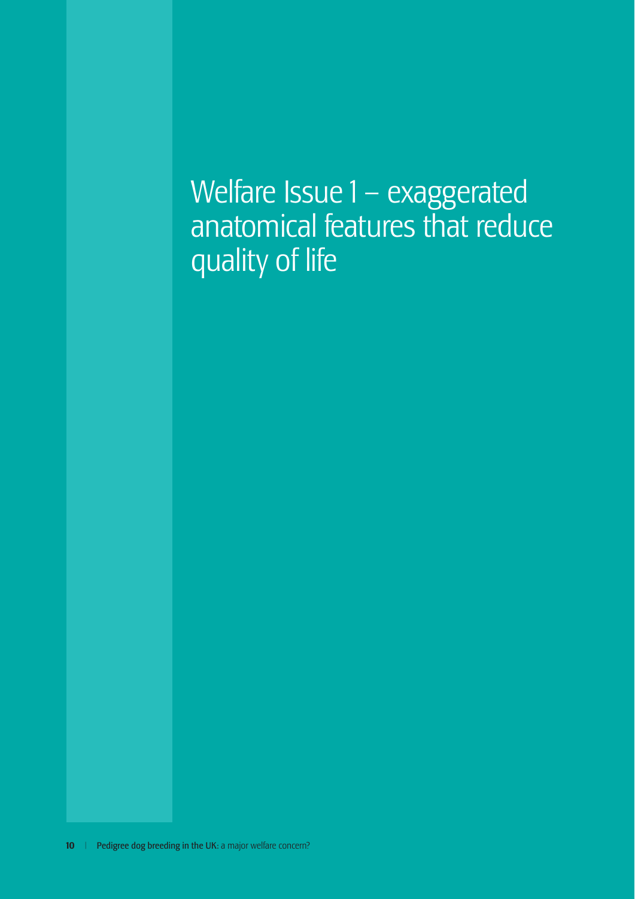# Welfare Issue 1 – exaggerated anatomical features that reduce quality of life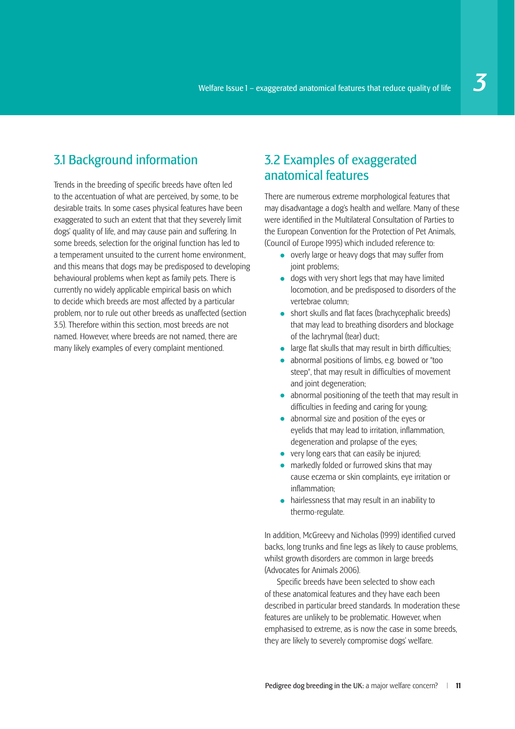## 3.1 Background information

Trends in the breeding of specific breeds have often led to the accentuation of what are perceived, by some, to be desirable traits. In some cases physical features have been exaggerated to such an extent that that they severely limit dogs' quality of life, and may cause pain and suffering. In some breeds, selection for the original function has led to a temperament unsuited to the current home environment, and this means that dogs may be predisposed to developing behavioural problems when kept as family pets. There is currently no widely applicable empirical basis on which to decide which breeds are most affected by a particular problem, nor to rule out other breeds as unaffected (section 3.5). Therefore within this section, most breeds are not named. However, where breeds are not named, there are many likely examples of every complaint mentioned.

## 3.2 Examples of exaggerated anatomical features

There are numerous extreme morphological features that may disadvantage a dog's health and welfare. Many of these were identified in the Multilateral Consultation of Parties to the European Convention for the Protection of Pet Animals, (Council of Europe 1995) which included reference to:

- overly large or heavy dogs that may suffer from joint problems;
- dogs with very short legs that may have limited locomotion, and be predisposed to disorders of the vertebrae column;
- short skulls and flat faces (brachycephalic breeds) that may lead to breathing disorders and blockage of the lachrymal (tear) duct;
- large flat skulls that may result in birth difficulties;
- abnormal positions of limbs, e.g. bowed or "too steep", that may result in difficulties of movement and joint degeneration;
- abnormal positioning of the teeth that may result in difficulties in feeding and caring for young;
- abnormal size and position of the eyes or eyelids that may lead to irritation, inflammation, degeneration and prolapse of the eyes;
- very long ears that can easily be injured;
- markedly folded or furrowed skins that may cause eczema or skin complaints, eye irritation or inflammation;
- hairlessness that may result in an inability to thermo-regulate.

In addition, McGreevy and Nicholas (1999) identified curved backs, long trunks and fine legs as likely to cause problems, whilst growth disorders are common in large breeds (Advocates for Animals 2006).

Specific breeds have been selected to show each of these anatomical features and they have each been described in particular breed standards. In moderation these features are unlikely to be problematic. However, when emphasised to extreme, as is now the case in some breeds, they are likely to severely compromise dogs' welfare.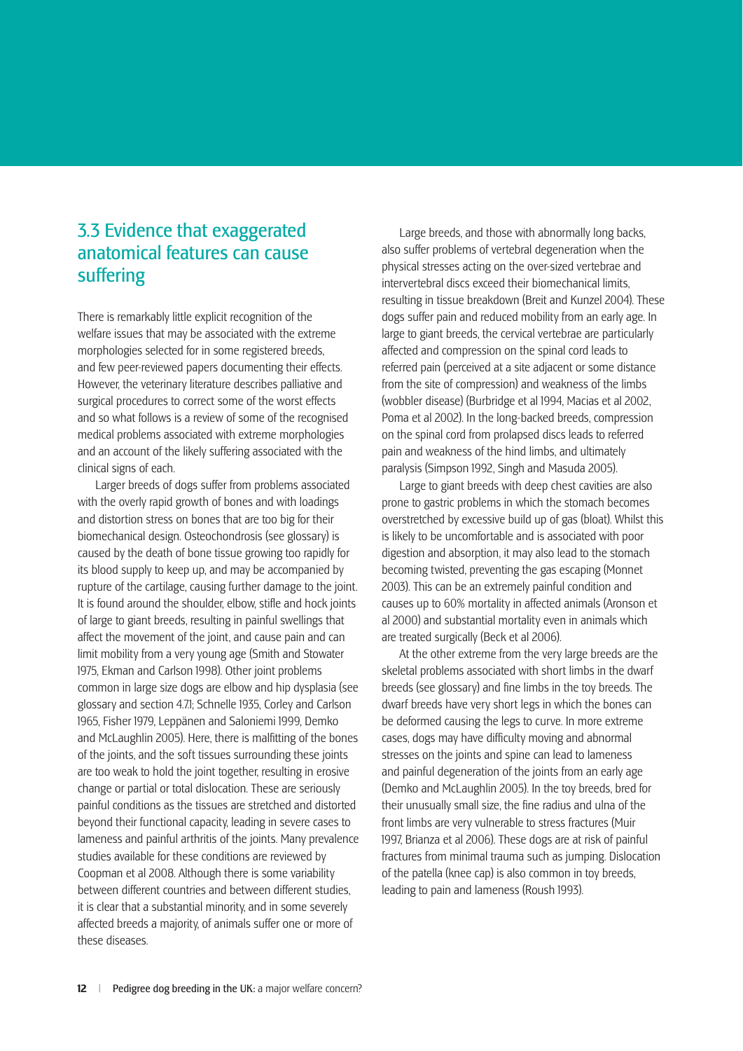## 3.3 Evidence that exaggerated anatomical features can cause suffering

There is remarkably little explicit recognition of the welfare issues that may be associated with the extreme morphologies selected for in some registered breeds, and few peer-reviewed papers documenting their effects. However, the veterinary literature describes palliative and surgical procedures to correct some of the worst effects and so what follows is a review of some of the recognised medical problems associated with extreme morphologies and an account of the likely suffering associated with the clinical signs of each.

Larger breeds of dogs suffer from problems associated with the overly rapid growth of bones and with loadings and distortion stress on bones that are too big for their biomechanical design. Osteochondrosis (see glossary) is caused by the death of bone tissue growing too rapidly for its blood supply to keep up, and may be accompanied by rupture of the cartilage, causing further damage to the joint. It is found around the shoulder, elbow, stifle and hock joints of large to giant breeds, resulting in painful swellings that affect the movement of the joint, and cause pain and can limit mobility from a very young age (Smith and Stowater 1975, Ekman and Carlson 1998). Other joint problems common in large size dogs are elbow and hip dysplasia (see glossary and section 4.7.1; Schnelle 1935, Corley and Carlson 1965, Fisher 1979, Leppänen and Saloniemi 1999, Demko and McLaughlin 2005). Here, there is malfitting of the bones of the joints, and the soft tissues surrounding these joints are too weak to hold the joint together, resulting in erosive change or partial or total dislocation. These are seriously painful conditions as the tissues are stretched and distorted beyond their functional capacity, leading in severe cases to lameness and painful arthritis of the joints. Many prevalence studies available for these conditions are reviewed by Coopman et al 2008. Although there is some variability between different countries and between different studies, it is clear that a substantial minority, and in some severely affected breeds a majority, of animals suffer one or more of these diseases.

Large breeds, and those with abnormally long backs, also suffer problems of vertebral degeneration when the physical stresses acting on the over-sized vertebrae and intervertebral discs exceed their biomechanical limits, resulting in tissue breakdown (Breit and Kunzel 2004). These dogs suffer pain and reduced mobility from an early age. In large to giant breeds, the cervical vertebrae are particularly affected and compression on the spinal cord leads to referred pain (perceived at a site adjacent or some distance from the site of compression) and weakness of the limbs (wobbler disease) (Burbridge et al 1994, Macias et al 2002, Poma et al 2002). In the long-backed breeds, compression on the spinal cord from prolapsed discs leads to referred pain and weakness of the hind limbs, and ultimately paralysis (Simpson 1992, Singh and Masuda 2005).

Large to giant breeds with deep chest cavities are also prone to gastric problems in which the stomach becomes overstretched by excessive build up of gas (bloat). Whilst this is likely to be uncomfortable and is associated with poor digestion and absorption, it may also lead to the stomach becoming twisted, preventing the gas escaping (Monnet 2003). This can be an extremely painful condition and causes up to 60% mortality in affected animals (Aronson et al 2000) and substantial mortality even in animals which are treated surgically (Beck et al 2006).

At the other extreme from the very large breeds are the skeletal problems associated with short limbs in the dwarf breeds (see glossary) and fine limbs in the toy breeds. The dwarf breeds have very short legs in which the bones can be deformed causing the legs to curve. In more extreme cases, dogs may have difficulty moving and abnormal stresses on the joints and spine can lead to lameness and painful degeneration of the joints from an early age (Demko and McLaughlin 2005). In the toy breeds, bred for their unusually small size, the fine radius and ulna of the front limbs are very vulnerable to stress fractures (Muir 1997, Brianza et al 2006). These dogs are at risk of painful fractures from minimal trauma such as jumping. Dislocation of the patella (knee cap) is also common in toy breeds, leading to pain and lameness (Roush 1993).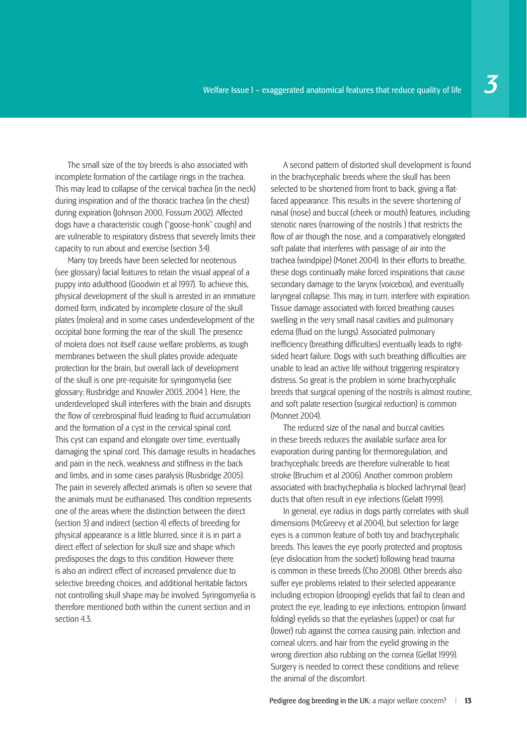The small size of the toy breeds is also associated with incomplete formation of the cartilage rings in the trachea. This may lead to collapse of the cervical trachea (in the neck) during inspiration and of the thoracic trachea (in the chest) during expiration (Johnson 2000, Fossum 2002). Affected dogs have a characteristic cough ("goose-honk" cough) and are vulnerable to respiratory distress that severely limits their capacity to run about and exercise (section 3.4).

Many toy breeds have been selected for neotenous (see glossary) facial features to retain the visual appeal of a puppy into adulthood (Goodwin et al 1997). To achieve this, physical development of the skull is arrested in an immature domed form, indicated by incomplete closure of the skull plates (molera) and in some cases underdevelopment of the occipital bone forming the rear of the skull. The presence of molera does not itself cause welfare problems, as tough membranes between the skull plates provide adequate protection for the brain, but overall lack of development of the skull is one pre-requisite for syringomyelia (see glossary; Rusbridge and Knowler 2003, 2004 ). Here, the underdeveloped skull interferes with the brain and disrupts the flow of cerebrospinal fluid leading to fluid accumulation and the formation of a cyst in the cervical spinal cord. This cyst can expand and elongate over time, eventually damaging the spinal cord. This damage results in headaches and pain in the neck, weakness and stiffness in the back and limbs, and in some cases paralysis (Rusbridge 2005). The pain in severely affected animals is often so severe that the animals must be euthanased. This condition represents one of the areas where the distinction between the direct (section 3) and indirect (section 4) effects of breeding for physical appearance is a little blurred, since it is in part a direct effect of selection for skull size and shape which predisposes the dogs to this condition. However there is also an indirect effect of increased prevalence due to selective breeding choices, and additional heritable factors not controlling skull shape may be involved. Syringomyelia is therefore mentioned both within the current section and in section 4.3.

A second pattern of distorted skull development is found in the brachycephalic breeds where the skull has been selected to be shortened from front to back, giving a flat-faced appearance. This results in the severe shortening of nasal (nose) and buccal (cheek or mouth) features, including stenotic nares (narrowing of the nostrils ) that restricts the flow of air though the nose, and a comparatively elongated soft palate that interferes with passage of air into the trachea (windpipe) (Monet 2004). In their efforts to breathe, these dogs continually make forced inspirations that cause secondary damage to the larynx (voicebox), and eventually laryngeal collapse. This may, in turn, interfere with expiration. Tissue damage associated with forced breathing causes swelling in the very small nasal cavities and pulmonary edema (fluid on the lungs). Associated pulmonary inefficiency (breathing difficulties) eventually leads to right-sided heart failure. Dogs with such breathing difficulties are unable to lead an active life without triggering respiratory distress. So great is the problem in some brachycephalic breeds that surgical opening of the nostrils is almost routine, and soft palate resection (surgical reduction) is common (Monnet 2004).

The reduced size of the nasal and buccal cavities in these breeds reduces the available surface area for evaporation during panting for thermoregulation, and brachycephalic breeds are therefore more vulnerable to heat stroke (Bruchim et al 2006). Another common problem associated with brachychephalia is blocked lachrymal (tear) ducts that often result in eye infections (Gelatt 1999).

In general, eye radius in dogs partly correlates with skull dimensions (McGreevy et al 2004), but selection for large eyes is a common feature of both toy and brachycephalic breeds. This leaves the eye poorly protected and proptosis (eye dislocation from the socket) following head trauma is common in these breeds (Cho 2008). Other breeds also suffer eye problems related to their selected appearance including ectropion (drooping) eyelids that fail to clean and protect the eye, leading to eye infections; entropion (inward folding) eyelids so that the eyelashes (upper) or coat fur (lower) rub against the cornea causing pain, infection and corneal ulcers; and hair from the eyelid growing in the wrong direction also rubbing on the cornea (Gellat 1999). Surgery is needed to correct these conditions and relieve the animal of the discomfort.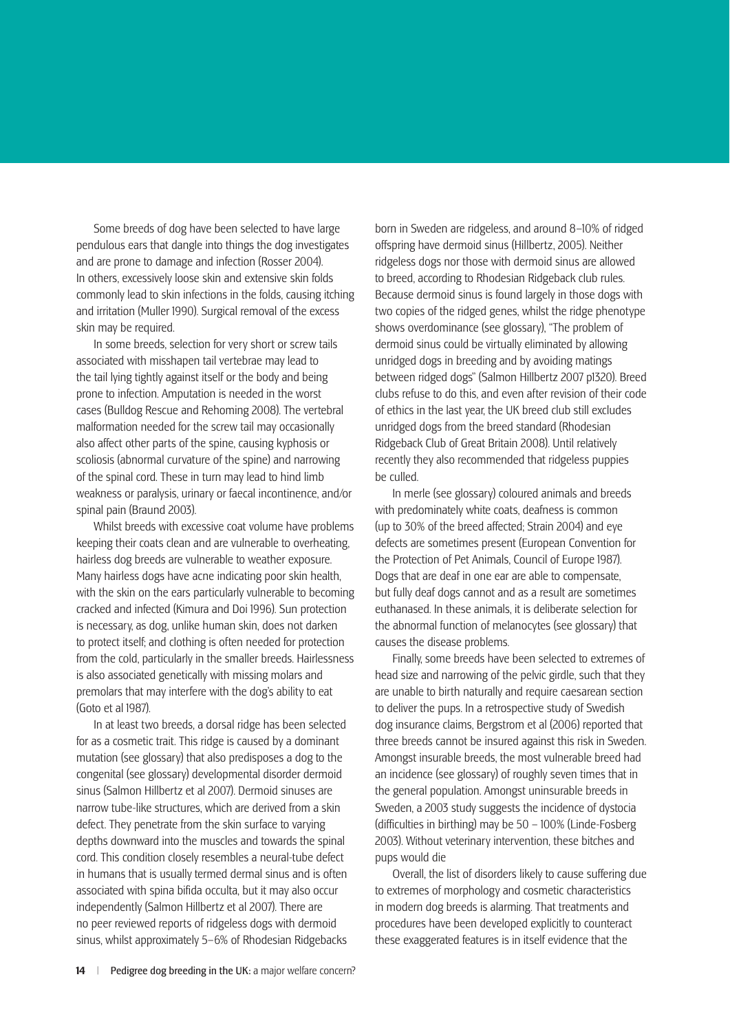Some breeds of dog have been selected to have large pendulous ears that dangle into things the dog investigates and are prone to damage and infection (Rosser 2004). In others, excessively loose skin and extensive skin folds commonly lead to skin infections in the folds, causing itching and irritation (Muller 1990). Surgical removal of the excess skin may be required.

In some breeds, selection for very short or screw tails associated with misshapen tail vertebrae may lead to the tail lying tightly against itself or the body and being prone to infection. Amputation is needed in the worst cases (Bulldog Rescue and Rehoming 2008). The vertebral malformation needed for the screw tail may occasionally also affect other parts of the spine, causing kyphosis or scoliosis (abnormal curvature of the spine) and narrowing of the spinal cord. These in turn may lead to hind limb weakness or paralysis, urinary or faecal incontinence, and/or spinal pain (Braund 2003).

Whilst breeds with excessive coat volume have problems keeping their coats clean and are vulnerable to overheating, hairless dog breeds are vulnerable to weather exposure. Many hairless dogs have acne indicating poor skin health, with the skin on the ears particularly vulnerable to becoming cracked and infected (Kimura and Doi 1996). Sun protection is necessary, as dog, unlike human skin, does not darken to protect itself; and clothing is often needed for protection from the cold, particularly in the smaller breeds. Hairlessness is also associated genetically with missing molars and premolars that may interfere with the dog's ability to eat (Goto et al 1987).

In at least two breeds, a dorsal ridge has been selected for as a cosmetic trait. This ridge is caused by a dominant mutation (see glossary) that also predisposes a dog to the congenital (see glossary) developmental disorder dermoid sinus (Salmon Hillbertz et al 2007). Dermoid sinuses are narrow tube-like structures, which are derived from a skin defect. They penetrate from the skin surface to varying depths downward into the muscles and towards the spinal cord. This condition closely resembles a neural-tube defect in humans that is usually termed dermal sinus and is often associated with spina bifida occulta, but it may also occur independently (Salmon Hillbertz et al 2007). There are no peer reviewed reports of ridgeless dogs with dermoid sinus, whilst approximately 5–6% of Rhodesian Ridgebacks born in Sweden are ridgeless, and around 8–10% of ridged offspring have dermoid sinus (Hillbertz, 2005). Neither ridgeless dogs nor those with dermoid sinus are allowed to breed, according to Rhodesian Ridgeback club rules. Because dermoid sinus is found largely in those dogs with two copies of the ridged genes, whilst the ridge phenotype shows overdominance (see glossary), "The problem of dermoid sinus could be virtually eliminated by allowing unridged dogs in breeding and by avoiding matings between ridged dogs" (Salmon Hillbertz 2007 p1320). Breed clubs refuse to do this, and even after revision of their code of ethics in the last year, the UK breed club still excludes unridged dogs from the breed standard (Rhodesian Ridgeback Club of Great Britain 2008). Until relatively recently they also recommended that ridgeless puppies be culled.

In merle (see glossary) coloured animals and breeds with predominately white coats, deafness is common (up to 30% of the breed affected; Strain 2004) and eye defects are sometimes present (European Convention for the Protection of Pet Animals, Council of Europe 1987). Dogs that are deaf in one ear are able to compensate, but fully deaf dogs cannot and as a result are sometimes euthanased. In these animals, it is deliberate selection for the abnormal function of melanocytes (see glossary) that causes the disease problems.

Finally, some breeds have been selected to extremes of head size and narrowing of the pelvic girdle, such that they are unable to birth naturally and require caesarean section to deliver the pups. In a retrospective study of Swedish dog insurance claims, Bergstrom et al (2006) reported that three breeds cannot be insured against this risk in Sweden. Amongst insurable breeds, the most vulnerable breed had an incidence (see glossary) of roughly seven times that in the general population. Amongst uninsurable breeds in Sweden, a 2003 study suggests the incidence of dystocia (difficulties in birthing) may be 50 – 100% (Linde-Fosberg 2003). Without veterinary intervention, these bitches and pups would die

Overall, the list of disorders likely to cause suffering due to extremes of morphology and cosmetic characteristics in modern dog breeds is alarming. That treatments and procedures have been developed explicitly to counteract these exaggerated features is in itself evidence that the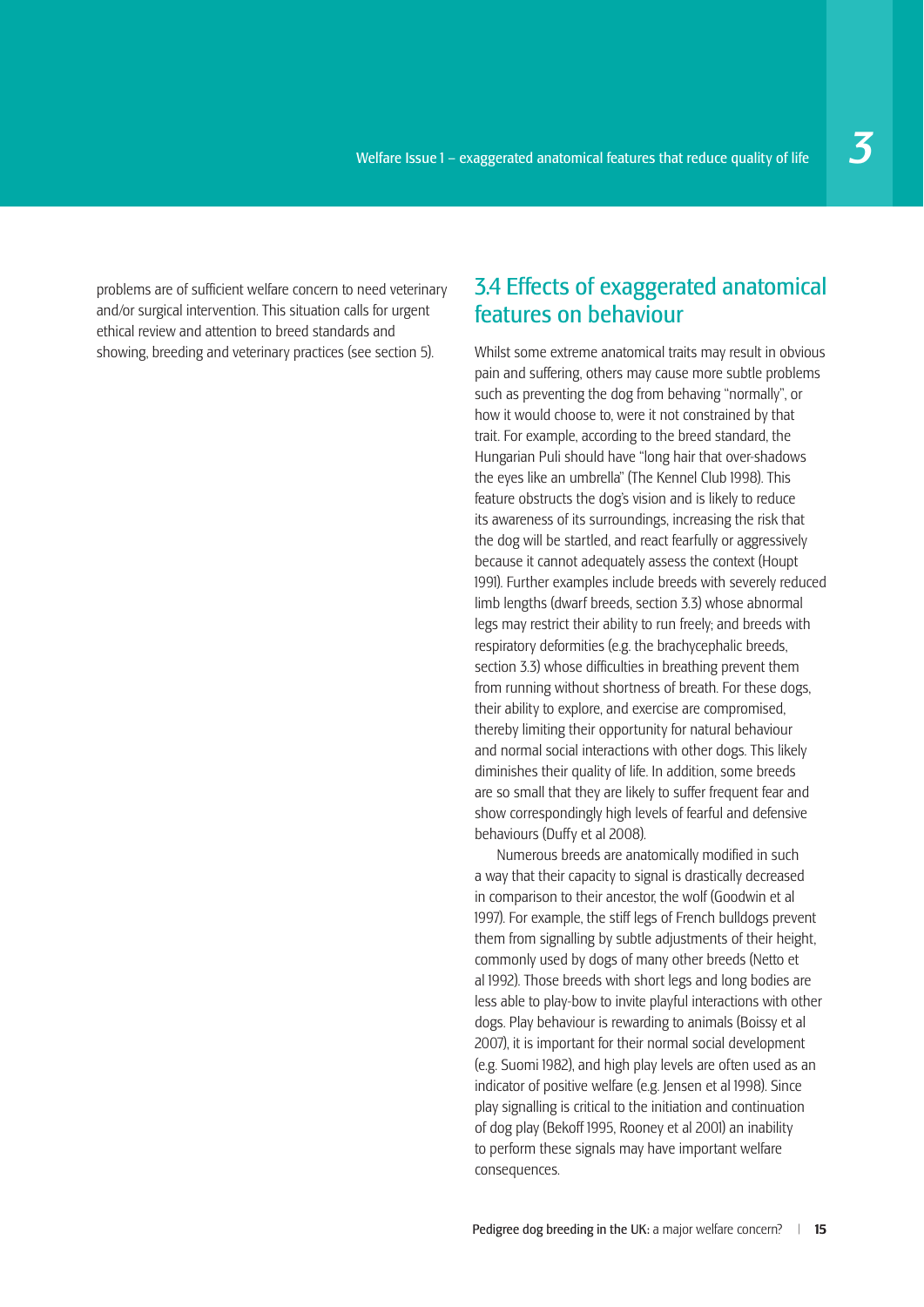problems are of sufficient welfare concern to need veterinary and/or surgical intervention. This situation calls for urgent ethical review and attention to breed standards and showing, breeding and veterinary practices (see section 5).

## 3.4 Effects of exaggerated anatomical features on behaviour

Whilst some extreme anatomical traits may result in obvious pain and suffering, others may cause more subtle problems such as preventing the dog from behaving "normally", or how it would choose to, were it not constrained by that trait. For example, according to the breed standard, the Hungarian Puli should have "long hair that over-shadows the eyes like an umbrella" (The Kennel Club 1998). This feature obstructs the dog's vision and is likely to reduce its awareness of its surroundings, increasing the risk that the dog will be startled, and react fearfully or aggressively because it cannot adequately assess the context (Houpt 1991). Further examples include breeds with severely reduced limb lengths (dwarf breeds, section 3.3) whose abnormal legs may restrict their ability to run freely; and breeds with respiratory deformities (e.g. the brachycephalic breeds, section 3.3) whose difficulties in breathing prevent them from running without shortness of breath. For these dogs, their ability to explore, and exercise are compromised, thereby limiting their opportunity for natural behaviour and normal social interactions with other dogs. This likely diminishes their quality of life. In addition, some breeds are so small that they are likely to suffer frequent fear and show correspondingly high levels of fearful and defensive behaviours (Duffy et al 2008).

Numerous breeds are anatomically modified in such a way that their capacity to signal is drastically decreased in comparison to their ancestor, the wolf (Goodwin et al 1997). For example, the stiff legs of French bulldogs prevent them from signalling by subtle adjustments of their height, commonly used by dogs of many other breeds (Netto et al 1992). Those breeds with short legs and long bodies are less able to play-bow to invite playful interactions with other dogs. Play behaviour is rewarding to animals (Boissy et al 2007), it is important for their normal social development (e.g. Suomi 1982), and high play levels are often used as an indicator of positive welfare (e.g. Jensen et al 1998). Since play signalling is critical to the initiation and continuation of dog play (Bekoff 1995, Rooney et al 2001) an inability to perform these signals may have important welfare consequences.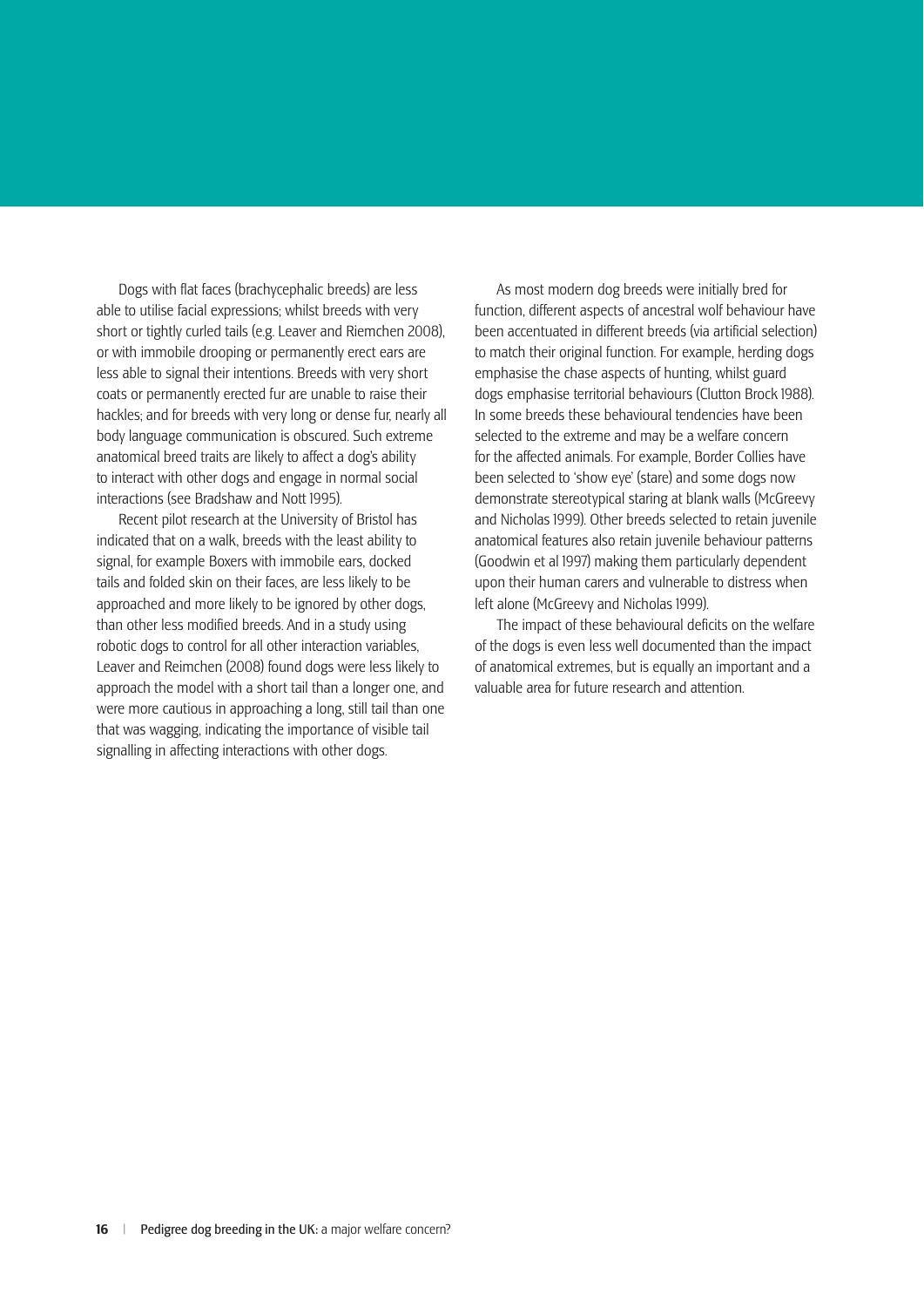Dogs with flat faces (brachycephalic breeds) are less able to utilise facial expressions; whilst breeds with very short or tightly curled tails (e.g. Leaver and Riemchen 2008), or with immobile drooping or permanently erect ears are less able to signal their intentions. Breeds with very short coats or permanently erected fur are unable to raise their hackles; and for breeds with very long or dense fur, nearly all body language communication is obscured. Such extreme anatomical breed traits are likely to affect a dog's ability to interact with other dogs and engage in normal social interactions (see Bradshaw and Nott 1995).

Recent pilot research at the University of Bristol has indicated that on a walk, breeds with the least ability to signal, for example Boxers with immobile ears, docked tails and folded skin on their faces, are less likely to be approached and more likely to be ignored by other dogs, than other less modified breeds. And in a study using robotic dogs to control for all other interaction variables, Leaver and Reimchen (2008) found dogs were less likely to approach the model with a short tail than a longer one, and were more cautious in approaching a long, still tail than one that was wagging, indicating the importance of visible tail signalling in affecting interactions with other dogs.

As most modern dog breeds were initially bred for function, different aspects of ancestral wolf behaviour have been accentuated in different breeds (via artificial selection) to match their original function. For example, herding dogs emphasise the chase aspects of hunting, whilst guard dogs emphasise territorial behaviours (Clutton Brock 1988). In some breeds these behavioural tendencies have been selected to the extreme and may be a welfare concern for the affected animals. For example, Border Collies have been selected to 'show eye' (stare) and some dogs now demonstrate stereotypical staring at blank walls (McGreevy and Nicholas 1999). Other breeds selected to retain juvenile anatomical features also retain juvenile behaviour patterns (Goodwin et al 1997) making them particularly dependent upon their human carers and vulnerable to distress when left alone (McGreevy and Nicholas 1999).

The impact of these behavioural deficits on the welfare of the dogs is even less well documented than the impact of anatomical extremes, but is equally an important and a valuable area for future research and attention.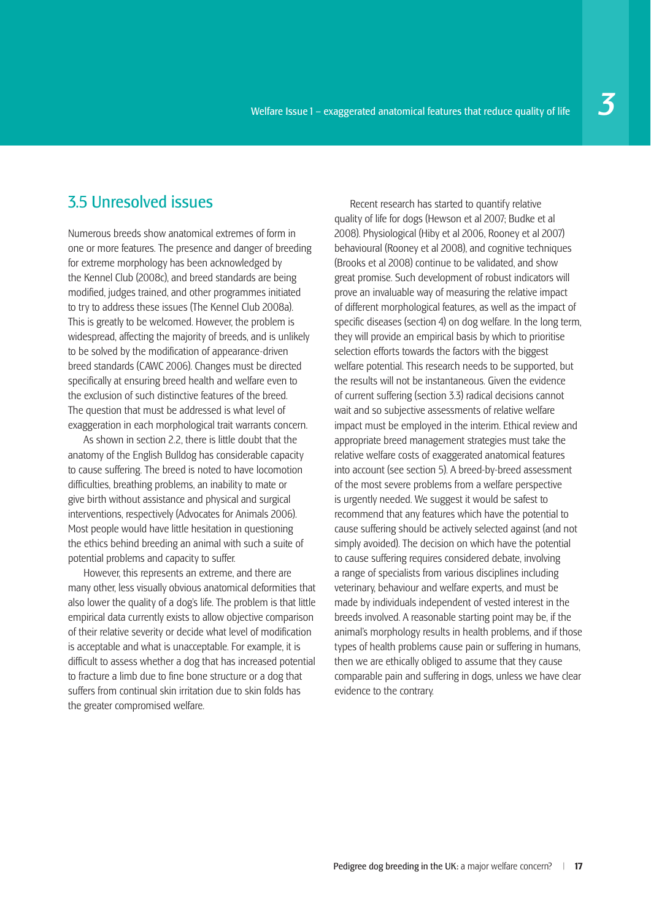## 3.5 Unresolved issues

Numerous breeds show anatomical extremes of form in one or more features. The presence and danger of breeding for extreme morphology has been acknowledged by the Kennel Club (2008c), and breed standards are being modified, judges trained, and other programmes initiated to try to address these issues (The Kennel Club 2008a). This is greatly to be welcomed. However, the problem is widespread, affecting the majority of breeds, and is unlikely to be solved by the modification of appearance-driven breed standards (CAWC 2006). Changes must be directed specifically at ensuring breed health and welfare even to the exclusion of such distinctive features of the breed. The question that must be addressed is what level of exaggeration in each morphological trait warrants concern.

As shown in section 2.2, there is little doubt that the anatomy of the English Bulldog has considerable capacity to cause suffering. The breed is noted to have locomotion difficulties, breathing problems, an inability to mate or give birth without assistance and physical and surgical interventions, respectively (Advocates for Animals 2006). Most people would have little hesitation in questioning the ethics behind breeding an animal with such a suite of potential problems and capacity to suffer.

However, this represents an extreme, and there are many other, less visually obvious anatomical deformities that also lower the quality of a dog's life. The problem is that little empirical data currently exists to allow objective comparison of their relative severity or decide what level of modification is acceptable and what is unacceptable. For example, it is difficult to assess whether a dog that has increased potential to fracture a limb due to fine bone structure or a dog that suffers from continual skin irritation due to skin folds has the greater compromised welfare.

Recent research has started to quantify relative quality of life for dogs (Hewson et al 2007; Budke et al 2008). Physiological (Hiby et al 2006, Rooney et al 2007) behavioural (Rooney et al 2008), and cognitive techniques (Brooks et al 2008) continue to be validated, and show great promise. Such development of robust indicators will prove an invaluable way of measuring the relative impact of different morphological features, as well as the impact of specific diseases (section 4) on dog welfare. In the long term, they will provide an empirical basis by which to prioritise selection efforts towards the factors with the biggest welfare potential. This research needs to be supported, but the results will not be instantaneous. Given the evidence of current suffering (section 3.3) radical decisions cannot wait and so subjective assessments of relative welfare impact must be employed in the interim. Ethical review and appropriate breed management strategies must take the relative welfare costs of exaggerated anatomical features into account (see section 5). A breed-by-breed assessment of the most severe problems from a welfare perspective is urgently needed. We suggest it would be safest to recommend that any features which have the potential to cause suffering should be actively selected against (and not simply avoided). The decision on which have the potential to cause suffering requires considered debate, involving a range of specialists from various disciplines including veterinary, behaviour and welfare experts, and must be made by individuals independent of vested interest in the breeds involved. A reasonable starting point may be, if the animal's morphology results in health problems, and if those types of health problems cause pain or suffering in humans, then we are ethically obliged to assume that they cause comparable pain and suffering in dogs, unless we have clear evidence to the contrary.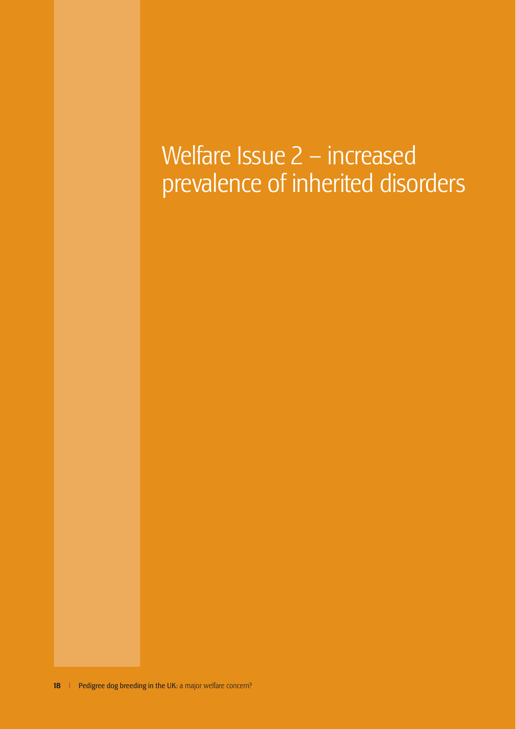# Welfare Issue 2 – increased prevalence of inherited disorders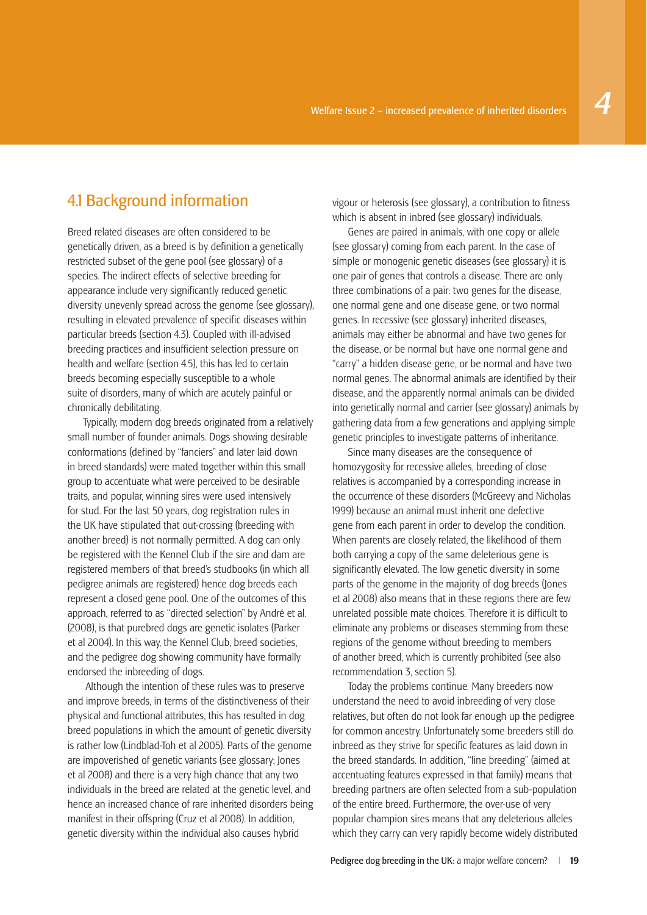## 4.1 Background information

Breed related diseases are often considered to be genetically driven, as a breed is by definition a genetically restricted subset of the gene pool (see glossary) of a species. The indirect effects of selective breeding for appearance include very significantly reduced genetic diversity unevenly spread across the genome (see glossary), resulting in elevated prevalence of specific diseases within particular breeds (section 4.3). Coupled with ill-advised breeding practices and insufficient selection pressure on health and welfare (section 4.5), this has led to certain breeds becoming especially susceptible to a whole suite of disorders, many of which are acutely painful or chronically debilitating.

Typically, modern dog breeds originated from a relatively small number of founder animals. Dogs showing desirable conformations (defined by "fanciers" and later laid down in breed standards) were mated together within this small group to accentuate what were perceived to be desirable traits, and popular, winning sires were used intensively for stud. For the last 50 years, dog registration rules in the UK have stipulated that out-crossing (breeding with another breed) is not normally permitted. A dog can only be registered with the Kennel Club if the sire and dam are registered members of that breed's studbooks (in which all pedigree animals are registered) hence dog breeds each represent a closed gene pool. One of the outcomes of this approach, referred to as "directed selection" by André et al. (2008), is that purebred dogs are genetic isolates (Parker et al 2004). In this way, the Kennel Club, breed societies, and the pedigree dog showing community have formally endorsed the inbreeding of dogs.

Although the intention of these rules was to preserve and improve breeds, in terms of the distinctiveness of their physical and functional attributes, this has resulted in dog breed populations in which the amount of genetic diversity is rather low (Lindblad-Toh et al 2005). Parts of the genome are impoverished of genetic variants (see glossary; Jones et al 2008) and there is a very high chance that any two individuals in the breed are related at the genetic level, and hence an increased chance of rare inherited disorders being manifest in their offspring (Cruz et al 2008). In addition, genetic diversity within the individual also causes hybrid vigour or heterosis (see glossary), a contribution to fitness which is absent in inbred (see glossary) individuals.

Genes are paired in animals, with one copy or allele (see glossary) coming from each parent. In the case of simple or monogenic genetic diseases (see glossary) it is one pair of genes that controls a disease. There are only three combinations of a pair: two genes for the disease, one normal gene and one disease gene, or two normal genes. In recessive (see glossary) inherited diseases, animals may either be abnormal and have two genes for the disease, or be normal but have one normal gene and "carry" a hidden disease gene, or be normal and have two normal genes. The abnormal animals are identified by their disease, and the apparently normal animals can be divided into genetically normal and carrier (see glossary) animals by gathering data from a few generations and applying simple genetic principles to investigate patterns of inheritance.

Since many diseases are the consequence of homozygosity for recessive alleles, breeding of close relatives is accompanied by a corresponding increase in the occurrence of these disorders (McGreevy and Nicholas 1999) because an animal must inherit one defective gene from each parent in order to develop the condition. When parents are closely related, the likelihood of them both carrying a copy of the same deleterious gene is significantly elevated. The low genetic diversity in some parts of the genome in the majority of dog breeds (Jones et al 2008) also means that in these regions there are few unrelated possible mate choices. Therefore it is difficult to eliminate any problems or diseases stemming from these regions of the genome without breeding to members of another breed, which is currently prohibited (see also recommendation 3, section 5).

Today the problems continue. Many breeders now understand the need to avoid inbreeding of very close relatives, but often do not look far enough up the pedigree for common ancestry. Unfortunately some breeders still do inbreed as they strive for specific features as laid down in the breed standards. In addition, "line breeding" (aimed at accentuating features expressed in that family) means that breeding partners are often selected from a sub-population of the entire breed. Furthermore, the over-use of very popular champion sires means that any deleterious alleles which they carry can very rapidly become widely distributed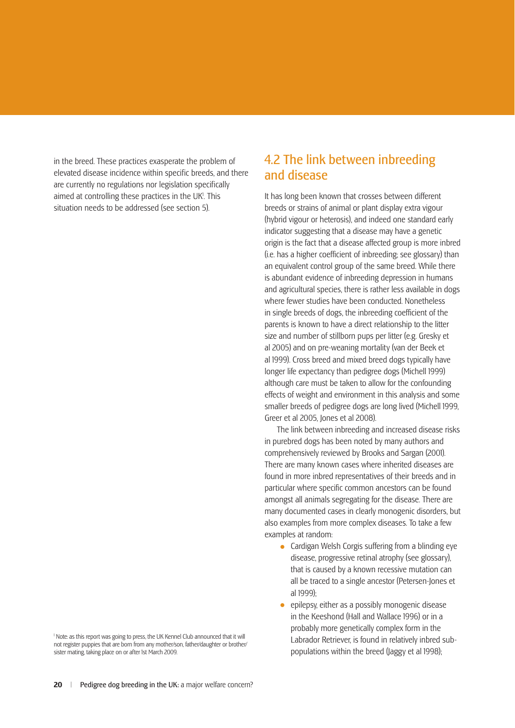in the breed. These practices exasperate the problem of elevated disease incidence within specific breeds, and there are currently no regulations nor legislation specifically aimed at controlling these practices in the UK[1]. This situation needs to be addressed (see section 5).

[1] Note: as this report was going to press, the UK Kennel Club announced that it will not register puppies that are born from any mother/son, father/daughter or brother/sister mating, taking place on or after 1st March 2009.

## 4.2 The link between inbreeding and disease

It has long been known that crosses between different breeds or strains of animal or plant display extra vigour (hybrid vigour or heterosis), and indeed one standard early indicator suggesting that a disease may have a genetic origin is the fact that a disease affected group is more inbred (i.e. has a higher coefficient of inbreeding; see glossary) than an equivalent control group of the same breed. While there is abundant evidence of inbreeding depression in humans and agricultural species, there is rather less available in dogs where fewer studies have been conducted. Nonetheless in single breeds of dogs, the inbreeding coefficient of the parents is known to have a direct relationship to the litter size and number of stillborn pups per litter (e.g. Gresky et al 2005) and on pre-weaning mortality (van der Beek et al 1999). Cross breed and mixed breed dogs typically have longer life expectancy than pedigree dogs (Michell 1999) although care must be taken to allow for the confounding effects of weight and environment in this analysis and some smaller breeds of pedigree dogs are long lived (Michell 1999, Greer et al 2005, Jones et al 2008).

The link between inbreeding and increased disease risks in purebred dogs has been noted by many authors and comprehensively reviewed by Brooks and Sargan (2001). There are many known cases where inherited diseases are found in more inbred representatives of their breeds and in particular where specific common ancestors can be found amongst all animals segregating for the disease. There are many documented cases in clearly monogenic disorders, but also examples from more complex diseases. To take a few examples at random:

- Cardigan Welsh Corgis suffering from a blinding eye disease, progressive retinal atrophy (see glossary), that is caused by a known recessive mutation can all be traced to a single ancestor (Petersen-Jones et al 1999);
- epilepsy, either as a possibly monogenic disease in the Keeshond (Hall and Wallace 1996) or in a probably more genetically complex form in the Labrador Retriever, is found in relatively inbred sub-populations within the breed (Jaggy et al 1998);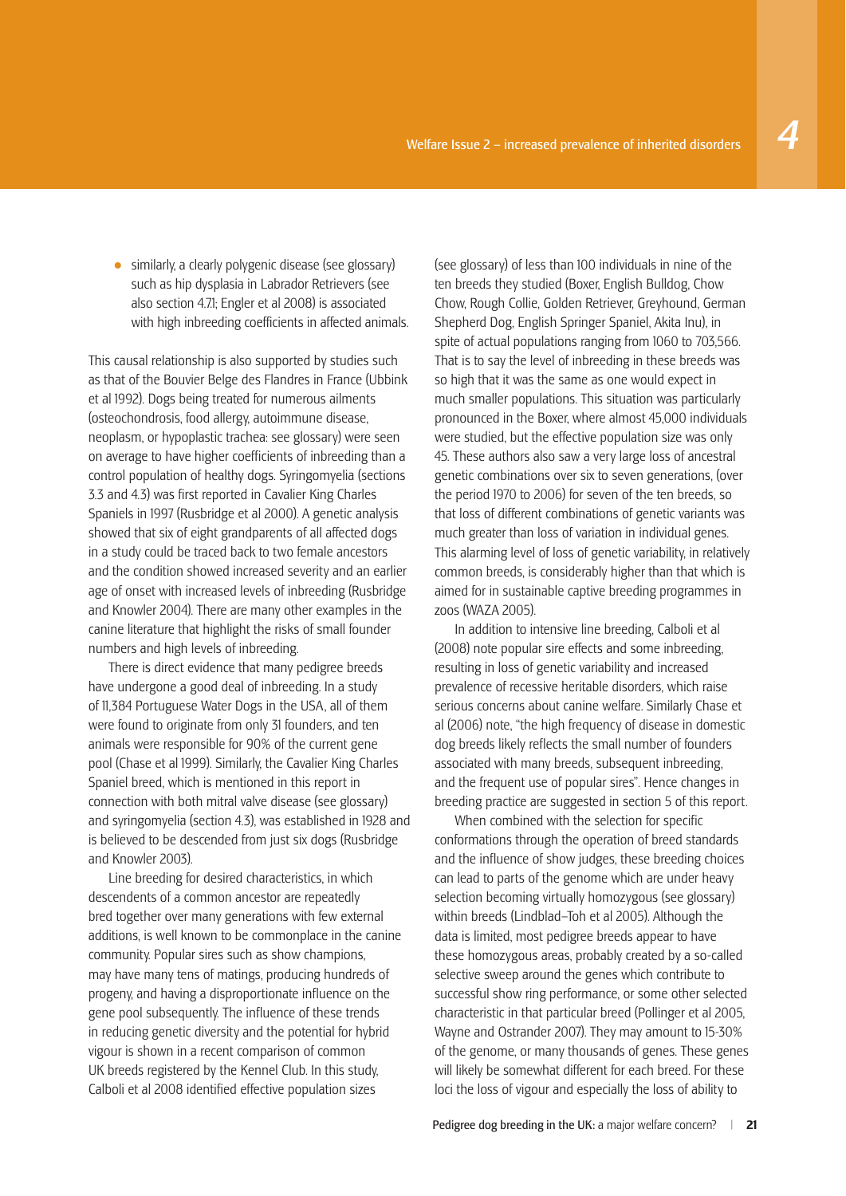- similarly, a clearly polygenic disease (see glossary) such as hip dysplasia in Labrador Retrievers (see also section 4.7.1; Engler et al 2008) is associated with high inbreeding coefficients in affected animals.

This causal relationship is also supported by studies such as that of the Bouvier Belge des Flandres in France (Ubbink et al 1992). Dogs being treated for numerous ailments (osteochondrosis, food allergy, autoimmune disease, neoplasm, or hypoplastic trachea: see glossary) were seen on average to have higher coefficients of inbreeding than a control population of healthy dogs. Syringomyelia (sections 3.3 and 4.3) was first reported in Cavalier King Charles Spaniels in 1997 (Rusbridge et al 2000). A genetic analysis showed that six of eight grandparents of all affected dogs in a study could be traced back to two female ancestors and the condition showed increased severity and an earlier age of onset with increased levels of inbreeding (Rusbridge and Knowler 2004). There are many other examples in the canine literature that highlight the risks of small founder numbers and high levels of inbreeding.

There is direct evidence that many pedigree breeds have undergone a good deal of inbreeding. In a study of 11,384 Portuguese Water Dogs in the USA, all of them were found to originate from only 31 founders, and ten animals were responsible for 90% of the current gene pool (Chase et al 1999). Similarly, the Cavalier King Charles Spaniel breed, which is mentioned in this report in connection with both mitral valve disease (see glossary) and syringomyelia (section 4.3), was established in 1928 and is believed to be descended from just six dogs (Rusbridge and Knowler 2003).

Line breeding for desired characteristics, in which descendents of a common ancestor are repeatedly bred together over many generations with few external additions, is well known to be commonplace in the canine community. Popular sires such as show champions, may have many tens of matings, producing hundreds of progeny, and having a disproportionate influence on the gene pool subsequently. The influence of these trends in reducing genetic diversity and the potential for hybrid vigour is shown in a recent comparison of common UK breeds registered by the Kennel Club. In this study, Calboli et al 2008 identified effective population sizes (see glossary) of less than 100 individuals in nine of the ten breeds they studied (Boxer, English Bulldog, Chow Chow, Rough Collie, Golden Retriever, Greyhound, German Shepherd Dog, English Springer Spaniel, Akita Inu), in spite of actual populations ranging from 1060 to 703,566. That is to say the level of inbreeding in these breeds was so high that it was the same as one would expect in much smaller populations. This situation was particularly pronounced in the Boxer, where almost 45,000 individuals were studied, but the effective population size was only 45. These authors also saw a very large loss of ancestral genetic combinations over six to seven generations, (over the period 1970 to 2006) for seven of the ten breeds, so that loss of different combinations of genetic variants was much greater than loss of variation in individual genes. This alarming level of loss of genetic variability, in relatively common breeds, is considerably higher than that which is aimed for in sustainable captive breeding programmes in zoos (WAZA 2005).

In addition to intensive line breeding, Calboli et al (2008) note popular sire effects and some inbreeding, resulting in loss of genetic variability and increased prevalence of recessive heritable disorders, which raise serious concerns about canine welfare. Similarly Chase et al (2006) note, "the high frequency of disease in domestic dog breeds likely reflects the small number of founders associated with many breeds, subsequent inbreeding, and the frequent use of popular sires". Hence changes in breeding practice are suggested in section 5 of this report.

When combined with the selection for specific conformations through the operation of breed standards and the influence of show judges, these breeding choices can lead to parts of the genome which are under heavy selection becoming virtually homozygous (see glossary) within breeds (Lindblad–Toh et al 2005). Although the data is limited, most pedigree breeds appear to have these homozygous areas, probably created by a so-called selective sweep around the genes which contribute to successful show ring performance, or some other selected characteristic in that particular breed (Pollinger et al 2005, Wayne and Ostrander 2007). They may amount to 15-30% of the genome, or many thousands of genes. These genes will likely be somewhat different for each breed. For these loci the loss of vigour and especially the loss of ability to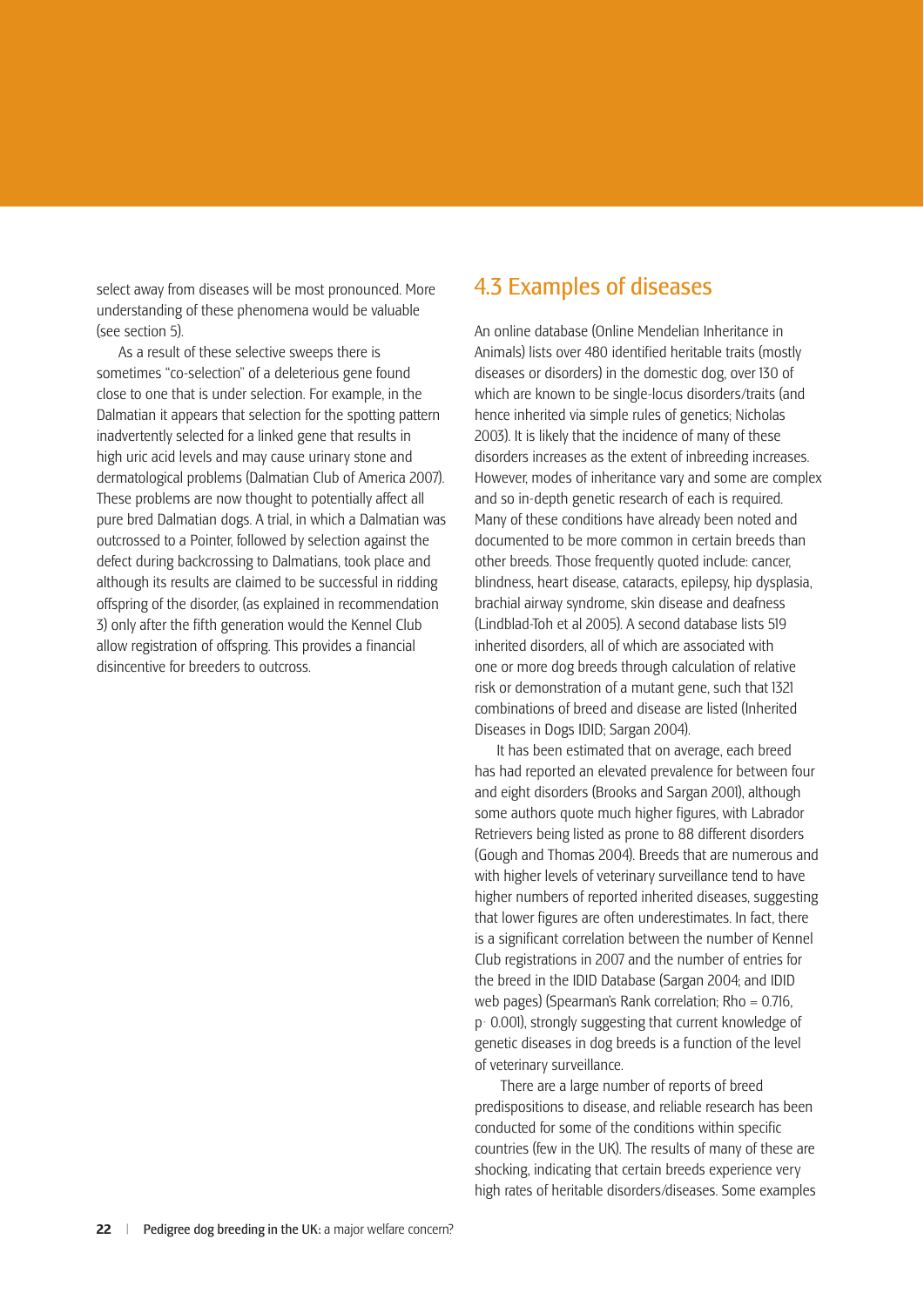select away from diseases will be most pronounced. More understanding of these phenomena would be valuable (see section 5).

As a result of these selective sweeps there is sometimes "co-selection" of a deleterious gene found close to one that is under selection. For example, in the Dalmatian it appears that selection for the spotting pattern inadvertently selected for a linked gene that results in high uric acid levels and may cause urinary stone and dermatological problems (Dalmatian Club of America 2007). These problems are now thought to potentially affect all pure bred Dalmatian dogs. A trial, in which a Dalmatian was outcrossed to a Pointer, followed by selection against the defect during backcrossing to Dalmatians, took place and although its results are claimed to be successful in ridding offspring of the disorder, (as explained in recommendation 3) only after the fifth generation would the Kennel Club allow registration of offspring. This provides a financial disincentive for breeders to outcross.

## 4.3 Examples of diseases

An online database (Online Mendelian Inheritance in Animals) lists over 480 identified heritable traits (mostly diseases or disorders) in the domestic dog, over 130 of which are known to be single-locus disorders/traits (and hence inherited via simple rules of genetics; Nicholas 2003). It is likely that the incidence of many of these disorders increases as the extent of inbreeding increases. However, modes of inheritance vary and some are complex and so in-depth genetic research of each is required. Many of these conditions have already been noted and documented to be more common in certain breeds than other breeds. Those frequently quoted include: cancer, blindness, heart disease, cataracts, epilepsy, hip dysplasia, brachial airway syndrome, skin disease and deafness (Lindblad-Toh et al 2005). A second database lists 519 inherited disorders, all of which are associated with one or more dog breeds through calculation of relative risk or demonstration of a mutant gene, such that 1321 combinations of breed and disease are listed (Inherited Diseases in Dogs IDID; Sargan 2004).

It has been estimated that on average, each breed has had reported an elevated prevalence for between four and eight disorders (Brooks and Sargan 2001), although some authors quote much higher figures, with Labrador Retrievers being listed as prone to 88 different disorders (Gough and Thomas 2004). Breeds that are numerous and with higher levels of veterinary surveillance tend to have higher numbers of reported inherited diseases, suggesting that lower figures are often underestimates. In fact, there is a significant correlation between the number of Kennel Club registrations in 2007 and the number of entries for the breed in the IDID Database (Sargan 2004; and IDID web pages) (Spearman's Rank correlation; Rho = 0.716, $p < 0.001$), strongly suggesting that current knowledge of genetic diseases in dog breeds is a function of the level of veterinary surveillance.

There are a large number of reports of breed predispositions to disease, and reliable research has been conducted for some of the conditions within specific countries (few in the UK). The results of many of these are shocking, indicating that certain breeds experience very high rates of heritable disorders/diseases. Some examples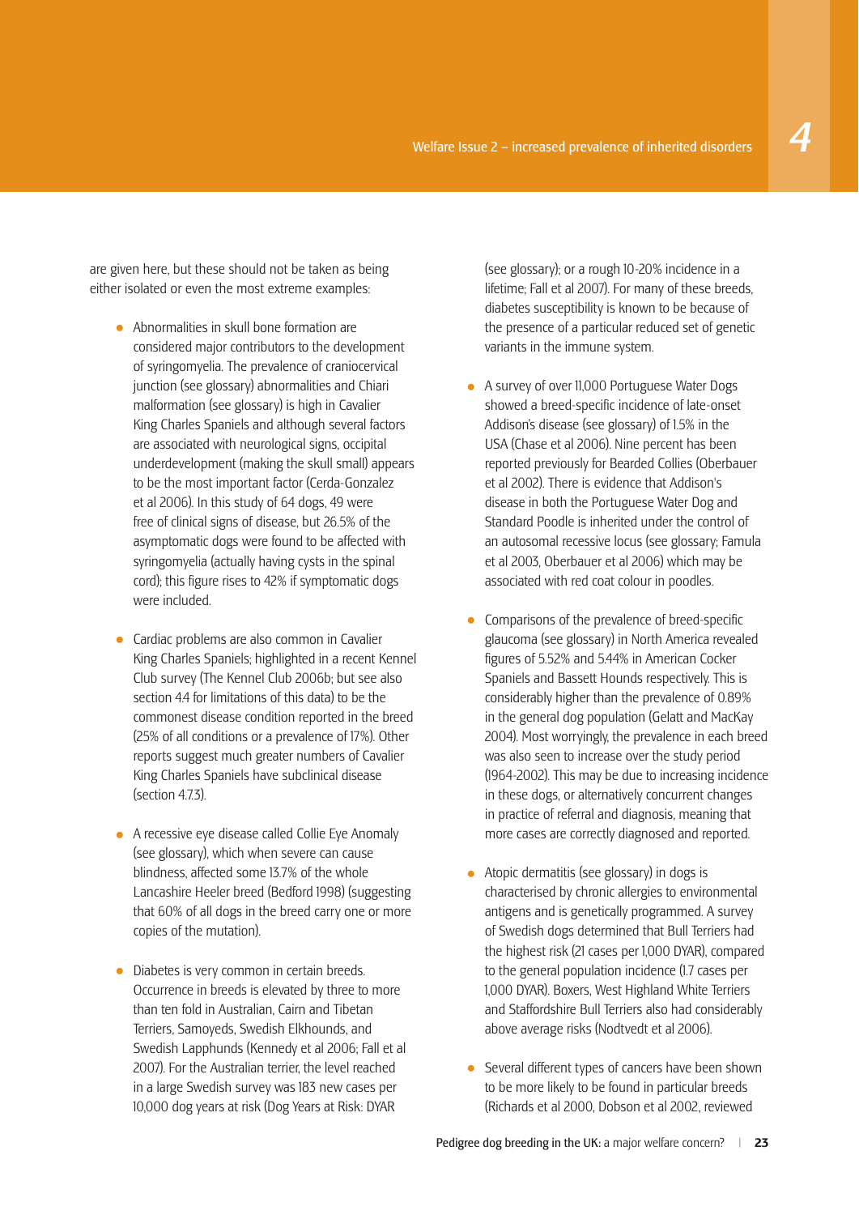are given here, but these should not be taken as being either isolated or even the most extreme examples:

- Abnormalities in skull bone formation are considered major contributors to the development of syringomyelia. The prevalence of craniocervical junction (see glossary) abnormalities and Chiari malformation (see glossary) is high in Cavalier King Charles Spaniels and although several factors are associated with neurological signs, occipital underdevelopment (making the skull small) appears to be the most important factor (Cerda-Gonzalez et al 2006). In this study of 64 dogs, 49 were free of clinical signs of disease, but 26.5% of the asymptomatic dogs were found to be affected with syringomyelia (actually having cysts in the spinal cord); this figure rises to 42% if symptomatic dogs were included.

- Cardiac problems are also common in Cavalier King Charles Spaniels; highlighted in a recent Kennel Club survey (The Kennel Club 2006b; but see also section 4.4 for limitations of this data) to be the commonest disease condition reported in the breed (25% of all conditions or a prevalence of 17%). Other reports suggest much greater numbers of Cavalier King Charles Spaniels have subclinical disease (section 4.7.3).

- A recessive eye disease called Collie Eye Anomaly (see glossary), which when severe can cause blindness, affected some 13.7% of the whole Lancashire Heeler breed (Bedford 1998) (suggesting that 60% of all dogs in the breed carry one or more copies of the mutation).

- Diabetes is very common in certain breeds. Occurrence in breeds is elevated by three to more than ten fold in Australian, Cairn and Tibetan Terriers, Samoyeds, Swedish Elkhounds, and Swedish Lapphunds (Kennedy et al 2006; Fall et al 2007). For the Australian terrier, the level reached in a large Swedish survey was 183 new cases per 10,000 dog years at risk (Dog Years at Risk: DYAR (see glossary); or a rough 10-20% incidence in a lifetime; Fall et al 2007). For many of these breeds, diabetes susceptibility is known to be because of the presence of a particular reduced set of genetic variants in the immune system.

- A survey of over 11,000 Portuguese Water Dogs showed a breed-specific incidence of late-onset Addison's disease (see glossary) of 1.5% in the USA (Chase et al 2006). Nine percent has been reported previously for Bearded Collies (Oberbauer et al 2002). There is evidence that Addison's disease in both the Portuguese Water Dog and Standard Poodle is inherited under the control of an autosomal recessive locus (see glossary; Famula et al 2003, Oberbauer et al 2006) which may be associated with red coat colour in poodles.

- Comparisons of the prevalence of breed-specific glaucoma (see glossary) in North America revealed figures of 5.52% and 5.44% in American Cocker Spaniels and Bassett Hounds respectively. This is considerably higher than the prevalence of 0.89% in the general dog population (Gelatt and MacKay 2004). Most worryingly, the prevalence in each breed was also seen to increase over the study period (1964-2002). This may be due to increasing incidence in these dogs, or alternatively concurrent changes in practice of referral and diagnosis, meaning that more cases are correctly diagnosed and reported.

- Atopic dermatitis (see glossary) in dogs is characterised by chronic allergies to environmental antigens and is genetically programmed. A survey of Swedish dogs determined that Bull Terriers had the highest risk (21 cases per 1,000 DYAR), compared to the general population incidence (1.7 cases per 1,000 DYAR). Boxers, West Highland White Terriers and Staffordshire Bull Terriers also had considerably above average risks (Nodtvedt et al 2006).

- Several different types of cancers have been shown to be more likely to be found in particular breeds (Richards et al 2000, Dobson et al 2002, reviewed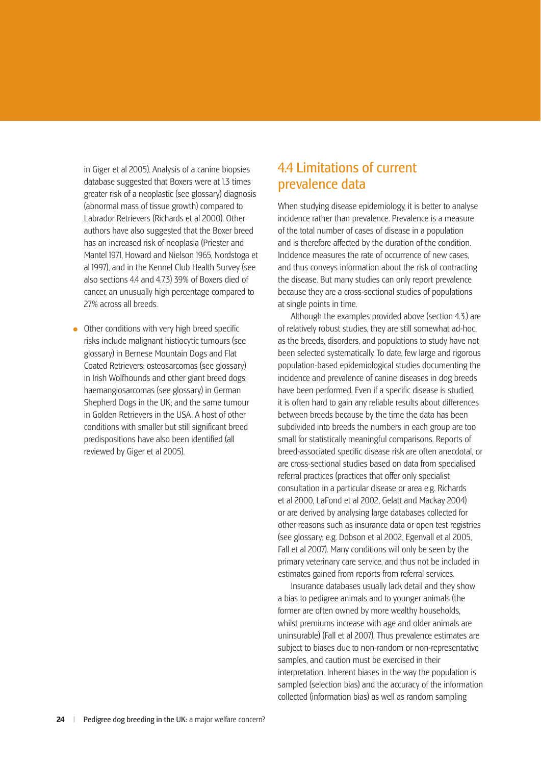in Giger et al 2005). Analysis of a canine biopsies database suggested that Boxers were at 1.3 times greater risk of a neoplastic (see glossary) diagnosis (abnormal mass of tissue growth) compared to Labrador Retrievers (Richards et al 2000). Other authors have also suggested that the Boxer breed has an increased risk of neoplasia (Priester and Mantel 1971, Howard and Nielson 1965, Nordstoga et al 1997), and in the Kennel Club Health Survey (see also sections 4.4 and 4.7.3) 39% of Boxers died of cancer, an unusually high percentage compared to 27% across all breeds.

- Other conditions with very high breed specific risks include malignant histiocytic tumours (see glossary) in Bernese Mountain Dogs and Flat Coated Retrievers; osteosarcomas (see glossary) in Irish Wolfhounds and other giant breed dogs; haemangiosarcomas (see glossary) in German Shepherd Dogs in the UK; and the same tumour in Golden Retrievers in the USA. A host of other conditions with smaller but still significant breed predispositions have also been identified (all reviewed by Giger et al 2005).

## 4.4 Limitations of current prevalence data

When studying disease epidemiology, it is better to analyse incidence rather than prevalence. Prevalence is a measure of the total number of cases of disease in a population and is therefore affected by the duration of the condition. Incidence measures the rate of occurrence of new cases, and thus conveys information about the risk of contracting the disease. But many studies can only report prevalence because they are a cross-sectional studies of populations at single points in time.

Although the examples provided above (section 4.3.) are of relatively robust studies, they are still somewhat ad-hoc, as the breeds, disorders, and populations to study have not been selected systematically. To date, few large and rigorous population-based epidemiological studies documenting the incidence and prevalence of canine diseases in dog breeds have been performed. Even if a specific disease is studied, it is often hard to gain any reliable results about differences between breeds because by the time the data has been subdivided into breeds the numbers in each group are too small for statistically meaningful comparisons. Reports of breed-associated specific disease risk are often anecdotal, or are cross-sectional studies based on data from specialised referral practices (practices that offer only specialist consultation in a particular disease or area e.g. Richards et al 2000, LaFond et al 2002, Gelatt and Mackay 2004) or are derived by analysing large databases collected for other reasons such as insurance data or open test registries (see glossary; e.g. Dobson et al 2002, Egenvall et al 2005, Fall et al 2007). Many conditions will only be seen by the primary veterinary care service, and thus not be included in estimates gained from reports from referral services.

Insurance databases usually lack detail and they show a bias to pedigree animals and to younger animals (the former are often owned by more wealthy households, whilst premiums increase with age and older animals are uninsurable) (Fall et al 2007). Thus prevalence estimates are subject to biases due to non-random or non-representative samples, and caution must be exercised in their interpretation. Inherent biases in the way the population is sampled (selection bias) and the accuracy of the information collected (information bias) as well as random sampling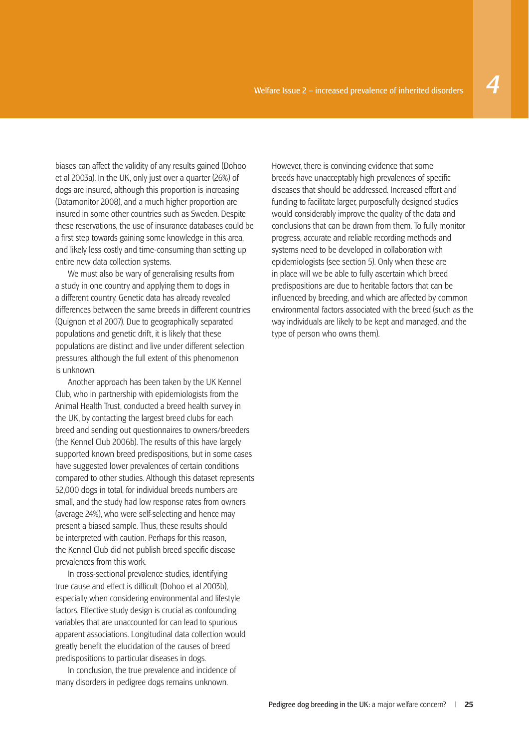biases can affect the validity of any results gained (Dohoo et al 2003a). In the UK, only just over a quarter (26%) of dogs are insured, although this proportion is increasing (Datamonitor 2008), and a much higher proportion are insured in some other countries such as Sweden. Despite these reservations, the use of insurance databases could be a first step towards gaining some knowledge in this area, and likely less costly and time-consuming than setting up entire new data collection systems.

We must also be wary of generalising results from a study in one country and applying them to dogs in a different country. Genetic data has already revealed differences between the same breeds in different countries (Quignon et al 2007). Due to geographically separated populations and genetic drift, it is likely that these populations are distinct and live under different selection pressures, although the full extent of this phenomenon is unknown.

Another approach has been taken by the UK Kennel Club, who in partnership with epidemiologists from the Animal Health Trust, conducted a breed health survey in the UK, by contacting the largest breed clubs for each breed and sending out questionnaires to owners/breeders (the Kennel Club 2006b). The results of this have largely supported known breed predispositions, but in some cases have suggested lower prevalences of certain conditions compared to other studies. Although this dataset represents 52,000 dogs in total, for individual breeds numbers are small, and the study had low response rates from owners (average 24%), who were self-selecting and hence may present a biased sample. Thus, these results should be interpreted with caution. Perhaps for this reason, the Kennel Club did not publish breed specific disease prevalences from this work.

In cross-sectional prevalence studies, identifying true cause and effect is difficult (Dohoo et al 2003b), especially when considering environmental and lifestyle factors. Effective study design is crucial as confounding variables that are unaccounted for can lead to spurious apparent associations. Longitudinal data collection would greatly benefit the elucidation of the causes of breed predispositions to particular diseases in dogs.

In conclusion, the true prevalence and incidence of many disorders in pedigree dogs remains unknown. However, there is convincing evidence that some breeds have unacceptably high prevalences of specific diseases that should be addressed. Increased effort and funding to facilitate larger, purposefully designed studies would considerably improve the quality of the data and conclusions that can be drawn from them. To fully monitor progress, accurate and reliable recording methods and systems need to be developed in collaboration with epidemiologists (see section 5). Only when these are in place will we be able to fully ascertain which breed predispositions are due to heritable factors that can be influenced by breeding, and which are affected by common environmental factors associated with the breed (such as the way individuals are likely to be kept and managed, and the type of person who owns them).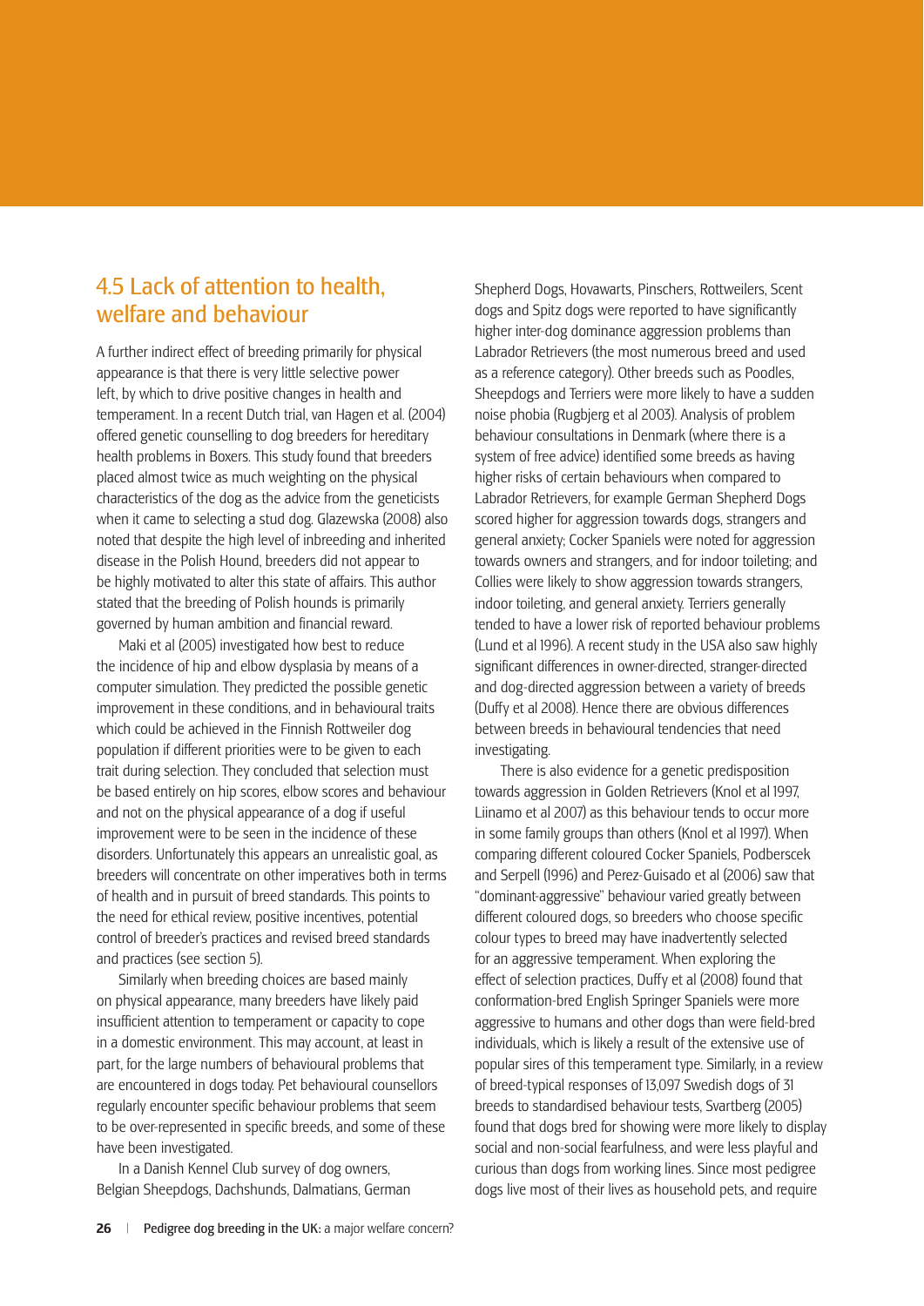## 4.5 Lack of attention to health, welfare and behaviour

A further indirect effect of breeding primarily for physical appearance is that there is very little selective power left, by which to drive positive changes in health and temperament. In a recent Dutch trial, van Hagen et al. (2004) offered genetic counselling to dog breeders for hereditary health problems in Boxers. This study found that breeders placed almost twice as much weighting on the physical characteristics of the dog as the advice from the geneticists when it came to selecting a stud dog. Glazewska (2008) also noted that despite the high level of inbreeding and inherited disease in the Polish Hound, breeders did not appear to be highly motivated to alter this state of affairs. This author stated that the breeding of Polish hounds is primarily governed by human ambition and financial reward.

Maki et al (2005) investigated how best to reduce the incidence of hip and elbow dysplasia by means of a computer simulation. They predicted the possible genetic improvement in these conditions, and in behavioural traits which could be achieved in the Finnish Rottweiler dog population if different priorities were to be given to each trait during selection. They concluded that selection must be based entirely on hip scores, elbow scores and behaviour and not on the physical appearance of a dog if useful improvement were to be seen in the incidence of these disorders. Unfortunately this appears an unrealistic goal, as breeders will concentrate on other imperatives both in terms of health and in pursuit of breed standards. This points to the need for ethical review, positive incentives, potential control of breeder's practices and revised breed standards and practices (see section 5).

Similarly when breeding choices are based mainly on physical appearance, many breeders have likely paid insufficient attention to temperament or capacity to cope in a domestic environment. This may account, at least in part, for the large numbers of behavioural problems that are encountered in dogs today. Pet behavioural counsellors regularly encounter specific behaviour problems that seem to be over-represented in specific breeds, and some of these have been investigated.

In a Danish Kennel Club survey of dog owners, Belgian Sheepdogs, Dachshunds, Dalmatians, German Shepherd Dogs, Hovawarts, Pinschers, Rottweilers, Scent dogs and Spitz dogs were reported to have significantly higher inter-dog dominance aggression problems than Labrador Retrievers (the most numerous breed and used as a reference category). Other breeds such as Poodles, Sheepdogs and Terriers were more likely to have a sudden noise phobia (Rugbjerg et al 2003). Analysis of problem behaviour consultations in Denmark (where there is a system of free advice) identified some breeds as having higher risks of certain behaviours when compared to Labrador Retrievers, for example German Shepherd Dogs scored higher for aggression towards dogs, strangers and general anxiety; Cocker Spaniels were noted for aggression towards owners and strangers, and for indoor toileting; and Collies were likely to show aggression towards strangers, indoor toileting, and general anxiety. Terriers generally tended to have a lower risk of reported behaviour problems (Lund et al 1996). A recent study in the USA also saw highly significant differences in owner-directed, stranger-directed and dog-directed aggression between a variety of breeds (Duffy et al 2008). Hence there are obvious differences between breeds in behavioural tendencies that need investigating.

There is also evidence for a genetic predisposition towards aggression in Golden Retrievers (Knol et al 1997, Liinamo et al 2007) as this behaviour tends to occur more in some family groups than others (Knol et al 1997). When comparing different coloured Cocker Spaniels, Podberscek and Serpell (1996) and Perez-Guisado et al (2006) saw that "dominant-aggressive" behaviour varied greatly between different coloured dogs, so breeders who choose specific colour types to breed may have inadvertently selected for an aggressive temperament. When exploring the effect of selection practices, Duffy et al (2008) found that conformation-bred English Springer Spaniels were more aggressive to humans and other dogs than were field-bred individuals, which is likely a result of the extensive use of popular sires of this temperament type. Similarly, in a review of breed-typical responses of 13,097 Swedish dogs of 31 breeds to standardised behaviour tests, Svartberg (2005) found that dogs bred for showing were more likely to display social and non-social fearfulness, and were less playful and curious than dogs from working lines. Since most pedigree dogs live most of their lives as household pets, and require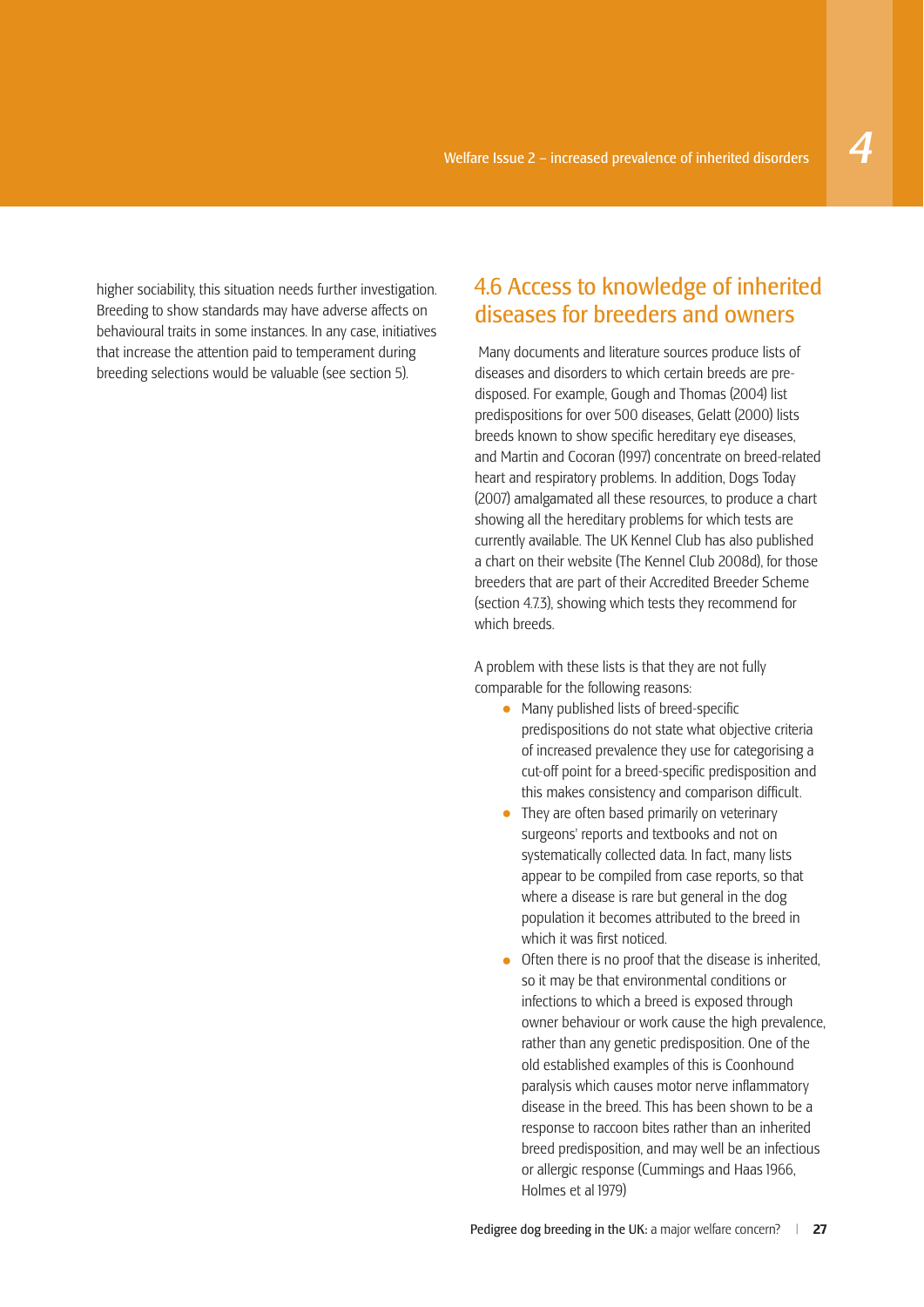higher sociability, this situation needs further investigation. Breeding to show standards may have adverse affects on behavioural traits in some instances. In any case, initiatives that increase the attention paid to temperament during breeding selections would be valuable (see section 5).

## 4.6 Access to knowledge of inherited diseases for breeders and owners

Many documents and literature sources produce lists of diseases and disorders to which certain breeds are pre-disposed. For example, Gough and Thomas (2004) list predispositions for over 500 diseases, Gelatt (2000) lists breeds known to show specific hereditary eye diseases, and Martin and Cocoran (1997) concentrate on breed-related heart and respiratory problems. In addition, Dogs Today (2007) amalgamated all these resources, to produce a chart showing all the hereditary problems for which tests are currently available. The UK Kennel Club has also published a chart on their website (The Kennel Club 2008d), for those breeders that are part of their Accredited Breeder Scheme (section 4.7.3), showing which tests they recommend for which breeds.

A problem with these lists is that they are not fully comparable for the following reasons:

- Many published lists of breed-specific predispositions do not state what objective criteria of increased prevalence they use for categorising a cut-off point for a breed-specific predisposition and this makes consistency and comparison difficult.
- They are often based primarily on veterinary surgeons' reports and textbooks and not on systematically collected data. In fact, many lists appear to be compiled from case reports, so that where a disease is rare but general in the dog population it becomes attributed to the breed in which it was first noticed.
- Often there is no proof that the disease is inherited, so it may be that environmental conditions or infections to which a breed is exposed through owner behaviour or work cause the high prevalence, rather than any genetic predisposition. One of the old established examples of this is Coonhound paralysis which causes motor nerve inflammatory disease in the breed. This has been shown to be a response to raccoon bites rather than an inherited breed predisposition, and may well be an infectious or allergic response (Cummings and Haas 1966, Holmes et al 1979)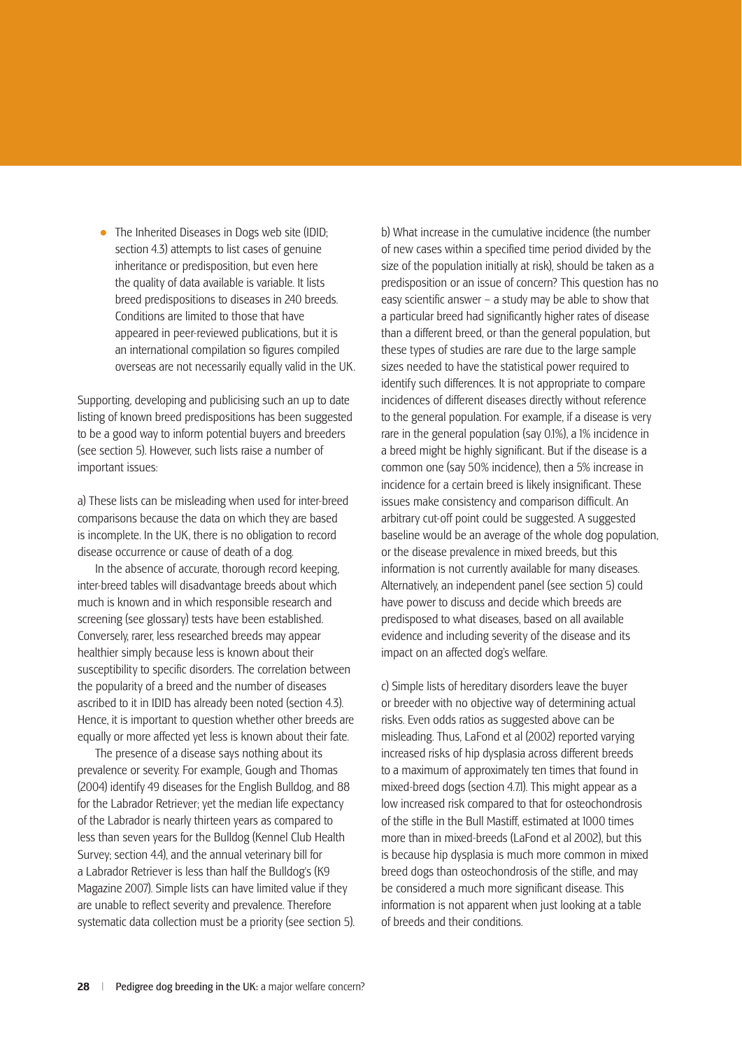- The Inherited Diseases in Dogs web site (IDID; section 4.3) attempts to list cases of genuine inheritance or predisposition, but even here the quality of data available is variable. It lists breed predispositions to diseases in 240 breeds. Conditions are limited to those that have appeared in peer-reviewed publications, but it is an international compilation so figures compiled overseas are not necessarily equally valid in the UK.

Supporting, developing and publicising such an up to date listing of known breed predispositions has been suggested to be a good way to inform potential buyers and breeders (see section 5). However, such lists raise a number of important issues:

a) These lists can be misleading when used for inter-breed comparisons because the data on which they are based is incomplete. In the UK, there is no obligation to record disease occurrence or cause of death of a dog.

In the absence of accurate, thorough record keeping, inter-breed tables will disadvantage breeds about which much is known and in which responsible research and screening (see glossary) tests have been established. Conversely, rarer, less researched breeds may appear healthier simply because less is known about their susceptibility to specific disorders. The correlation between the popularity of a breed and the number of diseases ascribed to it in IDID has already been noted (section 4.3). Hence, it is important to question whether other breeds are equally or more affected yet less is known about their fate.

The presence of a disease says nothing about its prevalence or severity. For example, Gough and Thomas (2004) identify 49 diseases for the English Bulldog, and 88 for the Labrador Retriever; yet the median life expectancy of the Labrador is nearly thirteen years as compared to less than seven years for the Bulldog (Kennel Club Health Survey; section 4.4), and the annual veterinary bill for a Labrador Retriever is less than half the Bulldog's (K9 Magazine 2007). Simple lists can have limited value if they are unable to reflect severity and prevalence. Therefore systematic data collection must be a priority (see section 5).

b) What increase in the cumulative incidence (the number of new cases within a specified time period divided by the size of the population initially at risk), should be taken as a predisposition or an issue of concern? This question has no easy scientific answer – a study may be able to show that a particular breed had significantly higher rates of disease than a different breed, or than the general population, but these types of studies are rare due to the large sample sizes needed to have the statistical power required to identify such differences. It is not appropriate to compare incidences of different diseases directly without reference to the general population. For example, if a disease is very rare in the general population (say 0.1%), a 1% incidence in a breed might be highly significant. But if the disease is a common one (say 50% incidence), then a 5% increase in incidence for a certain breed is likely insignificant. These issues make consistency and comparison difficult. An arbitrary cut-off point could be suggested. A suggested baseline would be an average of the whole dog population, or the disease prevalence in mixed breeds, but this information is not currently available for many diseases. Alternatively, an independent panel (see section 5) could have power to discuss and decide which breeds are predisposed to what diseases, based on all available evidence and including severity of the disease and its impact on an affected dog's welfare.

c) Simple lists of hereditary disorders leave the buyer or breeder with no objective way of determining actual risks. Even odds ratios as suggested above can be misleading. Thus, LaFond et al (2002) reported varying increased risks of hip dysplasia across different breeds to a maximum of approximately ten times that found in mixed-breed dogs (section 4.7.1). This might appear as a low increased risk compared to that for osteochondrosis of the stifle in the Bull Mastiff, estimated at 1000 times more than in mixed-breeds (LaFond et al 2002), but this is because hip dysplasia is much more common in mixed breed dogs than osteochondrosis of the stifle, and may be considered a much more significant disease. This information is not apparent when just looking at a table of breeds and their conditions.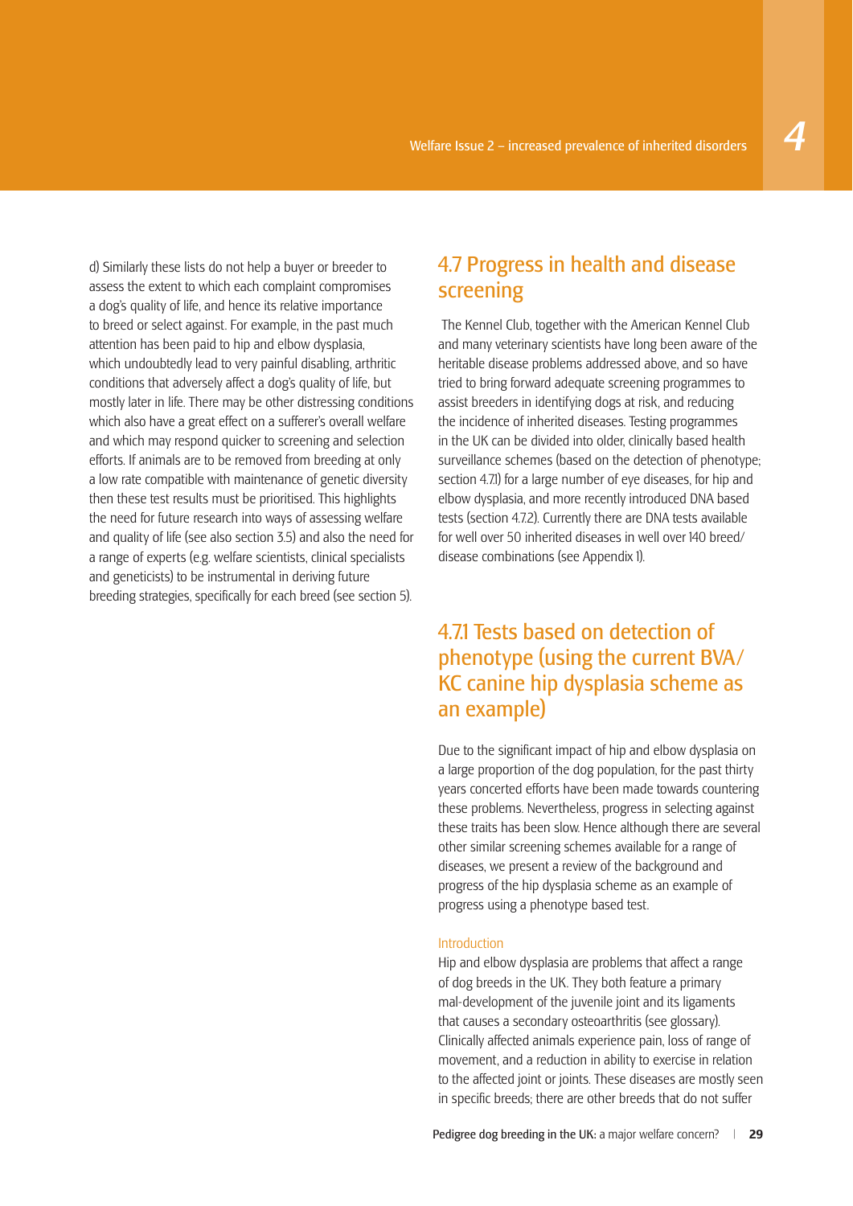d) Similarly these lists do not help a buyer or breeder to assess the extent to which each complaint compromises a dog's quality of life, and hence its relative importance to breed or select against. For example, in the past much attention has been paid to hip and elbow dysplasia, which undoubtedly lead to very painful disabling, arthritic conditions that adversely affect a dog's quality of life, but mostly later in life. There may be other distressing conditions which also have a great effect on a sufferer's overall welfare and which may respond quicker to screening and selection efforts. If animals are to be removed from breeding at only a low rate compatible with maintenance of genetic diversity then these test results must be prioritised. This highlights the need for future research into ways of assessing welfare and quality of life (see also section 3.5) and also the need for a range of experts (e.g. welfare scientists, clinical specialists and geneticists) to be instrumental in deriving future breeding strategies, specifically for each breed (see section 5).

## 4.7 Progress in health and disease screening

The Kennel Club, together with the American Kennel Club and many veterinary scientists have long been aware of the heritable disease problems addressed above, and so have tried to bring forward adequate screening programmes to assist breeders in identifying dogs at risk, and reducing the incidence of inherited diseases. Testing programmes in the UK can be divided into older, clinically based health surveillance schemes (based on the detection of phenotype; section 4.7.1) for a large number of eye diseases, for hip and elbow dysplasia, and more recently introduced DNA based tests (section 4.7.2). Currently there are DNA tests available for well over 50 inherited diseases in well over 140 breed/disease combinations (see Appendix 1).

### 4.7.1 Tests based on detection of phenotype (using the current BVA/KC canine hip dysplasia scheme as an example)

Due to the significant impact of hip and elbow dysplasia on a large proportion of the dog population, for the past thirty years concerted efforts have been made towards countering these problems. Nevertheless, progress in selecting against these traits has been slow. Hence although there are several other similar screening schemes available for a range of diseases, we present a review of the background and progress of the hip dysplasia scheme as an example of progress using a phenotype based test.

#### Introduction

Hip and elbow dysplasia are problems that affect a range of dog breeds in the UK. They both feature a primary mal-development of the juvenile joint and its ligaments that causes a secondary osteoarthritis (see glossary). Clinically affected animals experience pain, loss of range of movement, and a reduction in ability to exercise in relation to the affected joint or joints. These diseases are mostly seen in specific breeds; there are other breeds that do not suffer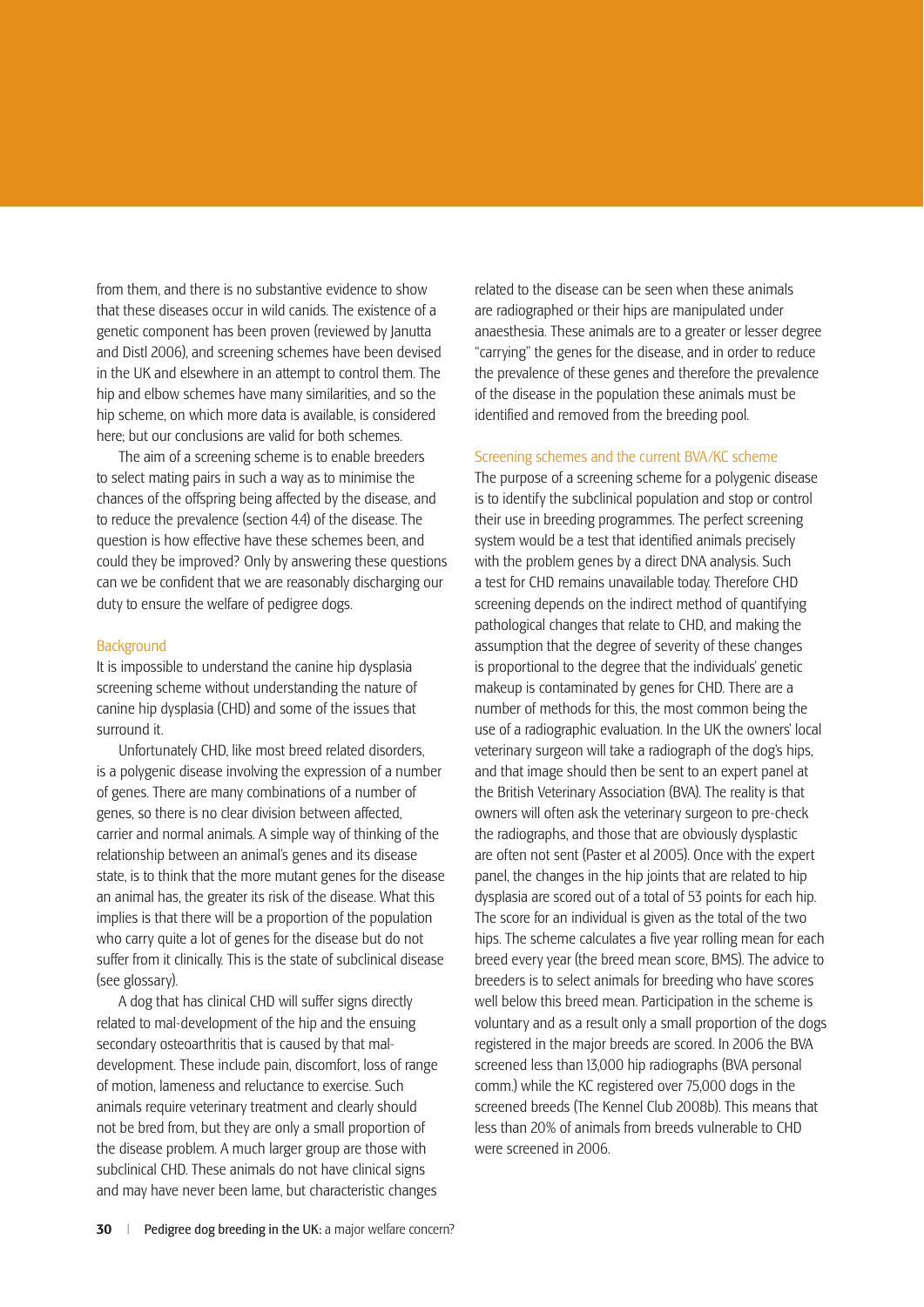from them, and there is no substantive evidence to show that these diseases occur in wild canids. The existence of a genetic component has been proven (reviewed by Janutta and Distl 2006), and screening schemes have been devised in the UK and elsewhere in an attempt to control them. The hip and elbow schemes have many similarities, and so the hip scheme, on which more data is available, is considered here; but our conclusions are valid for both schemes.

The aim of a screening scheme is to enable breeders to select mating pairs in such a way as to minimise the chances of the offspring being affected by the disease, and to reduce the prevalence (section 4.4) of the disease. The question is how effective have these schemes been, and could they be improved? Only by answering these questions can we be confident that we are reasonably discharging our duty to ensure the welfare of pedigree dogs.

### Background

It is impossible to understand the canine hip dysplasia screening scheme without understanding the nature of canine hip dysplasia (CHD) and some of the issues that surround it.

Unfortunately CHD, like most breed related disorders, is a polygenic disease involving the expression of a number of genes. There are many combinations of a number of genes, so there is no clear division between affected, carrier and normal animals. A simple way of thinking of the relationship between an animal's genes and its disease state, is to think that the more mutant genes for the disease an animal has, the greater its risk of the disease. What this implies is that there will be a proportion of the population who carry quite a lot of genes for the disease but do not suffer from it clinically. This is the state of subclinical disease (see glossary).

A dog that has clinical CHD will suffer signs directly related to mal-development of the hip and the ensuing secondary osteoarthritis that is caused by that mal-development. These include pain, discomfort, loss of range of motion, lameness and reluctance to exercise. Such animals require veterinary treatment and clearly should not be bred from, but they are only a small proportion of the disease problem. A much larger group are those with subclinical CHD. These animals do not have clinical signs and may have never been lame, but characteristic changes related to the disease can be seen when these animals are radiographed or their hips are manipulated under anaesthesia. These animals are to a greater or lesser degree "carrying" the genes for the disease, and in order to reduce the prevalence of these genes and therefore the prevalence of the disease in the population these animals must be identified and removed from the breeding pool.

### Screening schemes and the current BVA/KC scheme

The purpose of a screening scheme for a polygenic disease is to identify the subclinical population and stop or control their use in breeding programmes. The perfect screening system would be a test that identified animals precisely with the problem genes by a direct DNA analysis. Such a test for CHD remains unavailable today. Therefore CHD screening depends on the indirect method of quantifying pathological changes that relate to CHD, and making the assumption that the degree of severity of these changes is proportional to the degree that the individuals' genetic makeup is contaminated by genes for CHD. There are a number of methods for this, the most common being the use of a radiographic evaluation. In the UK the owners' local veterinary surgeon will take a radiograph of the dog's hips, and that image should then be sent to an expert panel at the British Veterinary Association (BVA). The reality is that owners will often ask the veterinary surgeon to pre-check the radiographs, and those that are obviously dysplastic are often not sent (Paster et al 2005). Once with the expert panel, the changes in the hip joints that are related to hip dysplasia are scored out of a total of 53 points for each hip. The score for an individual is given as the total of the two hips. The scheme calculates a five year rolling mean for each breed every year (the breed mean score, BMS). The advice to breeders is to select animals for breeding who have scores well below this breed mean. Participation in the scheme is voluntary and as a result only a small proportion of the dogs registered in the major breeds are scored. In 2006 the BVA screened less than 13,000 hip radiographs (BVA personal comm.) while the KC registered over 75,000 dogs in the screened breeds (The Kennel Club 2008b). This means that less than 20% of animals from breeds vulnerable to CHD were screened in 2006.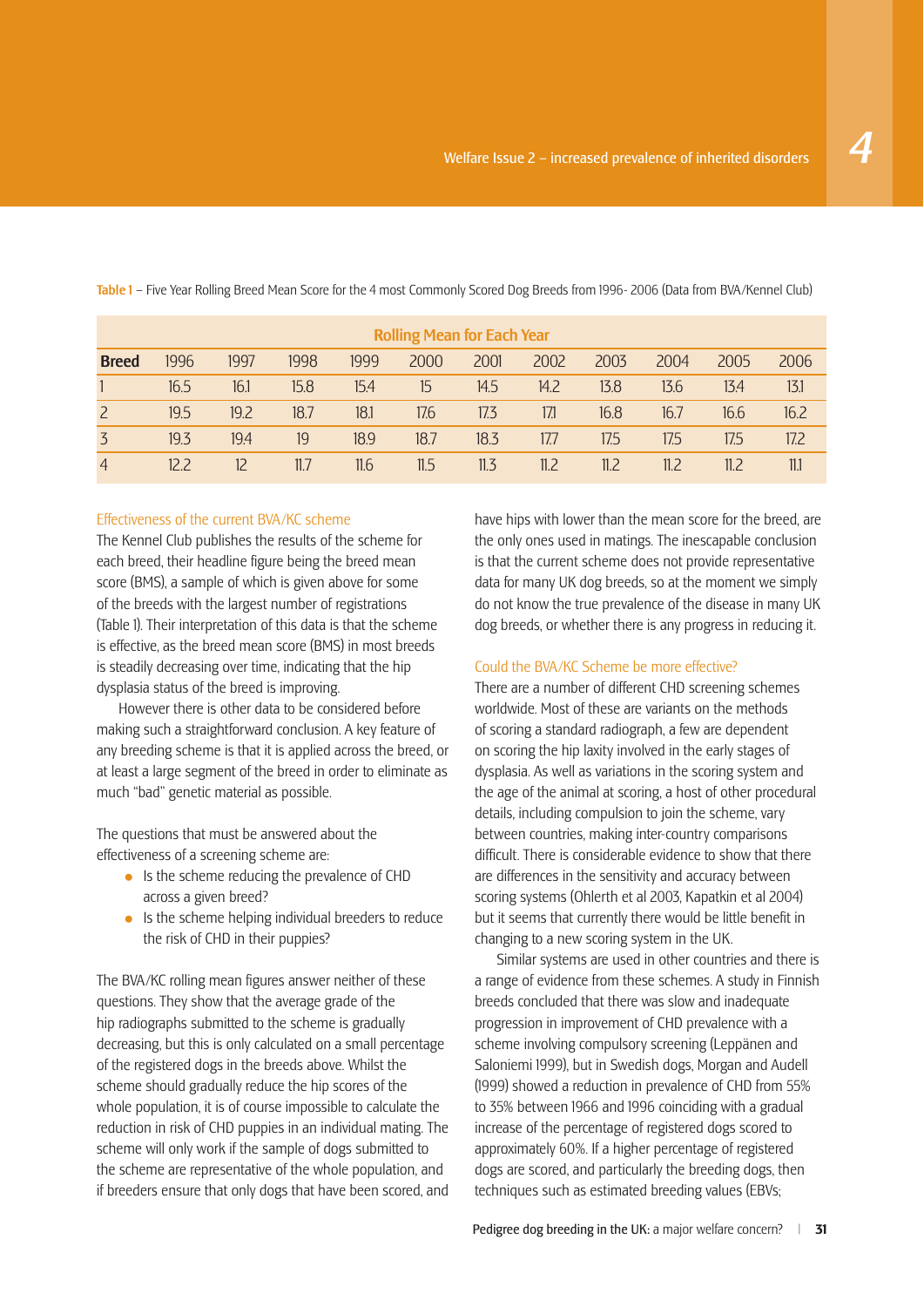**Table 1** – Five Year Rolling Breed Mean Score for the 4 most Commonly Scored Dog Breeds from 1996- 2006 (Data from BVA/Kennel Club)

| | Rolling Mean for Each Year | | | | | | | | | | |
|---|---|---|---|---|---|---|---|---|---|---|---|
| **Breed** | 1996 | 1997 | 1998 | 1999 | 2000 | 2001 | 2002 | 2003 | 2004 | 2005 | 2006 |
| 1 | 16.5 | 16.1 | 15.8 | 15.4 | 15 | 14.5 | 14.2 | 13.8 | 13.6 | 13.4 | 13.1 |
| 2 | 19.5 | 19.2 | 18.7 | 18.1 | 17.6 | 17.3 | 17.1 | 16.8 | 16.7 | 16.6 | 16.2 |
| 3 | 19.3 | 19.4 | 19 | 18.9 | 18.7 | 18.3 | 17.7 | 17.5 | 17.5 | 17.5 | 17.2 |
| 4 | 12.2 | 12 | 11.7 | 11.6 | 11.5 | 11.3 | 11.2 | 11.2 | 11.2 | 11.2 | 11.1 |

### Effectiveness of the current BVA/KC scheme

The Kennel Club publishes the results of the scheme for each breed, their headline figure being the breed mean score (BMS), a sample of which is given above for some of the breeds with the largest number of registrations (Table 1). Their interpretation of this data is that the scheme is effective, as the breed mean score (BMS) in most breeds is steadily decreasing over time, indicating that the hip dysplasia status of the breed is improving.

However there is other data to be considered before making such a straightforward conclusion. A key feature of any breeding scheme is that it is applied across the breed, or at least a large segment of the breed in order to eliminate as much "bad" genetic material as possible.

The questions that must be answered about the effectiveness of a screening scheme are:

- Is the scheme reducing the prevalence of CHD across a given breed?
- Is the scheme helping individual breeders to reduce the risk of CHD in their puppies?

The BVA/KC rolling mean figures answer neither of these questions. They show that the average grade of the hip radiographs submitted to the scheme is gradually decreasing, but this is only calculated on a small percentage of the registered dogs in the breeds above. Whilst the scheme should gradually reduce the hip scores of the whole population, it is of course impossible to calculate the reduction in risk of CHD puppies in an individual mating. The scheme will only work if the sample of dogs submitted to the scheme are representative of the whole population, and if breeders ensure that only dogs that have been scored, and have hips with lower than the mean score for the breed, are the only ones used in matings. The inescapable conclusion is that the current scheme does not provide representative data for many UK dog breeds, so at the moment we simply do not know the true prevalence of the disease in many UK dog breeds, or whether there is any progress in reducing it.

### Could the BVA/KC Scheme be more effective?

There are a number of different CHD screening schemes worldwide. Most of these are variants on the methods of scoring a standard radiograph, a few are dependent on scoring the hip laxity involved in the early stages of dysplasia. As well as variations in the scoring system and the age of the animal at scoring, a host of other procedural details, including compulsion to join the scheme, vary between countries, making inter-country comparisons difficult. There is considerable evidence to show that there are differences in the sensitivity and accuracy between scoring systems (Ohlerth et al 2003, Kapatkin et al 2004) but it seems that currently there would be little benefit in changing to a new scoring system in the UK.

Similar systems are used in other countries and there is a range of evidence from these schemes. A study in Finnish breeds concluded that there was slow and inadequate progression in improvement of CHD prevalence with a scheme involving compulsory screening (Leppänen and Saloniemi 1999), but in Swedish dogs, Morgan and Audell (1999) showed a reduction in prevalence of CHD from 55% to 35% between 1966 and 1996 coinciding with a gradual increase of the percentage of registered dogs scored to approximately 60%. If a higher percentage of registered dogs are scored, and particularly the breeding dogs, then techniques such as estimated breeding values (EBVs;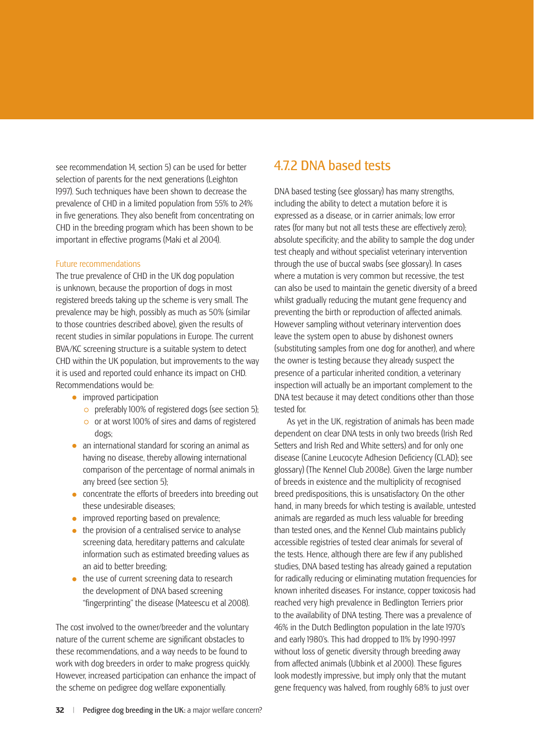see recommendation 14, section 5) can be used for better selection of parents for the next generations (Leighton 1997). Such techniques have been shown to decrease the prevalence of CHD in a limited population from 55% to 24% in five generations. They also benefit from concentrating on CHD in the breeding program which has been shown to be important in effective programs (Maki et al 2004).

#### Future recommendations

The true prevalence of CHD in the UK dog population is unknown, because the proportion of dogs in most registered breeds taking up the scheme is very small. The prevalence may be high, possibly as much as 50% (similar to those countries described above), given the results of recent studies in similar populations in Europe. The current BVA/KC screening structure is a suitable system to detect CHD within the UK population, but improvements to the way it is used and reported could enhance its impact on CHD. Recommendations would be:

- improved participation
  - preferably 100% of registered dogs (see section 5);
  - or at worst 100% of sires and dams of registered dogs;
- an international standard for scoring an animal as having no disease, thereby allowing international comparison of the percentage of normal animals in any breed (see section 5);
- concentrate the efforts of breeders into breeding out these undesirable diseases;
- improved reporting based on prevalence;
- the provision of a centralised service to analyse screening data, hereditary patterns and calculate information such as estimated breeding values as an aid to better breeding;
- the use of current screening data to research the development of DNA based screening "fingerprinting" the disease (Mateescu et al 2008).

The cost involved to the owner/breeder and the voluntary nature of the current scheme are significant obstacles to these recommendations, and a way needs to be found to work with dog breeders in order to make progress quickly. However, increased participation can enhance the impact of the scheme on pedigree dog welfare exponentially.

## 4.7.2 DNA based tests

DNA based testing (see glossary) has many strengths, including the ability to detect a mutation before it is expressed as a disease, or in carrier animals; low error rates (for many but not all tests these are effectively zero); absolute specificity; and the ability to sample the dog under test cheaply and without specialist veterinary intervention through the use of buccal swabs (see glossary). In cases where a mutation is very common but recessive, the test can also be used to maintain the genetic diversity of a breed whilst gradually reducing the mutant gene frequency and preventing the birth or reproduction of affected animals. However sampling without veterinary intervention does leave the system open to abuse by dishonest owners (substituting samples from one dog for another), and where the owner is testing because they already suspect the presence of a particular inherited condition, a veterinary inspection will actually be an important complement to the DNA test because it may detect conditions other than those tested for.

As yet in the UK, registration of animals has been made dependent on clear DNA tests in only two breeds (Irish Red Setters and Irish Red and White setters) and for only one disease (Canine Leucocyte Adhesion Deficiency (CLAD); see glossary) (The Kennel Club 2008e). Given the large number of breeds in existence and the multiplicity of recognised breed predispositions, this is unsatisfactory. On the other hand, in many breeds for which testing is available, untested animals are regarded as much less valuable for breeding than tested ones, and the Kennel Club maintains publicly accessible registries of tested clear animals for several of the tests. Hence, although there are few if any published studies, DNA based testing has already gained a reputation for radically reducing or eliminating mutation frequencies for known inherited diseases. For instance, copper toxicosis had reached very high prevalence in Bedlington Terriers prior to the availability of DNA testing. There was a prevalence of 46% in the Dutch Bedlington population in the late 1970's and early 1980's. This had dropped to 11% by 1990-1997 without loss of genetic diversity through breeding away from affected animals (Ubbink et al 2000). These figures look modestly impressive, but imply only that the mutant gene frequency was halved, from roughly 68% to just over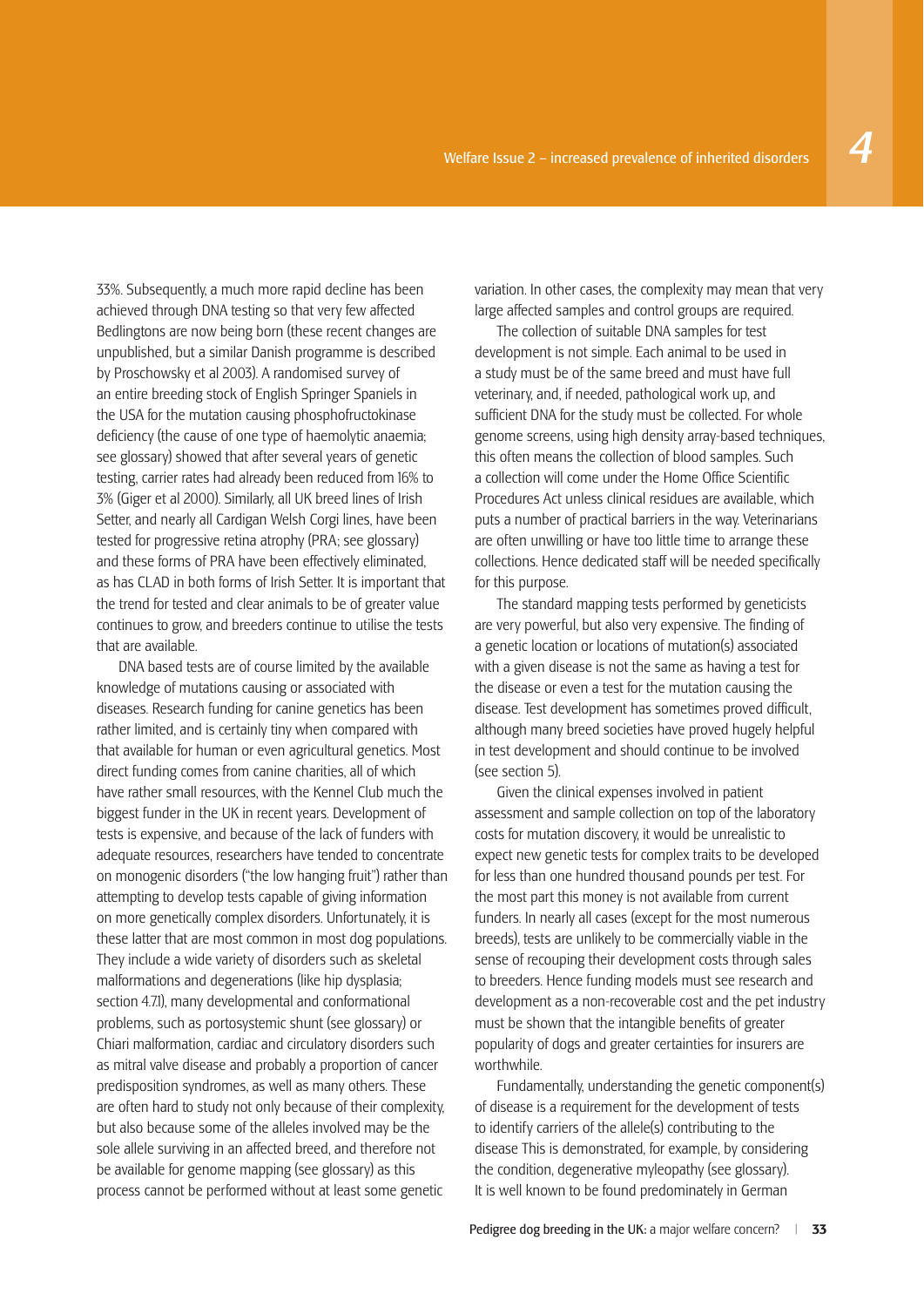33%. Subsequently, a much more rapid decline has been achieved through DNA testing so that very few affected Bedlingtons are now being born (these recent changes are unpublished, but a similar Danish programme is described by Proschowsky et al 2003). A randomised survey of an entire breeding stock of English Springer Spaniels in the USA for the mutation causing phosphofructokinase deficiency (the cause of one type of haemolytic anaemia; see glossary) showed that after several years of genetic testing, carrier rates had already been reduced from 16% to 3% (Giger et al 2000). Similarly, all UK breed lines of Irish Setter, and nearly all Cardigan Welsh Corgi lines, have been tested for progressive retina atrophy (PRA; see glossary) and these forms of PRA have been effectively eliminated, as has CLAD in both forms of Irish Setter. It is important that the trend for tested and clear animals to be of greater value continues to grow, and breeders continue to utilise the tests that are available.

DNA based tests are of course limited by the available knowledge of mutations causing or associated with diseases. Research funding for canine genetics has been rather limited, and is certainly tiny when compared with that available for human or even agricultural genetics. Most direct funding comes from canine charities, all of which have rather small resources, with the Kennel Club much the biggest funder in the UK in recent years. Development of tests is expensive, and because of the lack of funders with adequate resources, researchers have tended to concentrate on monogenic disorders ("the low hanging fruit") rather than attempting to develop tests capable of giving information on more genetically complex disorders. Unfortunately, it is these latter that are most common in most dog populations. They include a wide variety of disorders such as skeletal malformations and degenerations (like hip dysplasia; section 4.7.1), many developmental and conformational problems, such as portosystemic shunt (see glossary) or Chiari malformation, cardiac and circulatory disorders such as mitral valve disease and probably a proportion of cancer predisposition syndromes, as well as many others. These are often hard to study not only because of their complexity, but also because some of the alleles involved may be the sole allele surviving in an affected breed, and therefore not be available for genome mapping (see glossary) as this process cannot be performed without at least some genetic variation. In other cases, the complexity may mean that very large affected samples and control groups are required.

The collection of suitable DNA samples for test development is not simple. Each animal to be used in a study must be of the same breed and must have full veterinary, and, if needed, pathological work up, and sufficient DNA for the study must be collected. For whole genome screens, using high density array-based techniques, this often means the collection of blood samples. Such a collection will come under the Home Office Scientific Procedures Act unless clinical residues are available, which puts a number of practical barriers in the way. Veterinarians are often unwilling or have too little time to arrange these collections. Hence dedicated staff will be needed specifically for this purpose.

The standard mapping tests performed by geneticists are very powerful, but also very expensive. The finding of a genetic location or locations of mutation(s) associated with a given disease is not the same as having a test for the disease or even a test for the mutation causing the disease. Test development has sometimes proved difficult, although many breed societies have proved hugely helpful in test development and should continue to be involved (see section 5).

Given the clinical expenses involved in patient assessment and sample collection on top of the laboratory costs for mutation discovery, it would be unrealistic to expect new genetic tests for complex traits to be developed for less than one hundred thousand pounds per test. For the most part this money is not available from current funders. In nearly all cases (except for the most numerous breeds), tests are unlikely to be commercially viable in the sense of recouping their development costs through sales to breeders. Hence funding models must see research and development as a non-recoverable cost and the pet industry must be shown that the intangible benefits of greater popularity of dogs and greater certainties for insurers are worthwhile.

Fundamentally, understanding the genetic component(s) of disease is a requirement for the development of tests to identify carriers of the allele(s) contributing to the disease This is demonstrated, for example, by considering the condition, degenerative myleopathy (see glossary). It is well known to be found predominately in German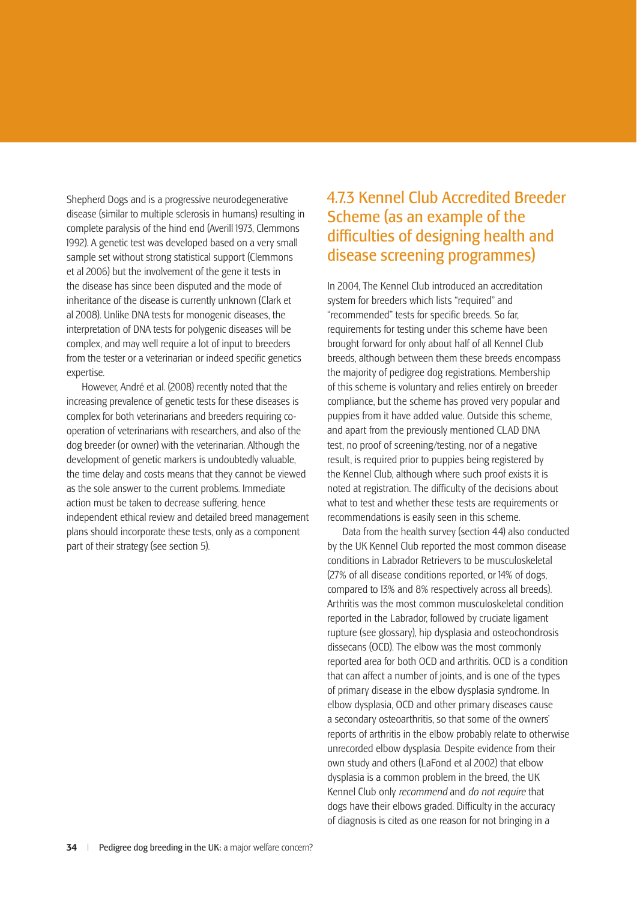Shepherd Dogs and is a progressive neurodegenerative disease (similar to multiple sclerosis in humans) resulting in complete paralysis of the hind end (Averill 1973, Clemmons 1992). A genetic test was developed based on a very small sample set without strong statistical support (Clemmons et al 2006) but the involvement of the gene it tests in the disease has since been disputed and the mode of inheritance of the disease is currently unknown (Clark et al 2008). Unlike DNA tests for monogenic diseases, the interpretation of DNA tests for polygenic diseases will be complex, and may well require a lot of input to breeders from the tester or a veterinarian or indeed specific genetics expertise.

However, André et al. (2008) recently noted that the increasing prevalence of genetic tests for these diseases is complex for both veterinarians and breeders requiring co-operation of veterinarians with researchers, and also of the dog breeder (or owner) with the veterinarian. Although the development of genetic markers is undoubtedly valuable, the time delay and costs means that they cannot be viewed as the sole answer to the current problems. Immediate action must be taken to decrease suffering, hence independent ethical review and detailed breed management plans should incorporate these tests, only as a component part of their strategy (see section 5).

### 4.7.3 Kennel Club Accredited Breeder Scheme (as an example of the difficulties of designing health and disease screening programmes)

In 2004, The Kennel Club introduced an accreditation system for breeders which lists "required" and "recommended" tests for specific breeds. So far, requirements for testing under this scheme have been brought forward for only about half of all Kennel Club breeds, although between them these breeds encompass the majority of pedigree dog registrations. Membership of this scheme is voluntary and relies entirely on breeder compliance, but the scheme has proved very popular and puppies from it have added value. Outside this scheme, and apart from the previously mentioned CLAD DNA test, no proof of screening/testing, nor of a negative result, is required prior to puppies being registered by the Kennel Club, although where such proof exists it is noted at registration. The difficulty of the decisions about what to test and whether these tests are requirements or recommendations is easily seen in this scheme.

Data from the health survey (section 4.4) also conducted by the UK Kennel Club reported the most common disease conditions in Labrador Retrievers to be musculoskeletal (27% of all disease conditions reported, or 14% of dogs, compared to 13% and 8% respectively across all breeds). Arthritis was the most common musculoskeletal condition reported in the Labrador, followed by cruciate ligament rupture (see glossary), hip dysplasia and osteochondrosis dissecans (OCD). The elbow was the most commonly reported area for both OCD and arthritis. OCD is a condition that can affect a number of joints, and is one of the types of primary disease in the elbow dysplasia syndrome. In elbow dysplasia, OCD and other primary diseases cause a secondary osteoarthritis, so that some of the owners' reports of arthritis in the elbow probably relate to otherwise unrecorded elbow dysplasia. Despite evidence from their own study and others (LaFond et al 2002) that elbow dysplasia is a common problem in the breed, the UK Kennel Club only *recommend* and *do not require* that dogs have their elbows graded. Difficulty in the accuracy of diagnosis is cited as one reason for not bringing in a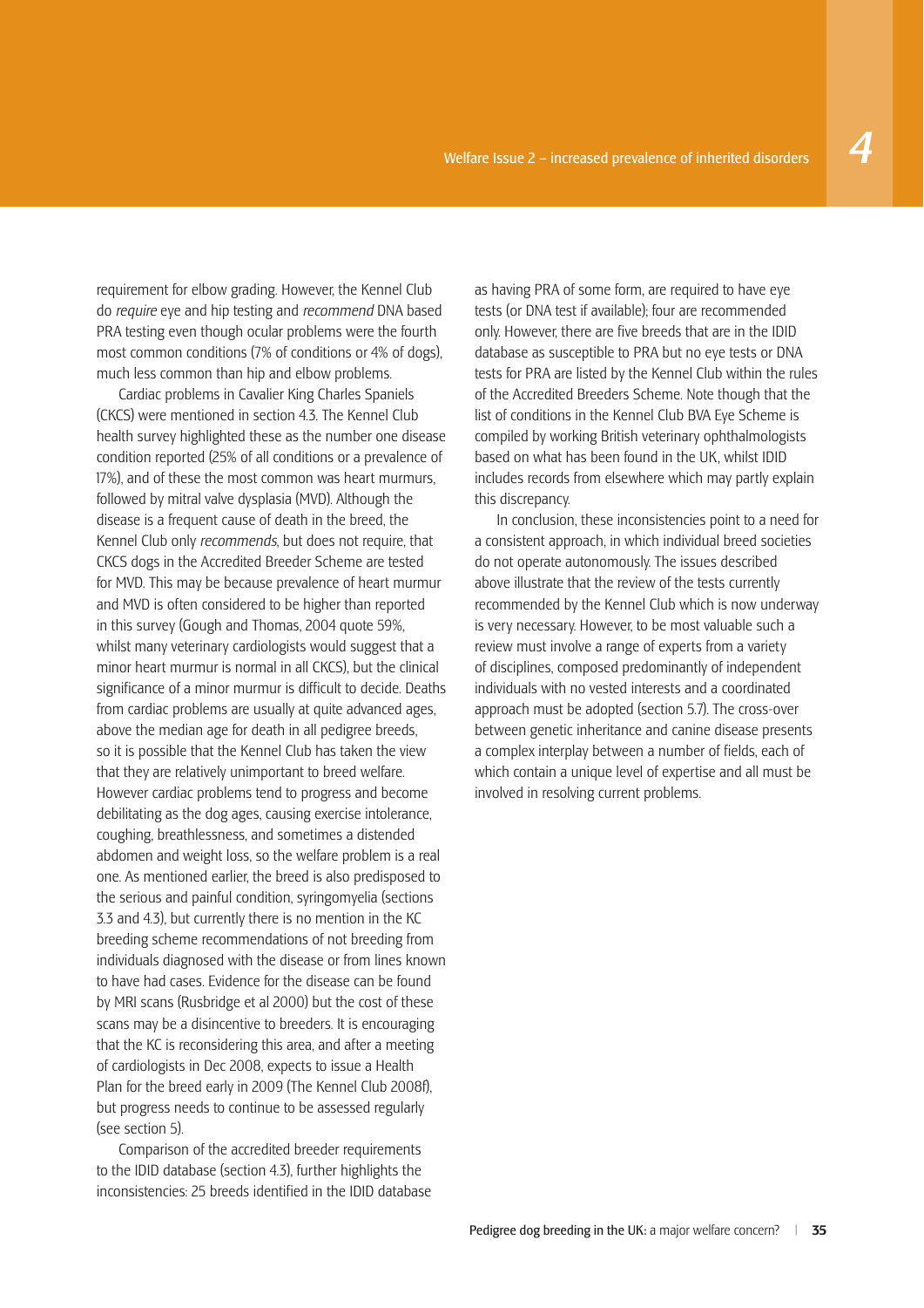requirement for elbow grading. However, the Kennel Club do *require* eye and hip testing and *recommend* DNA based PRA testing even though ocular problems were the fourth most common conditions (7% of conditions or 4% of dogs), much less common than hip and elbow problems.

Cardiac problems in Cavalier King Charles Spaniels (CKCS) were mentioned in section 4.3. The Kennel Club health survey highlighted these as the number one disease condition reported (25% of all conditions or a prevalence of 17%), and of these the most common was heart murmurs, followed by mitral valve dysplasia (MVD). Although the disease is a frequent cause of death in the breed, the Kennel Club only *recommends*, but does not require, that CKCS dogs in the Accredited Breeder Scheme are tested for MVD. This may be because prevalence of heart murmur and MVD is often considered to be higher than reported in this survey (Gough and Thomas, 2004 quote 59%, whilst many veterinary cardiologists would suggest that a minor heart murmur is normal in all CKCS), but the clinical significance of a minor murmur is difficult to decide. Deaths from cardiac problems are usually at quite advanced ages, above the median age for death in all pedigree breeds, so it is possible that the Kennel Club has taken the view that they are relatively unimportant to breed welfare. However cardiac problems tend to progress and become debilitating as the dog ages, causing exercise intolerance, coughing, breathlessness, and sometimes a distended abdomen and weight loss, so the welfare problem is a real one. As mentioned earlier, the breed is also predisposed to the serious and painful condition, syringomyelia (sections 3.3 and 4.3), but currently there is no mention in the KC breeding scheme recommendations of not breeding from individuals diagnosed with the disease or from lines known to have had cases. Evidence for the disease can be found by MRI scans (Rusbridge et al 2000) but the cost of these scans may be a disincentive to breeders. It is encouraging that the KC is reconsidering this area, and after a meeting of cardiologists in Dec 2008, expects to issue a Health Plan for the breed early in 2009 (The Kennel Club 2008f), but progress needs to continue to be assessed regularly (see section 5).

Comparison of the accredited breeder requirements to the IDID database (section 4.3), further highlights the inconsistencies: 25 breeds identified in the IDID database as having PRA of some form, are required to have eye tests (or DNA test if available); four are recommended only. However, there are five breeds that are in the IDID database as susceptible to PRA but no eye tests or DNA tests for PRA are listed by the Kennel Club within the rules of the Accredited Breeders Scheme. Note though that the list of conditions in the Kennel Club BVA Eye Scheme is compiled by working British veterinary ophthalmologists based on what has been found in the UK, whilst IDID includes records from elsewhere which may partly explain this discrepancy.

In conclusion, these inconsistencies point to a need for a consistent approach, in which individual breed societies do not operate autonomously. The issues described above illustrate that the review of the tests currently recommended by the Kennel Club which is now underway is very necessary. However, to be most valuable such a review must involve a range of experts from a variety of disciplines, composed predominantly of independent individuals with no vested interests and a coordinated approach must be adopted (section 5.7). The cross-over between genetic inheritance and canine disease presents a complex interplay between a number of fields, each of which contain a unique level of expertise and all must be involved in resolving current problems.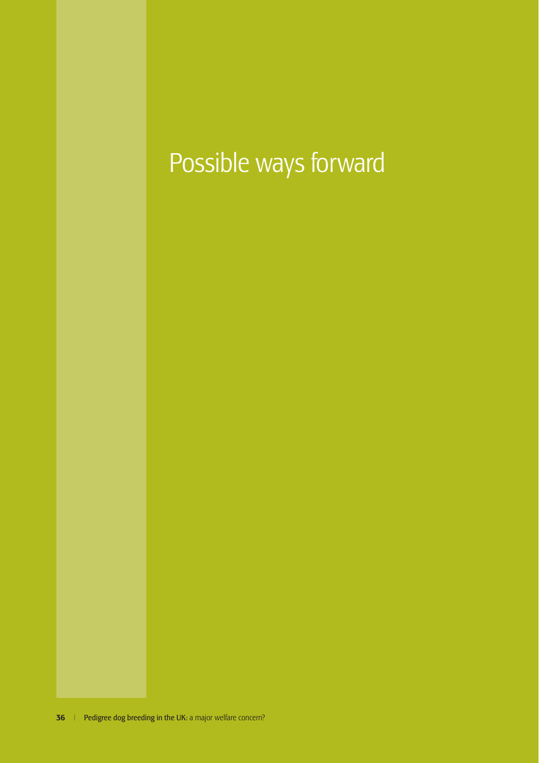# Possible ways forward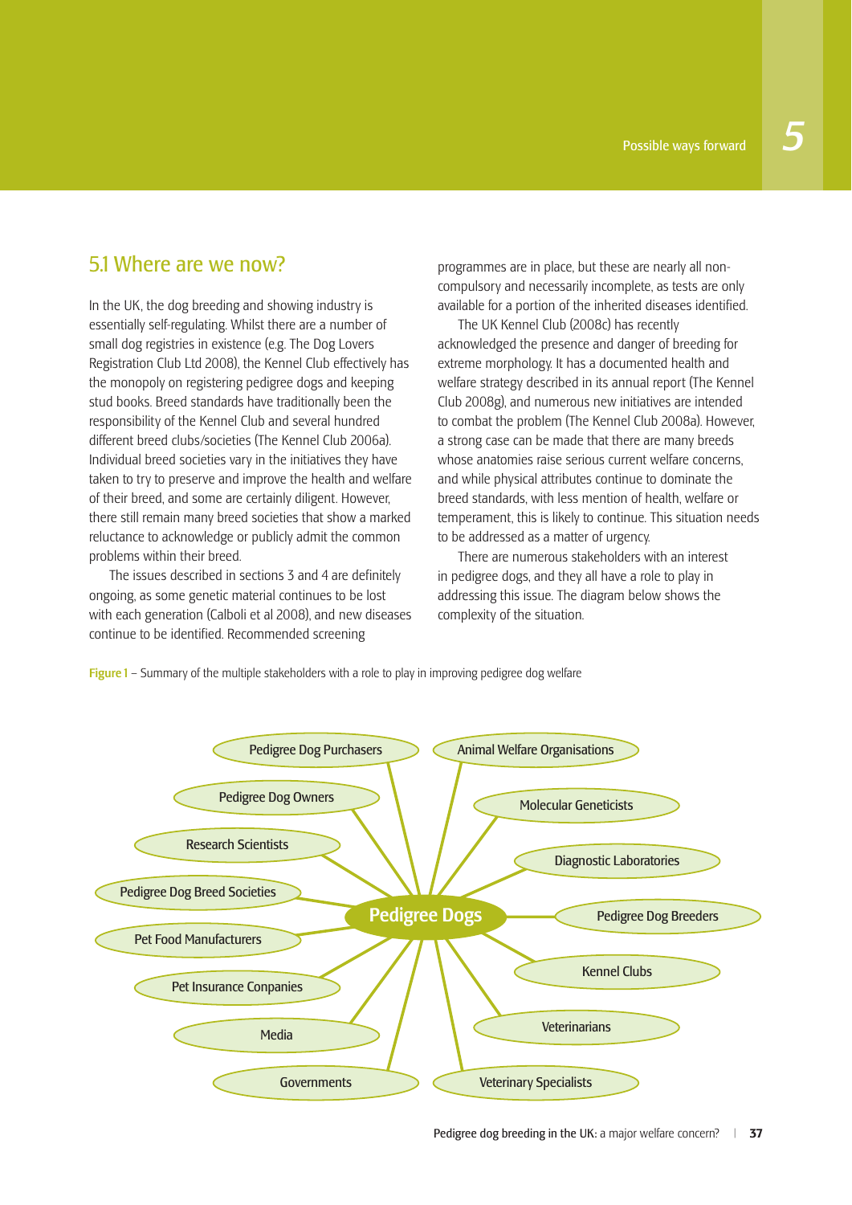## 5.1 Where are we now?

In the UK, the dog breeding and showing industry is essentially self-regulating. Whilst there are a number of small dog registries in existence (e.g. The Dog Lovers Registration Club Ltd 2008), the Kennel Club effectively has the monopoly on registering pedigree dogs and keeping stud books. Breed standards have traditionally been the responsibility of the Kennel Club and several hundred different breed clubs/societies (The Kennel Club 2006a). Individual breed societies vary in the initiatives they have taken to try to preserve and improve the health and welfare of their breed, and some are certainly diligent. However, there still remain many breed societies that show a marked reluctance to acknowledge or publicly admit the common problems within their breed.

The issues described in sections 3 and 4 are definitely ongoing, as some genetic material continues to be lost with each generation (Calboli et al 2008), and new diseases continue to be identified. Recommended screening programmes are in place, but these are nearly all non-compulsory and necessarily incomplete, as tests are only available for a portion of the inherited diseases identified.

The UK Kennel Club (2008c) has recently acknowledged the presence and danger of breeding for extreme morphology. It has a documented health and welfare strategy described in its annual report (The Kennel Club 2008g), and numerous new initiatives are intended to combat the problem (The Kennel Club 2008a). However, a strong case can be made that there are many breeds whose anatomies raise serious current welfare concerns, and while physical attributes continue to dominate the breed standards, with less mention of health, welfare or temperament, this is likely to continue. This situation needs to be addressed as a matter of urgency.

There are numerous stakeholders with an interest in pedigree dogs, and they all have a role to play in addressing this issue. The diagram below shows the complexity of the situation.

**Figure 1** – Summary of the multiple stakeholders with a role to play in improving pedigree dog welfare

Pedigree Dogs

- Pedigree Dog Purchasers
- Pedigree Dog Owners
- Research Scientists
- Pedigree Dog Breed Societies
- Pet Food Manufacturers
- Pet Insurance Conpanies
- Media
- Governments
- Animal Welfare Organisations
- Molecular Geneticists
- Diagnostic Laboratories
- Pedigree Dog Breeders
- Kennel Clubs
- Veterinarians
- Veterinary Specialists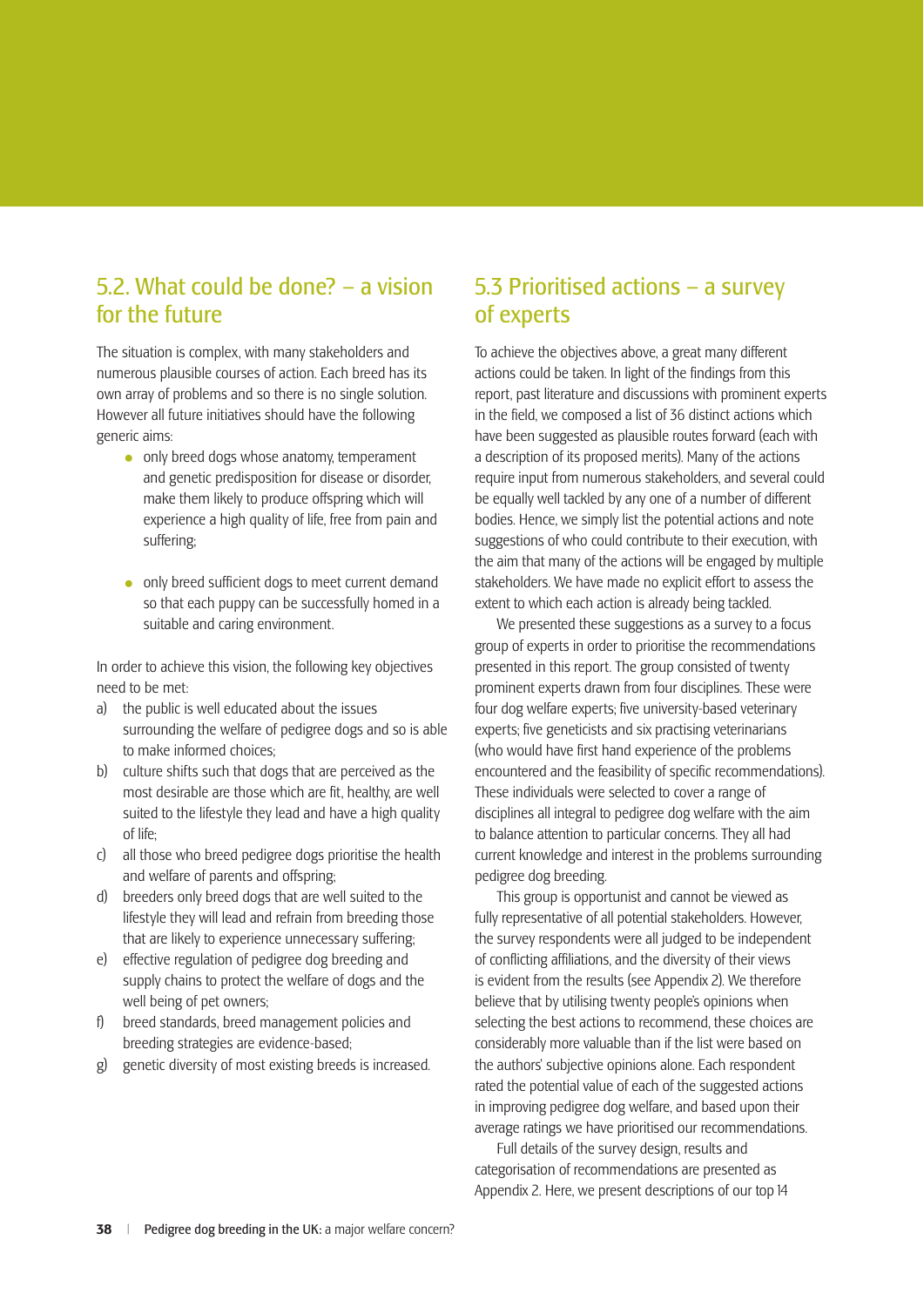## 5.2. What could be done? – a vision for the future

The situation is complex, with many stakeholders and numerous plausible courses of action. Each breed has its own array of problems and so there is no single solution. However all future initiatives should have the following generic aims:

- only breed dogs whose anatomy, temperament and genetic predisposition for disease or disorder, make them likely to produce offspring which will experience a high quality of life, free from pain and suffering;
- only breed sufficient dogs to meet current demand so that each puppy can be successfully homed in a suitable and caring environment.

In order to achieve this vision, the following key objectives need to be met:

a) the public is well educated about the issues surrounding the welfare of pedigree dogs and so is able to make informed choices;
b) culture shifts such that dogs that are perceived as the most desirable are those which are fit, healthy, are well suited to the lifestyle they lead and have a high quality of life;
c) all those who breed pedigree dogs prioritise the health and welfare of parents and offspring;
d) breeders only breed dogs that are well suited to the lifestyle they will lead and refrain from breeding those that are likely to experience unnecessary suffering;
e) effective regulation of pedigree dog breeding and supply chains to protect the welfare of dogs and the well being of pet owners;
f) breed standards, breed management policies and breeding strategies are evidence-based;
g) genetic diversity of most existing breeds is increased.

## 5.3 Prioritised actions – a survey of experts

To achieve the objectives above, a great many different actions could be taken. In light of the findings from this report, past literature and discussions with prominent experts in the field, we composed a list of 36 distinct actions which have been suggested as plausible routes forward (each with a description of its proposed merits). Many of the actions require input from numerous stakeholders, and several could be equally well tackled by any one of a number of different bodies. Hence, we simply list the potential actions and note suggestions of who could contribute to their execution, with the aim that many of the actions will be engaged by multiple stakeholders. We have made no explicit effort to assess the extent to which each action is already being tackled.

We presented these suggestions as a survey to a focus group of experts in order to prioritise the recommendations presented in this report. The group consisted of twenty prominent experts drawn from four disciplines. These were four dog welfare experts; five university-based veterinary experts; five geneticists and six practising veterinarians (who would have first hand experience of the problems encountered and the feasibility of specific recommendations). These individuals were selected to cover a range of disciplines all integral to pedigree dog welfare with the aim to balance attention to particular concerns. They all had current knowledge and interest in the problems surrounding pedigree dog breeding.

This group is opportunist and cannot be viewed as fully representative of all potential stakeholders. However, the survey respondents were all judged to be independent of conflicting affiliations, and the diversity of their views is evident from the results (see Appendix 2). We therefore believe that by utilising twenty people's opinions when selecting the best actions to recommend, these choices are considerably more valuable than if the list were based on the authors' subjective opinions alone. Each respondent rated the potential value of each of the suggested actions in improving pedigree dog welfare, and based upon their average ratings we have prioritised our recommendations.

Full details of the survey design, results and categorisation of recommendations are presented as Appendix 2. Here, we present descriptions of our top 14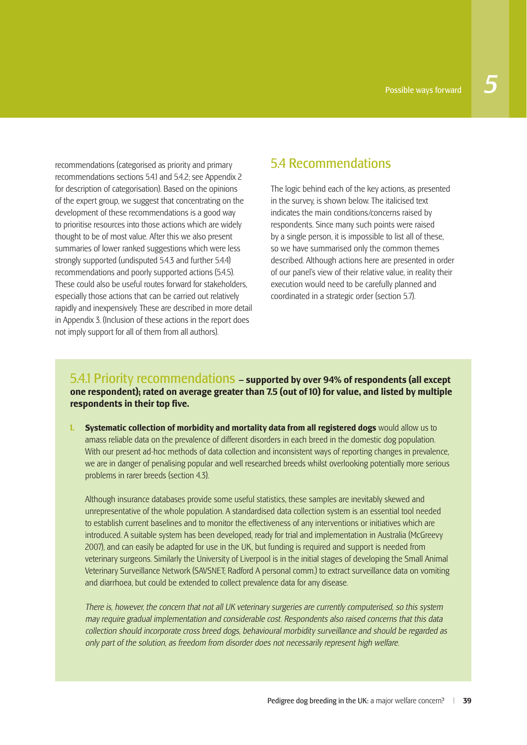recommendations (categorised as priority and primary recommendations sections 5.4.1 and 5.4.2; see Appendix 2 for description of categorisation). Based on the opinions of the expert group, we suggest that concentrating on the development of these recommendations is a good way to prioritise resources into those actions which are widely thought to be of most value. After this we also present summaries of lower ranked suggestions which were less strongly supported (undisputed 5.4.3 and further 5.4.4) recommendations and poorly supported actions (5.4.5). These could also be useful routes forward for stakeholders, especially those actions that can be carried out relatively rapidly and inexpensively. These are described in more detail in Appendix 3. (Inclusion of these actions in the report does not imply support for all of them from all authors).

## 5.4 Recommendations

The logic behind each of the key actions, as presented in the survey, is shown below. The italicised text indicates the main conditions/concerns raised by respondents. Since many such points were raised by a single person, it is impossible to list all of these, so we have summarised only the common themes described. Although actions here are presented in order of our panel's view of their relative value, in reality their execution would need to be carefully planned and coordinated in a strategic order (section 5.7).

### 5.4.1 Priority recommendations – **supported by over 94% of respondents (all except one respondent); rated on average greater than 7.5 (out of 10) for value, and listed by multiple respondents in their top five.**

1. **Systematic collection of morbidity and mortality data from all registered dogs** would allow us to amass reliable data on the prevalence of different disorders in each breed in the domestic dog population. With our present ad-hoc methods of data collection and inconsistent ways of reporting changes in prevalence, we are in danger of penalising popular and well researched breeds whilst overlooking potentially more serious problems in rarer breeds (section 4.3).

   Although insurance databases provide some useful statistics, these samples are inevitably skewed and unrepresentative of the whole population. A standardised data collection system is an essential tool needed to establish current baselines and to monitor the effectiveness of any interventions or initiatives which are introduced. A suitable system has been developed, ready for trial and implementation in Australia (McGreevy 2007), and can easily be adapted for use in the UK, but funding is required and support is needed from veterinary surgeons. Similarly the University of Liverpool is in the initial stages of developing the Small Animal Veterinary Surveillance Network (SAVSNET; Radford A personal comm.) to extract surveillance data on vomiting and diarrhoea, but could be extended to collect prevalence data for any disease.

   *There is, however, the concern that not all UK veterinary surgeries are currently computerised, so this system may require gradual implementation and considerable cost. Respondents also raised concerns that this data collection should incorporate cross breed dogs, behavioural morbidity surveillance and should be regarded as only part of the solution, as freedom from disorder does not necessarily represent high welfare.*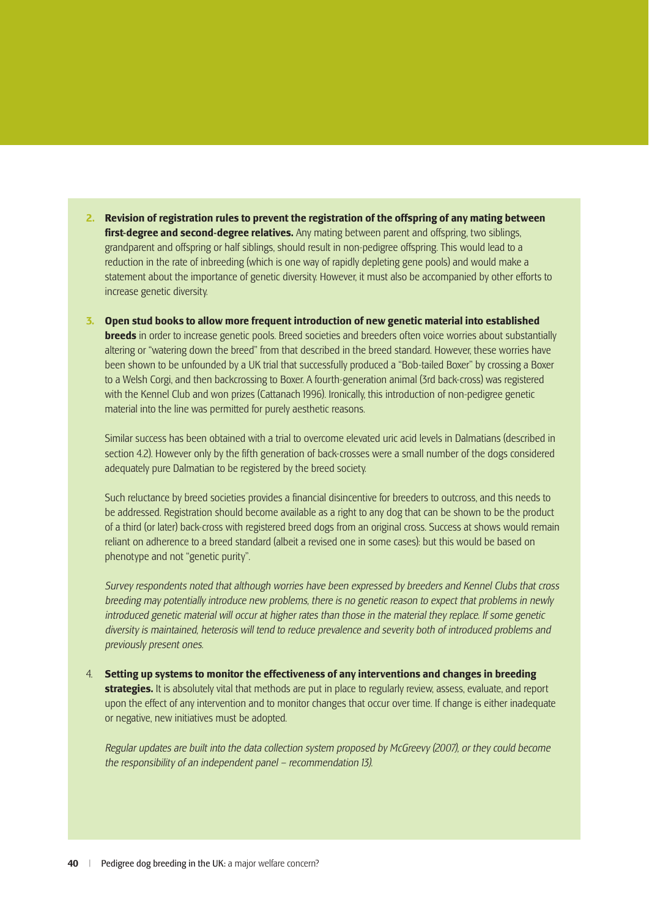2. **Revision of registration rules to prevent the registration of the offspring of any mating between first-degree and second-degree relatives.** Any mating between parent and offspring, two siblings, grandparent and offspring or half siblings, should result in non-pedigree offspring. This would lead to a reduction in the rate of inbreeding (which is one way of rapidly depleting gene pools) and would make a statement about the importance of genetic diversity. However, it must also be accompanied by other efforts to increase genetic diversity.

3. **Open stud books to allow more frequent introduction of new genetic material into established breeds** in order to increase genetic pools. Breed societies and breeders often voice worries about substantially altering or "watering down the breed" from that described in the breed standard. However, these worries have been shown to be unfounded by a UK trial that successfully produced a "Bob-tailed Boxer" by crossing a Boxer to a Welsh Corgi, and then backcrossing to Boxer. A fourth-generation animal (3rd back-cross) was registered with the Kennel Club and won prizes (Cattanach 1996). Ironically, this introduction of non-pedigree genetic material into the line was permitted for purely aesthetic reasons.

   Similar success has been obtained with a trial to overcome elevated uric acid levels in Dalmatians (described in section 4.2). However only by the fifth generation of back-crosses were a small number of the dogs considered adequately pure Dalmatian to be registered by the breed society.

   Such reluctance by breed societies provides a financial disincentive for breeders to outcross, and this needs to be addressed. Registration should become available as a right to any dog that can be shown to be the product of a third (or later) back-cross with registered breed dogs from an original cross. Success at shows would remain reliant on adherence to a breed standard (albeit a revised one in some cases): but this would be based on phenotype and not "genetic purity".

   *Survey respondents noted that although worries have been expressed by breeders and Kennel Clubs that cross breeding may potentially introduce new problems, there is no genetic reason to expect that problems in newly introduced genetic material will occur at higher rates than those in the material they replace. If some genetic diversity is maintained, heterosis will tend to reduce prevalence and severity both of introduced problems and previously present ones.*

4. **Setting up systems to monitor the effectiveness of any interventions and changes in breeding strategies.** It is absolutely vital that methods are put in place to regularly review, assess, evaluate, and report upon the effect of any intervention and to monitor changes that occur over time. If change is either inadequate or negative, new initiatives must be adopted.

   *Regular updates are built into the data collection system proposed by McGreevy (2007), or they could become the responsibility of an independent panel – recommendation 13).*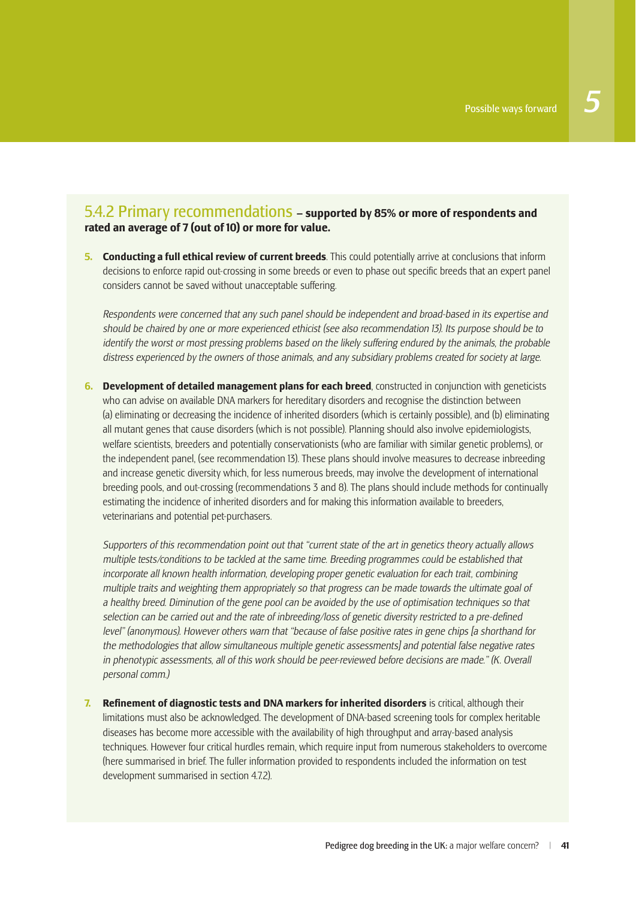### 5.4.2 Primary recommendations **– supported by 85% or more of respondents and rated an average of 7 (out of 10) or more for value.**

5. **Conducting a full ethical review of current breeds**. This could potentially arrive at conclusions that inform decisions to enforce rapid out-crossing in some breeds or even to phase out specific breeds that an expert panel considers cannot be saved without unacceptable suffering.

   *Respondents were concerned that any such panel should be independent and broad-based in its expertise and should be chaired by one or more experienced ethicist (see also recommendation 13). Its purpose should be to identify the worst or most pressing problems based on the likely suffering endured by the animals, the probable distress experienced by the owners of those animals, and any subsidiary problems created for society at large.*

6. **Development of detailed management plans for each breed**, constructed in conjunction with geneticists who can advise on available DNA markers for hereditary disorders and recognise the distinction between (a) eliminating or decreasing the incidence of inherited disorders (which is certainly possible), and (b) eliminating all mutant genes that cause disorders (which is not possible). Planning should also involve epidemiologists, welfare scientists, breeders and potentially conservationists (who are familiar with similar genetic problems), or the independent panel, (see recommendation 13). These plans should involve measures to decrease inbreeding and increase genetic diversity which, for less numerous breeds, may involve the development of international breeding pools, and out-crossing (recommendations 3 and 8). The plans should include methods for continually estimating the incidence of inherited disorders and for making this information available to breeders, veterinarians and potential pet-purchasers.

   *Supporters of this recommendation point out that "current state of the art in genetics theory actually allows multiple tests/conditions to be tackled at the same time. Breeding programmes could be established that incorporate all known health information, developing proper genetic evaluation for each trait, combining multiple traits and weighting them appropriately so that progress can be made towards the ultimate goal of a healthy breed. Diminution of the gene pool can be avoided by the use of optimisation techniques so that selection can be carried out and the rate of inbreeding/loss of genetic diversity restricted to a pre-defined level" (anonymous). However others warn that "because of false positive rates in gene chips [a shorthand for the methodologies that allow simultaneous multiple genetic assessments] and potential false negative rates in phenotypic assessments, all of this work should be peer-reviewed before decisions are made." (K. Overall personal comm.)*

7. **Refinement of diagnostic tests and DNA markers for inherited disorders** is critical, although their limitations must also be acknowledged. The development of DNA-based screening tools for complex heritable diseases has become more accessible with the availability of high throughput and array-based analysis techniques. However four critical hurdles remain, which require input from numerous stakeholders to overcome (here summarised in brief. The fuller information provided to respondents included the information on test development summarised in section 4.7.2).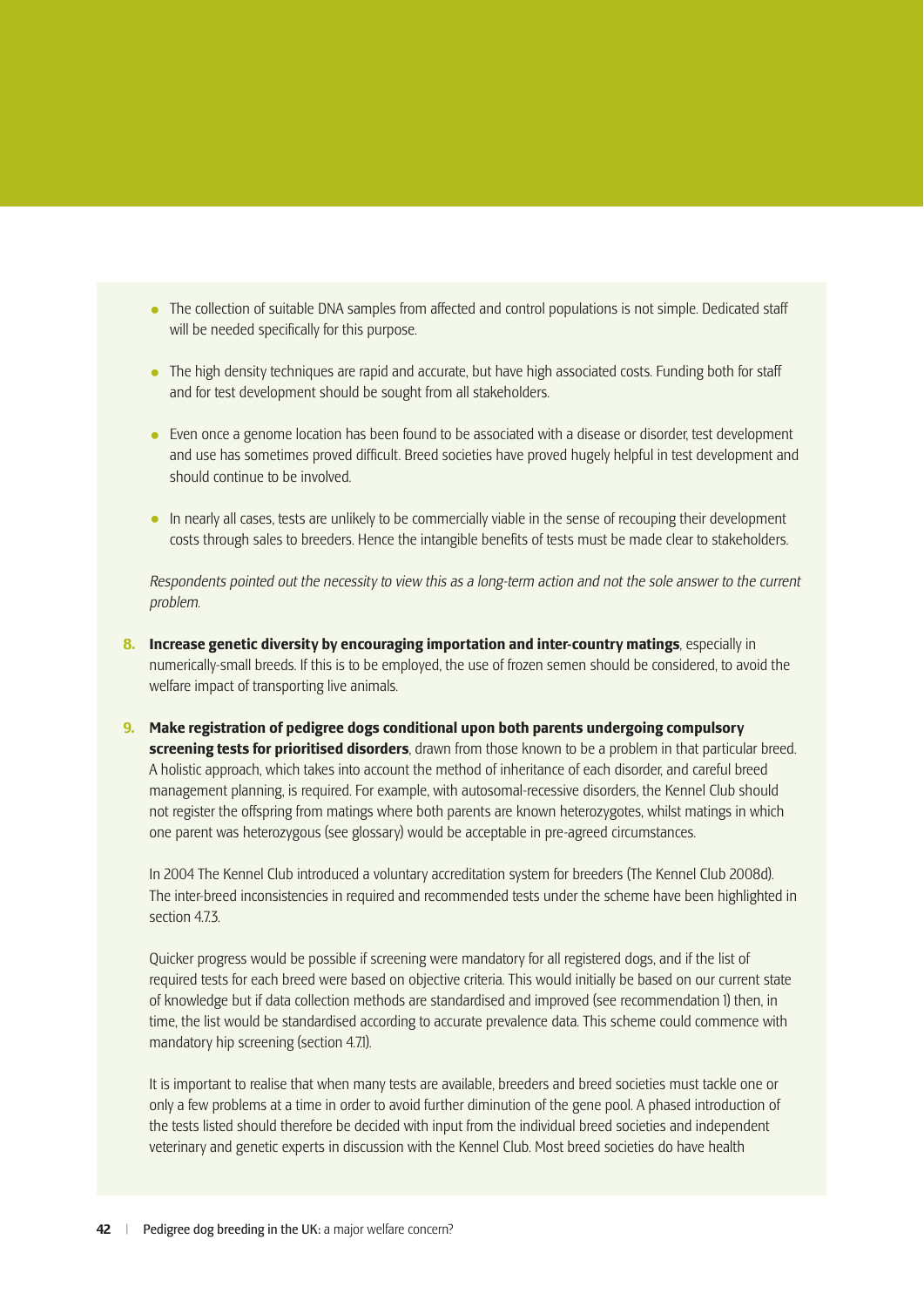- The collection of suitable DNA samples from affected and control populations is not simple. Dedicated staff will be needed specifically for this purpose.
- The high density techniques are rapid and accurate, but have high associated costs. Funding both for staff and for test development should be sought from all stakeholders.
- Even once a genome location has been found to be associated with a disease or disorder, test development and use has sometimes proved difficult. Breed societies have proved hugely helpful in test development and should continue to be involved.
- In nearly all cases, tests are unlikely to be commercially viable in the sense of recouping their development costs through sales to breeders. Hence the intangible benefits of tests must be made clear to stakeholders.

*Respondents pointed out the necessity to view this as a long-term action and not the sole answer to the current problem.*

8. **Increase genetic diversity by encouraging importation and inter-country matings**, especially in numerically-small breeds. If this is to be employed, the use of frozen semen should be considered, to avoid the welfare impact of transporting live animals.

9. **Make registration of pedigree dogs conditional upon both parents undergoing compulsory screening tests for prioritised disorders**, drawn from those known to be a problem in that particular breed. A holistic approach, which takes into account the method of inheritance of each disorder, and careful breed management planning, is required. For example, with autosomal-recessive disorders, the Kennel Club should not register the offspring from matings where both parents are known heterozygotes, whilst matings in which one parent was heterozygous (see glossary) would be acceptable in pre-agreed circumstances.

   In 2004 The Kennel Club introduced a voluntary accreditation system for breeders (The Kennel Club 2008d). The inter-breed inconsistencies in required and recommended tests under the scheme have been highlighted in section 4.7.3.

   Quicker progress would be possible if screening were mandatory for all registered dogs, and if the list of required tests for each breed were based on objective criteria. This would initially be based on our current state of knowledge but if data collection methods are standardised and improved (see recommendation 1) then, in time, the list would be standardised according to accurate prevalence data. This scheme could commence with mandatory hip screening (section 4.7.1).

   It is important to realise that when many tests are available, breeders and breed societies must tackle one or only a few problems at a time in order to avoid further diminution of the gene pool. A phased introduction of the tests listed should therefore be decided with input from the individual breed societies and independent veterinary and genetic experts in discussion with the Kennel Club. Most breed societies do have health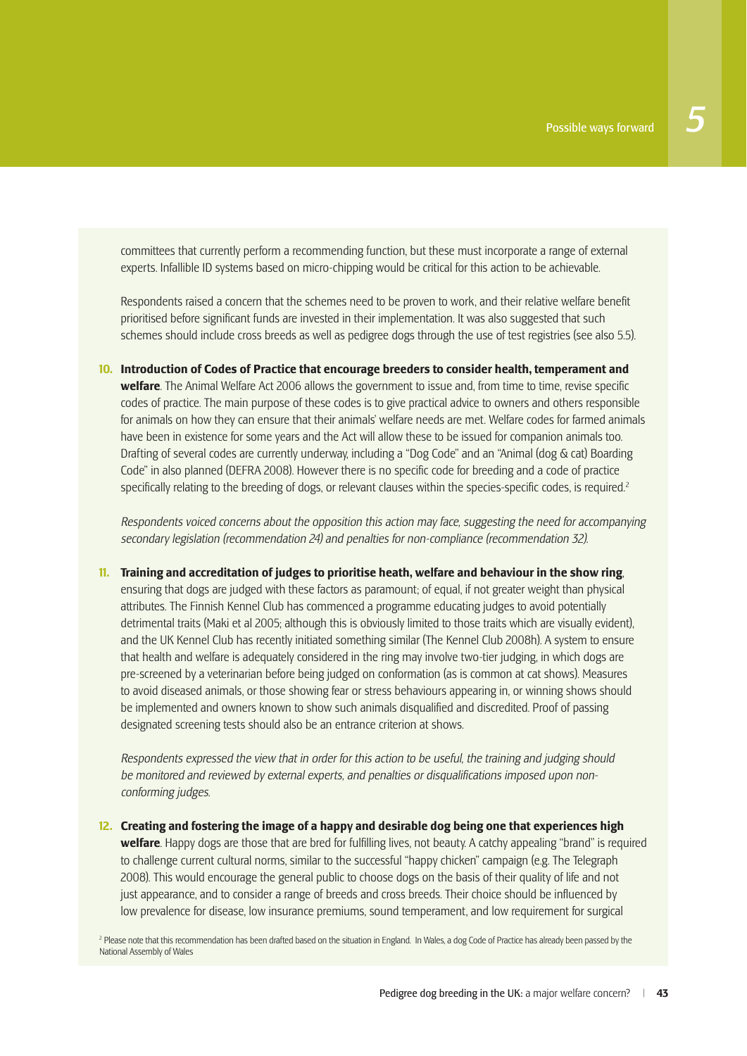committees that currently perform a recommending function, but these must incorporate a range of external experts. Infallible ID systems based on micro-chipping would be critical for this action to be achievable.

Respondents raised a concern that the schemes need to be proven to work, and their relative welfare benefit prioritised before significant funds are invested in their implementation. It was also suggested that such schemes should include cross breeds as well as pedigree dogs through the use of test registries (see also 5.5).

10. **Introduction of Codes of Practice that encourage breeders to consider health, temperament and welfare**. The Animal Welfare Act 2006 allows the government to issue and, from time to time, revise specific codes of practice. The main purpose of these codes is to give practical advice to owners and others responsible for animals on how they can ensure that their animals' welfare needs are met. Welfare codes for farmed animals have been in existence for some years and the Act will allow these to be issued for companion animals too. Drafting of several codes are currently underway, including a "Dog Code" and an "Animal (dog & cat) Boarding Code" in also planned (DEFRA 2008). However there is no specific code for breeding and a code of practice specifically relating to the breeding of dogs, or relevant clauses within the species-specific codes, is required.[2]

    *Respondents voiced concerns about the opposition this action may face, suggesting the need for accompanying secondary legislation (recommendation 24) and penalties for non-compliance (recommendation 32).*

11. **Training and accreditation of judges to prioritise heath, welfare and behaviour in the show ring**, ensuring that dogs are judged with these factors as paramount; of equal, if not greater weight than physical attributes. The Finnish Kennel Club has commenced a programme educating judges to avoid potentially detrimental traits (Maki et al 2005; although this is obviously limited to those traits which are visually evident), and the UK Kennel Club has recently initiated something similar (The Kennel Club 2008h). A system to ensure that health and welfare is adequately considered in the ring may involve two-tier judging, in which dogs are pre-screened by a veterinarian before being judged on conformation (as is common at cat shows). Measures to avoid diseased animals, or those showing fear or stress behaviours appearing in, or winning shows should be implemented and owners known to show such animals disqualified and discredited. Proof of passing designated screening tests should also be an entrance criterion at shows.

    *Respondents expressed the view that in order for this action to be useful, the training and judging should be monitored and reviewed by external experts, and penalties or disqualifications imposed upon non-conforming judges.*

12. **Creating and fostering the image of a happy and desirable dog being one that experiences high welfare**. Happy dogs are those that are bred for fulfilling lives, not beauty. A catchy appealing "brand" is required to challenge current cultural norms, similar to the successful "happy chicken" campaign (e.g. The Telegraph 2008). This would encourage the general public to choose dogs on the basis of their quality of life and not just appearance, and to consider a range of breeds and cross breeds. Their choice should be influenced by low prevalence for disease, low insurance premiums, sound temperament, and low requirement for surgical

[2] Please note that this recommendation has been drafted based on the situation in England. In Wales, a dog Code of Practice has already been passed by the National Assembly of Wales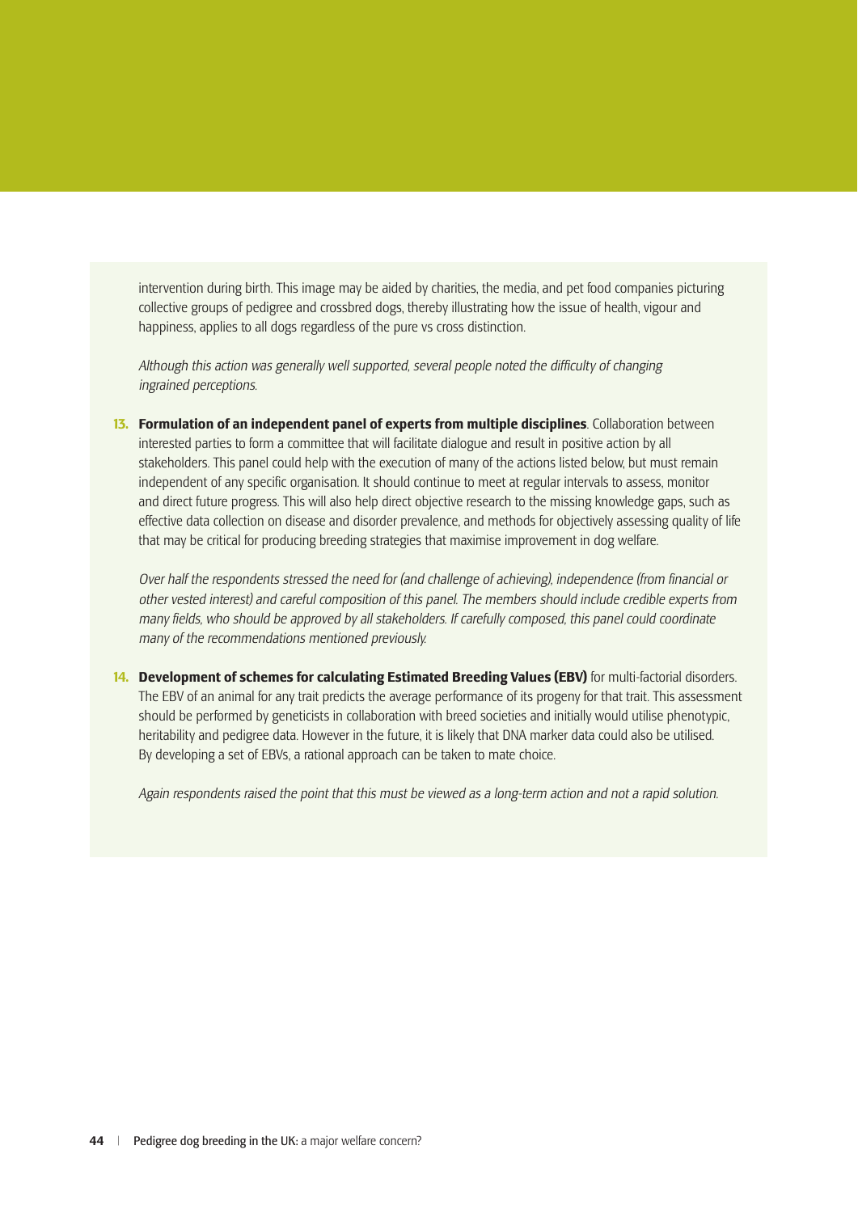intervention during birth. This image may be aided by charities, the media, and pet food companies picturing collective groups of pedigree and crossbred dogs, thereby illustrating how the issue of health, vigour and happiness, applies to all dogs regardless of the pure vs cross distinction.

*Although this action was generally well supported, several people noted the difficulty of changing ingrained perceptions.*

13. **Formulation of an independent panel of experts from multiple disciplines**. Collaboration between interested parties to form a committee that will facilitate dialogue and result in positive action by all stakeholders. This panel could help with the execution of many of the actions listed below, but must remain independent of any specific organisation. It should continue to meet at regular intervals to assess, monitor and direct future progress. This will also help direct objective research to the missing knowledge gaps, such as effective data collection on disease and disorder prevalence, and methods for objectively assessing quality of life that may be critical for producing breeding strategies that maximise improvement in dog welfare.

   *Over half the respondents stressed the need for (and challenge of achieving), independence (from financial or other vested interest) and careful composition of this panel. The members should include credible experts from many fields, who should be approved by all stakeholders. If carefully composed, this panel could coordinate many of the recommendations mentioned previously.*

14. **Development of schemes for calculating Estimated Breeding Values (EBV)** for multi-factorial disorders. The EBV of an animal for any trait predicts the average performance of its progeny for that trait. This assessment should be performed by geneticists in collaboration with breed societies and initially would utilise phenotypic, heritability and pedigree data. However in the future, it is likely that DNA marker data could also be utilised. By developing a set of EBVs, a rational approach can be taken to mate choice.

   *Again respondents raised the point that this must be viewed as a long-term action and not a rapid solution.*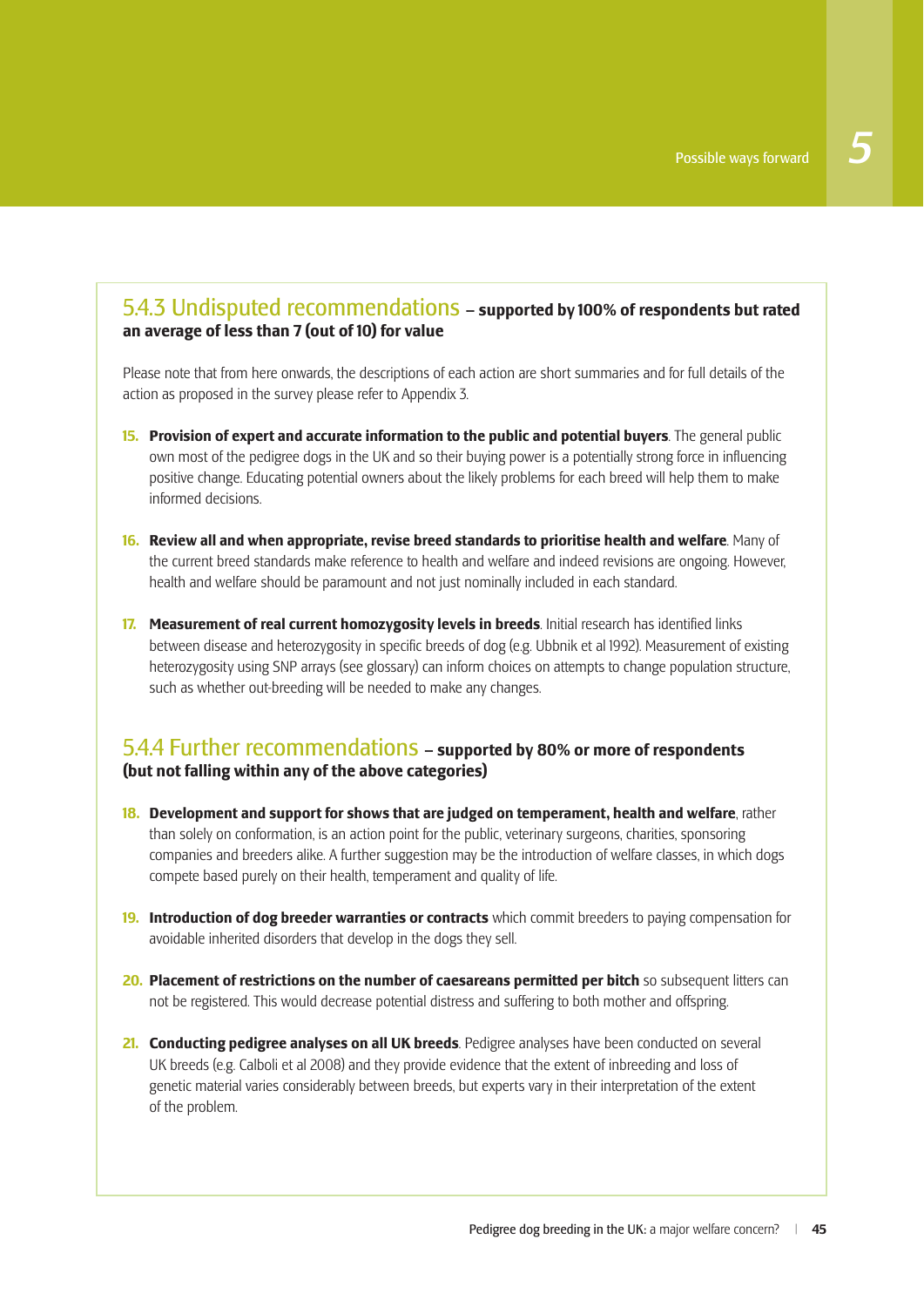### 5.4.3 Undisputed recommendations – supported by 100% of respondents but rated an average of less than 7 (out of 10) for value

Please note that from here onwards, the descriptions of each action are short summaries and for full details of the action as proposed in the survey please refer to Appendix 3.

15. **Provision of expert and accurate information to the public and potential buyers**. The general public own most of the pedigree dogs in the UK and so their buying power is a potentially strong force in influencing positive change. Educating potential owners about the likely problems for each breed will help them to make informed decisions.

16. **Review all and when appropriate, revise breed standards to prioritise health and welfare**. Many of the current breed standards make reference to health and welfare and indeed revisions are ongoing. However, health and welfare should be paramount and not just nominally included in each standard.

17. **Measurement of real current homozygosity levels in breeds**. Initial research has identified links between disease and heterozygosity in specific breeds of dog (e.g. Ubbnik et al 1992). Measurement of existing heterozygosity using SNP arrays (see glossary) can inform choices on attempts to change population structure, such as whether out-breeding will be needed to make any changes.

### 5.4.4 Further recommendations – supported by 80% or more of respondents (but not falling within any of the above categories)

18. **Development and support for shows that are judged on temperament, health and welfare**, rather than solely on conformation, is an action point for the public, veterinary surgeons, charities, sponsoring companies and breeders alike. A further suggestion may be the introduction of welfare classes, in which dogs compete based purely on their health, temperament and quality of life.

19. **Introduction of dog breeder warranties or contracts** which commit breeders to paying compensation for avoidable inherited disorders that develop in the dogs they sell.

20. **Placement of restrictions on the number of caesareans permitted per bitch** so subsequent litters can not be registered. This would decrease potential distress and suffering to both mother and offspring.

21. **Conducting pedigree analyses on all UK breeds**. Pedigree analyses have been conducted on several UK breeds (e.g. Calboli et al 2008) and they provide evidence that the extent of inbreeding and loss of genetic material varies considerably between breeds, but experts vary in their interpretation of the extent of the problem.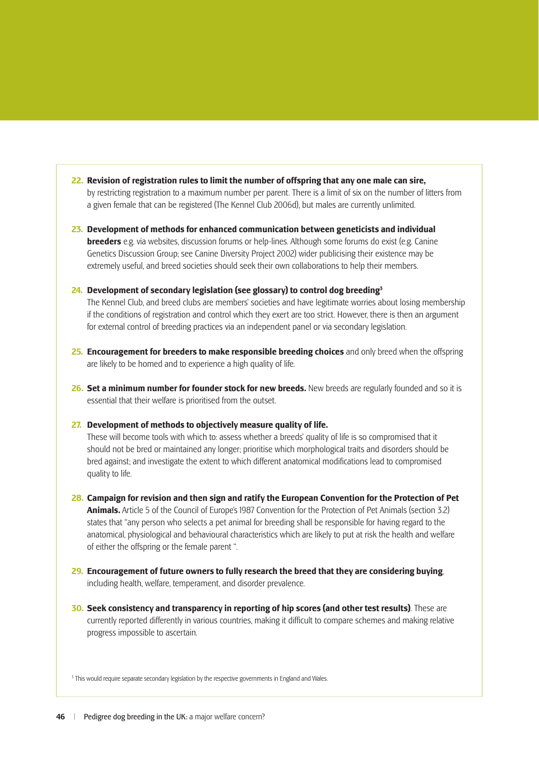22. **Revision of registration rules to limit the number of offspring that any one male can sire,** by restricting registration to a maximum number per parent. There is a limit of six on the number of litters from a given female that can be registered (The Kennel Club 2006d), but males are currently unlimited.

23. **Development of methods for enhanced communication between geneticists and individual breeders** e.g. via websites, discussion forums or help-lines. Although some forums do exist (e.g. Canine Genetics Discussion Group; see Canine Diversity Project 2002) wider publicising their existence may be extremely useful, and breed societies should seek their own collaborations to help their members.

24. **Development of secondary legislation (see glossary) to control dog breeding[3]**
The Kennel Club, and breed clubs are members' societies and have legitimate worries about losing membership if the conditions of registration and control which they exert are too strict. However, there is then an argument for external control of breeding practices via an independent panel or via secondary legislation.

25. **Encouragement for breeders to make responsible breeding choices** and only breed when the offspring are likely to be homed and to experience a high quality of life.

26. **Set a minimum number for founder stock for new breeds.** New breeds are regularly founded and so it is essential that their welfare is prioritised from the outset.

27. **Development of methods to objectively measure quality of life.**
These will become tools with which to: assess whether a breeds' quality of life is so compromised that it should not be bred or maintained any longer; prioritise which morphological traits and disorders should be bred against; and investigate the extent to which different anatomical modifications lead to compromised quality to life.

28. **Campaign for revision and then sign and ratify the European Convention for the Protection of Pet Animals.** Article 5 of the Council of Europe's 1987 Convention for the Protection of Pet Animals (section 3.2) states that "any person who selects a pet animal for breeding shall be responsible for having regard to the anatomical, physiological and behavioural characteristics which are likely to put at risk the health and welfare of either the offspring or the female parent ".

29. **Encouragement of future owners to fully research the breed that they are considering buying**, including health, welfare, temperament, and disorder prevalence.

30. **Seek consistency and transparency in reporting of hip scores (and other test results)**. These are currently reported differently in various countries, making it difficult to compare schemes and making relative progress impossible to ascertain.

[3] This would require separate secondary legislation by the respective governments in England and Wales.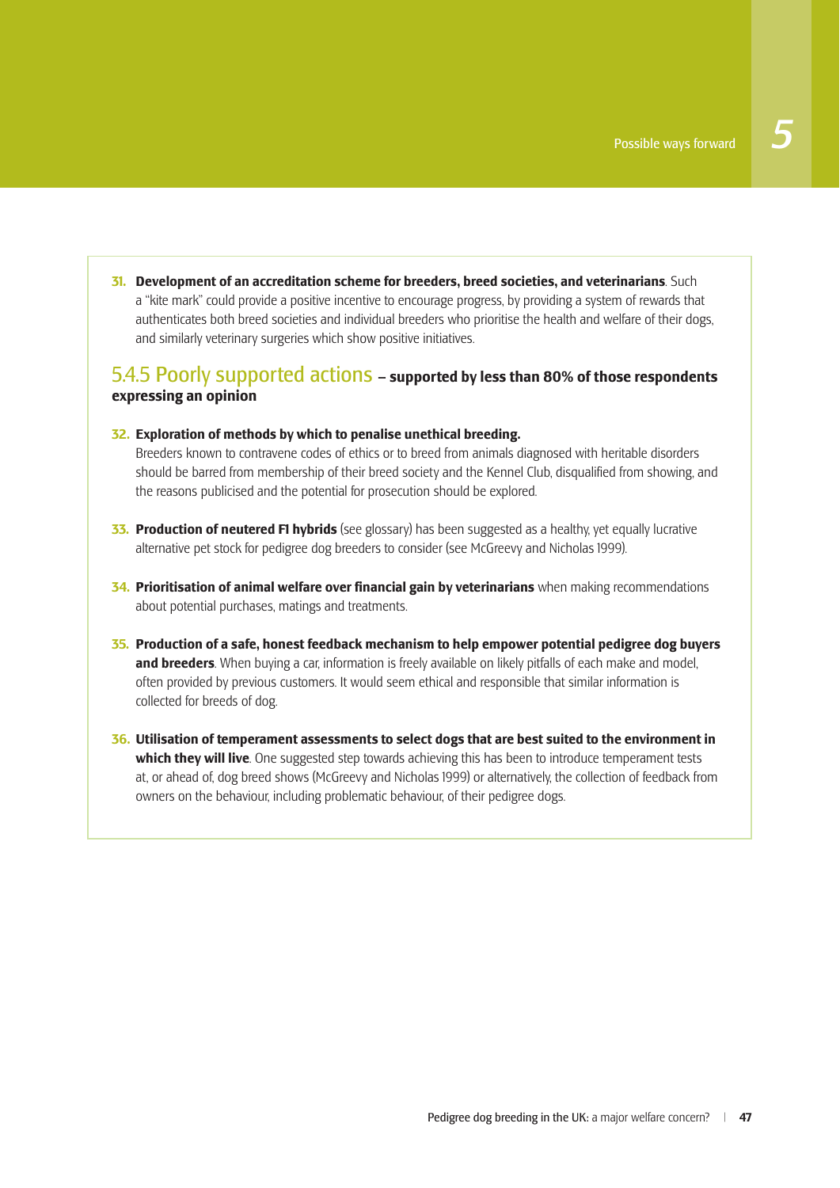31. **Development of an accreditation scheme for breeders, breed societies, and veterinarians**. Such a "kite mark" could provide a positive incentive to encourage progress, by providing a system of rewards that authenticates both breed societies and individual breeders who prioritise the health and welfare of their dogs, and similarly veterinary surgeries which show positive initiatives.

### 5.4.5 Poorly supported actions – supported by less than 80% of those respondents expressing an opinion

32. **Exploration of methods by which to penalise unethical breeding.** Breeders known to contravene codes of ethics or to breed from animals diagnosed with heritable disorders should be barred from membership of their breed society and the Kennel Club, disqualified from showing, and the reasons publicised and the potential for prosecution should be explored.

33. **Production of neutered F1 hybrids** (see glossary) has been suggested as a healthy, yet equally lucrative alternative pet stock for pedigree dog breeders to consider (see McGreevy and Nicholas 1999).

34. **Prioritisation of animal welfare over financial gain by veterinarians** when making recommendations about potential purchases, matings and treatments.

35. **Production of a safe, honest feedback mechanism to help empower potential pedigree dog buyers and breeders**. When buying a car, information is freely available on likely pitfalls of each make and model, often provided by previous customers. It would seem ethical and responsible that similar information is collected for breeds of dog.

36. **Utilisation of temperament assessments to select dogs that are best suited to the environment in which they will live**. One suggested step towards achieving this has been to introduce temperament tests at, or ahead of, dog breed shows (McGreevy and Nicholas 1999) or alternatively, the collection of feedback from owners on the behaviour, including problematic behaviour, of their pedigree dogs.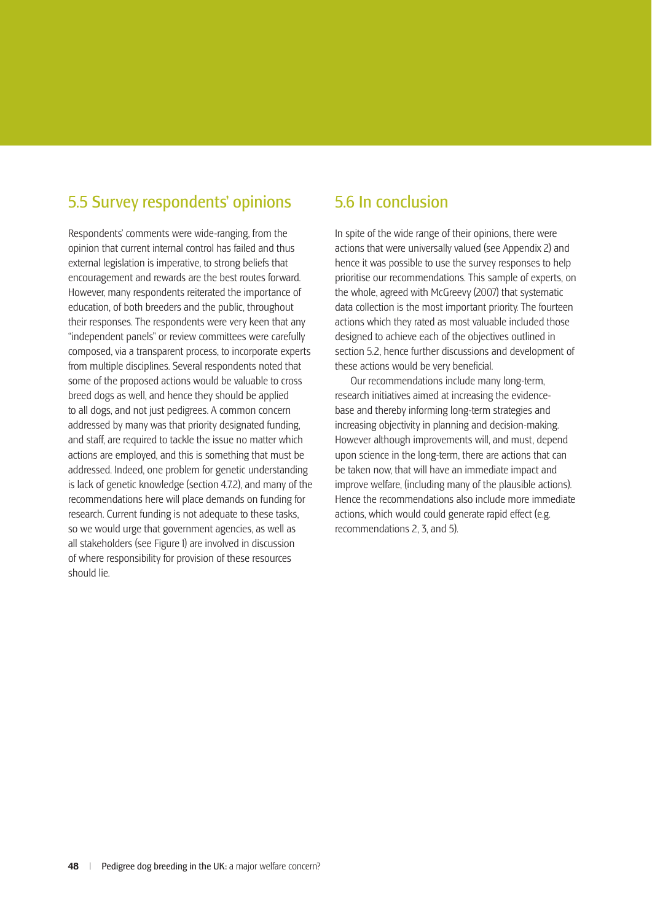## 5.5 Survey respondents' opinions

Respondents' comments were wide-ranging, from the opinion that current internal control has failed and thus external legislation is imperative, to strong beliefs that encouragement and rewards are the best routes forward. However, many respondents reiterated the importance of education, of both breeders and the public, throughout their responses. The respondents were very keen that any "independent panels" or review committees were carefully composed, via a transparent process, to incorporate experts from multiple disciplines. Several respondents noted that some of the proposed actions would be valuable to cross breed dogs as well, and hence they should be applied to all dogs, and not just pedigrees. A common concern addressed by many was that priority designated funding, and staff, are required to tackle the issue no matter which actions are employed, and this is something that must be addressed. Indeed, one problem for genetic understanding is lack of genetic knowledge (section 4.7.2), and many of the recommendations here will place demands on funding for research. Current funding is not adequate to these tasks, so we would urge that government agencies, as well as all stakeholders (see Figure 1) are involved in discussion of where responsibility for provision of these resources should lie.

## 5.6 In conclusion

In spite of the wide range of their opinions, there were actions that were universally valued (see Appendix 2) and hence it was possible to use the survey responses to help prioritise our recommendations. This sample of experts, on the whole, agreed with McGreevy (2007) that systematic data collection is the most important priority. The fourteen actions which they rated as most valuable included those designed to achieve each of the objectives outlined in section 5.2, hence further discussions and development of these actions would be very beneficial.

Our recommendations include many long-term, research initiatives aimed at increasing the evidence-base and thereby informing long-term strategies and increasing objectivity in planning and decision-making. However although improvements will, and must, depend upon science in the long-term, there are actions that can be taken now, that will have an immediate impact and improve welfare, (including many of the plausible actions). Hence the recommendations also include more immediate actions, which would could generate rapid effect (e.g. recommendations 2, 3, and 5).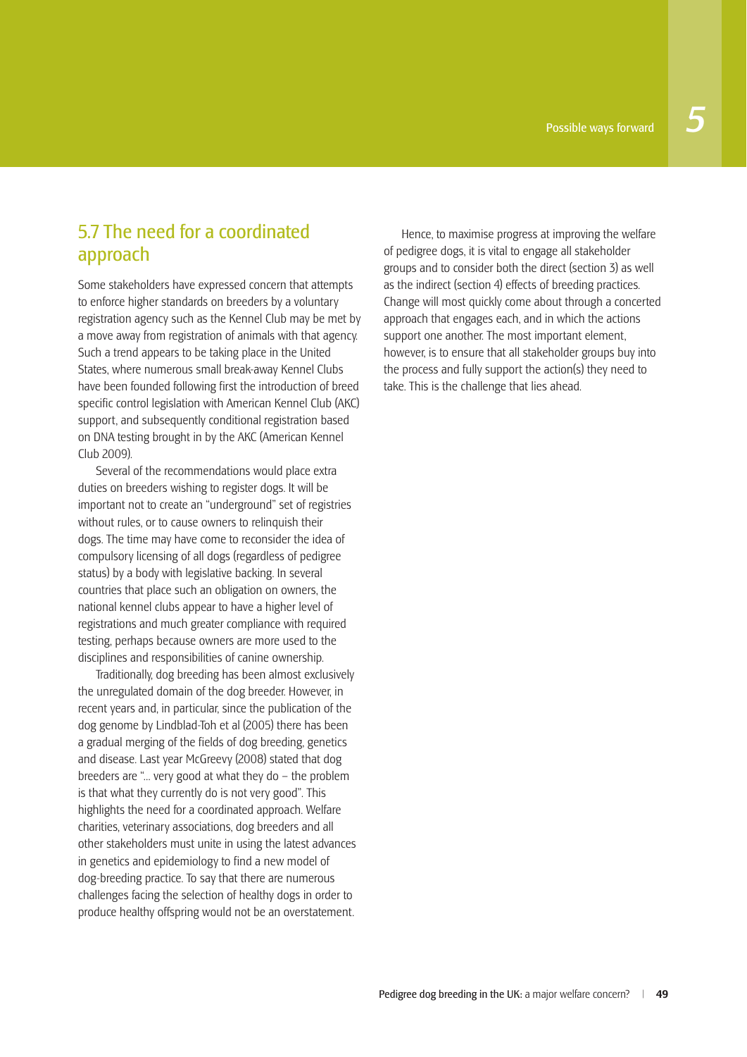## 5.7 The need for a coordinated approach

Some stakeholders have expressed concern that attempts to enforce higher standards on breeders by a voluntary registration agency such as the Kennel Club may be met by a move away from registration of animals with that agency. Such a trend appears to be taking place in the United States, where numerous small break-away Kennel Clubs have been founded following first the introduction of breed specific control legislation with American Kennel Club (AKC) support, and subsequently conditional registration based on DNA testing brought in by the AKC (American Kennel Club 2009).

Several of the recommendations would place extra duties on breeders wishing to register dogs. It will be important not to create an "underground" set of registries without rules, or to cause owners to relinquish their dogs. The time may have come to reconsider the idea of compulsory licensing of all dogs (regardless of pedigree status) by a body with legislative backing. In several countries that place such an obligation on owners, the national kennel clubs appear to have a higher level of registrations and much greater compliance with required testing, perhaps because owners are more used to the disciplines and responsibilities of canine ownership.

Traditionally, dog breeding has been almost exclusively the unregulated domain of the dog breeder. However, in recent years and, in particular, since the publication of the dog genome by Lindblad-Toh et al (2005) there has been a gradual merging of the fields of dog breeding, genetics and disease. Last year McGreevy (2008) stated that dog breeders are "... very good at what they do – the problem is that what they currently do is not very good". This highlights the need for a coordinated approach. Welfare charities, veterinary associations, dog breeders and all other stakeholders must unite in using the latest advances in genetics and epidemiology to find a new model of dog-breeding practice. To say that there are numerous challenges facing the selection of healthy dogs in order to produce healthy offspring would not be an overstatement.

Hence, to maximise progress at improving the welfare of pedigree dogs, it is vital to engage all stakeholder groups and to consider both the direct (section 3) as well as the indirect (section 4) effects of breeding practices. Change will most quickly come about through a concerted approach that engages each, and in which the actions support one another. The most important element, however, is to ensure that all stakeholder groups buy into the process and fully support the action(s) they need to take. This is the challenge that lies ahead.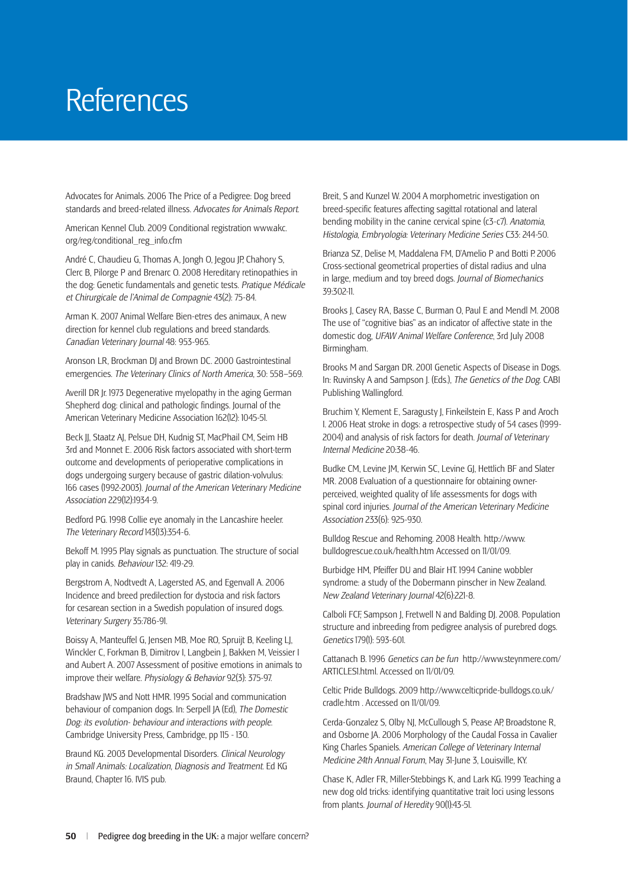# References

Advocates for Animals. 2006 The Price of a Pedigree: Dog breed standards and breed-related illness. *Advocates for Animals Report.*

American Kennel Club. 2009 Conditional registration www.akc.org/reg/conditional_reg_info.cfm

André C, Chaudieu G, Thomas A, Jongh O, Jegou JP, Chahory S, Clerc B, Pilorge P and Brenarc O. 2008 Hereditary retinopathies in the dog: Genetic fundamentals and genetic tests. *Pratique Médicale et Chirurgicale de l'Animal de Compagnie* 43(2): 75-84.

Arman K. 2007 Animal Welfare Bien-etres des animaux, A new direction for kennel club regulations and breed standards. *Canadian Veterinary Journal* 48: 953-965.

Aronson LR, Brockman DJ and Brown DC. 2000 Gastrointestinal emergencies. *The Veterinary Clinics of North America*, 30: 558–569.

Averill DR Jr. 1973 Degenerative myelopathy in the aging German Shepherd dog: clinical and pathologic findings. Journal of the American Veterinary Medicine Association 162(12): 1045-51.

Beck JJ, Staatz AJ, Pelsue DH, Kudnig ST, MacPhail CM, Seim HB 3rd and Monnet E. 2006 Risk factors associated with short-term outcome and developments of perioperative complications in dogs undergoing surgery because of gastric dilation-volvulus: 166 cases (1992-2003). *Journal of the American Veterinary Medicine Association* 229(12):1934-9.

Bedford PG. 1998 Collie eye anomaly in the Lancashire heeler. *The Veterinary Record* 143(13):354-6.

Bekoff M. 1995 Play signals as punctuation. The structure of social play in canids. *Behaviour* 132: 419-29.

Bergstrom A, Nodtvedt A, Lagersted AS, and Egenvall A. 2006 Incidence and breed predilection for dystocia and risk factors for cesarean section in a Swedish population of insured dogs. *Veterinary Surgery* 35:786-91.

Boissy A, Manteuffel G, Jensen MB, Moe RO, Spruijt B, Keeling LJ, Winckler C, Forkman B, Dimitrov I, Langbein J, Bakken M, Veissier I and Aubert A. 2007 Assessment of positive emotions in animals to improve their welfare. *Physiology & Behavior* 92(3): 375-97.

Bradshaw JWS and Nott HMR. 1995 Social and communication behaviour of companion dogs. In: Serpell JA (Ed), *The Domestic Dog: its evolution- behaviour and interactions with people.* Cambridge University Press, Cambridge, pp 115 - 130.

Braund KG. 2003 Developmental Disorders. *Clinical Neurology in Small Animals: Localization, Diagnosis and Treatment.* Ed KG Braund, Chapter 16. IVIS pub.

Breit, S and Kunzel W. 2004 A morphometric investigation on breed-specific features affecting sagittal rotational and lateral bending mobility in the canine cervical spine (c3-c7). *Anatomia, Histologia, Embryologia: Veterinary Medicine Series* C33: 244-50.

Brianza SZ, Delise M, Maddalena FM, D'Amelio P and Botti P. 2006 Cross-sectional geometrical properties of distal radius and ulna in large, medium and toy breed dogs. *Journal of Biomechanics* 39:302-11.

Brooks J, Casey RA, Basse C, Burman O, Paul E and Mendl M. 2008 The use of "cognitive bias" as an indicator of affective state in the domestic dog, *UFAW Animal Welfare Conference*, 3rd July 2008 Birmingham.

Brooks M and Sargan DR. 2001 Genetic Aspects of Disease in Dogs. In: Ruvinsky A and Sampson J. (Eds.), *The Genetics of the Dog.* CABI Publishing Wallingford.

Bruchim Y, Klement E, Saragusty J, Finkeilstein E, Kass P and Aroch I. 2006 Heat stroke in dogs: a retrospective study of 54 cases (1999-2004) and analysis of risk factors for death. *Journal of Veterinary Internal Medicine* 20:38-46.

Budke CM, Levine JM, Kerwin SC, Levine GJ, Hettlich BF and Slater MR. 2008 Evaluation of a questionnaire for obtaining owner-perceived, weighted quality of life assessments for dogs with spinal cord injuries. *Journal of the American Veterinary Medicine Association* 233(6): 925-930.

Bulldog Rescue and Rehoming. 2008 Health. http://www.bulldogrescue.co.uk/health.htm Accessed on 11/01/09.

Burbidge HM, Pfeiffer DU and Blair HT. 1994 Canine wobbler syndrome: a study of the Dobermann pinscher in New Zealand. *New Zealand Veterinary Journal* 42(6):221-8.

Calboli FCF, Sampson J, Fretwell N and Balding DJ. 2008. Population structure and inbreeding from pedigree analysis of purebred dogs. *Genetics* 179(1): 593-601.

Cattanach B. 1996 *Genetics can be fun* http://www.steynmere.com/ARTICLES1.html. Accessed on 11/01/09.

Celtic Pride Bulldogs. 2009 http://www.celticpride-bulldogs.co.uk/cradle.htm . Accessed on 11/01/09.

Cerda-Gonzalez S, Olby NJ, McCullough S, Pease AP, Broadstone R, and Osborne JA. 2006 Morphology of the Caudal Fossa in Cavalier King Charles Spaniels. *American College of Veterinary Internal Medicine 24th Annual Forum*, May 31-June 3, Louisville, KY.

Chase K, Adler FR, Miller-Stebbings K, and Lark KG. 1999 Teaching a new dog old tricks: identifying quantitative trait loci using lessons from plants. *Journal of Heredity* 90(1):43-51.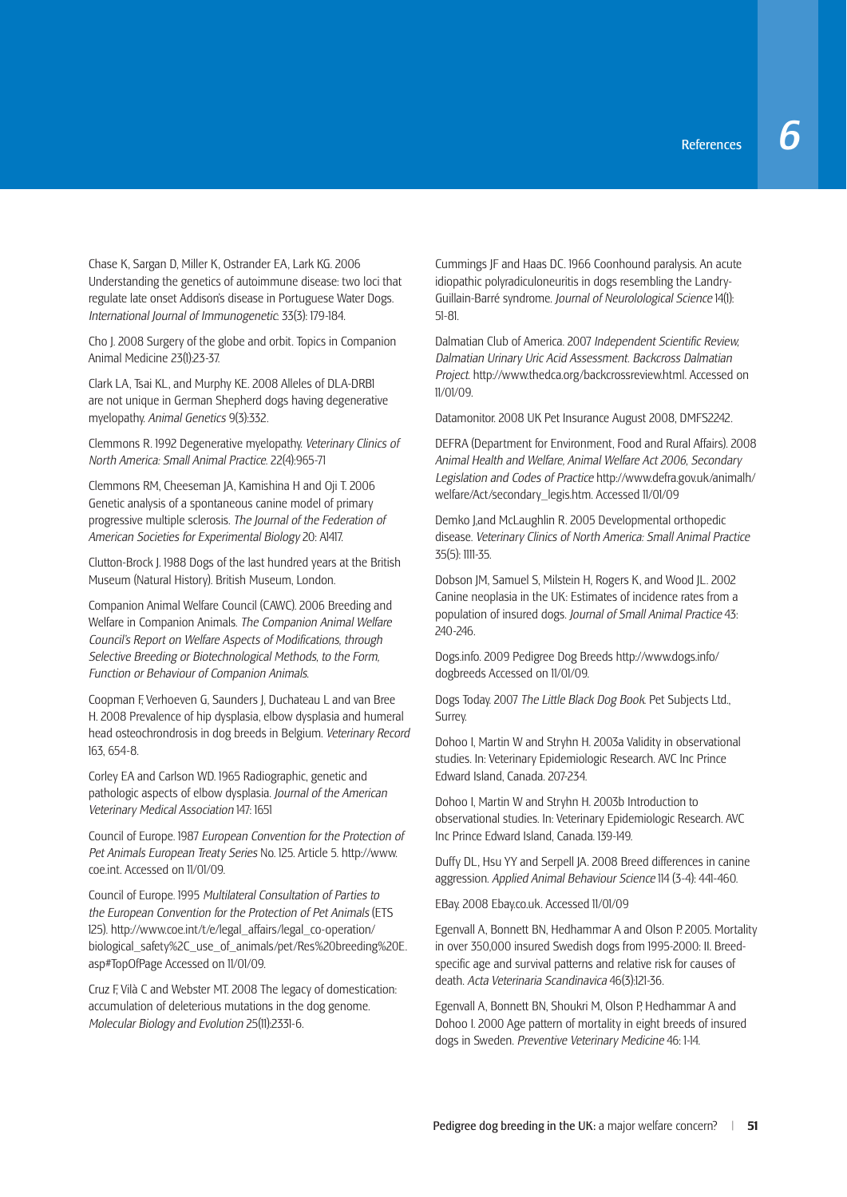Chase K, Sargan D, Miller K, Ostrander EA, Lark KG. 2006 Understanding the genetics of autoimmune disease: two loci that regulate late onset Addison's disease in Portuguese Water Dogs. *International Journal of Immunogenetic.* 33(3): 179-184.

Cho J. 2008 Surgery of the globe and orbit. Topics in Companion Animal Medicine 23(1):23-37.

Clark LA, Tsai KL, and Murphy KE. 2008 Alleles of DLA-DRB1 are not unique in German Shepherd dogs having degenerative myelopathy. *Animal Genetics* 9(3):332.

Clemmons R. 1992 Degenerative myelopathy. *Veterinary Clinics of North America: Small Animal Practice.* 22(4):965-71

Clemmons RM, Cheeseman JA, Kamishina H and Oji T. 2006 Genetic analysis of a spontaneous canine model of primary progressive multiple sclerosis. *The Journal of the Federation of American Societies for Experimental Biology* 20: A1417.

Clutton-Brock J. 1988 Dogs of the last hundred years at the British Museum (Natural History). British Museum, London.

Companion Animal Welfare Council (CAWC). 2006 Breeding and Welfare in Companion Animals. *The Companion Animal Welfare Council's Report on Welfare Aspects of Modifications, through Selective Breeding or Biotechnological Methods, to the Form, Function or Behaviour of Companion Animals.*

Coopman F, Verhoeven G, Saunders J, Duchateau L and van Bree H. 2008 Prevalence of hip dysplasia, elbow dysplasia and humeral head osteochrondrosis in dog breeds in Belgium. *Veterinary Record* 163, 654-8.

Corley EA and Carlson WD. 1965 Radiographic, genetic and pathologic aspects of elbow dysplasia. *Journal of the American Veterinary Medical Association* 147: 1651

Council of Europe. 1987 *European Convention for the Protection of Pet Animals European Treaty Series* No. 125. Article 5. http://www.coe.int. Accessed on 11/01/09.

Council of Europe. 1995 *Multilateral Consultation of Parties to the European Convention for the Protection of Pet Animals* (ETS 125). http://www.coe.int/t/e/legal_affairs/legal_co-operation/biological_safety%2C_use_of_animals/pet/Res%20breeding%20E.asp#TopOfPage Accessed on 11/01/09.

Cruz F, Vilà C and Webster MT. 2008 The legacy of domestication: accumulation of deleterious mutations in the dog genome. *Molecular Biology and Evolution* 25(11):2331-6.

Cummings JF and Haas DC. 1966 Coonhound paralysis. An acute idiopathic polyradiculoneuritis in dogs resembling the Landry-Guillain-Barré syndrome. *Journal of Neurolological Science* 14(1): 51-81.

Dalmatian Club of America. 2007 *Independent Scientific Review, Dalmatian Urinary Uric Acid Assessment. Backcross Dalmatian Project.* http://www.thedca.org/backcrossreview.html. Accessed on 11/01/09.

Datamonitor. 2008 UK Pet Insurance August 2008, DMFS2242.

DEFRA (Department for Environment, Food and Rural Affairs). 2008 *Animal Health and Welfare, Animal Welfare Act 2006, Secondary Legislation and Codes of Practice* http://www.defra.gov.uk/animalh/welfare/Act/secondary_legis.htm. Accessed 11/01/09

Demko J,and McLaughlin R. 2005 Developmental orthopedic disease. *Veterinary Clinics of North America: Small Animal Practice* 35(5): 1111-35.

Dobson JM, Samuel S, Milstein H, Rogers K, and Wood JL. 2002 Canine neoplasia in the UK: Estimates of incidence rates from a population of insured dogs. *Journal of Small Animal Practice* 43: 240-246.

Dogs.info. 2009 Pedigree Dog Breeds http://www.dogs.info/dogbreeds Accessed on 11/01/09.

Dogs Today. 2007 *The Little Black Dog Book.* Pet Subjects Ltd., Surrey.

Dohoo I, Martin W and Stryhn H. 2003a Validity in observational studies. In: Veterinary Epidemiologic Research. AVC Inc Prince Edward Island, Canada. 207-234.

Dohoo I, Martin W and Stryhn H. 2003b Introduction to observational studies. In: Veterinary Epidemiologic Research. AVC Inc Prince Edward Island, Canada. 139-149.

Duffy DL, Hsu YY and Serpell JA. 2008 Breed differences in canine aggression. *Applied Animal Behaviour Science* 114 (3-4): 441-460.

EBay. 2008 Ebay.co.uk. Accessed 11/01/09

Egenvall A, Bonnett BN, Hedhammar A and Olson P. 2005. Mortality in over 350,000 insured Swedish dogs from 1995-2000: II. Breed-specific age and survival patterns and relative risk for causes of death. *Acta Veterinaria Scandinavica* 46(3):121-36.

Egenvall A, Bonnett BN, Shoukri M, Olson P, Hedhammar A and Dohoo I. 2000 Age pattern of mortality in eight breeds of insured dogs in Sweden. *Preventive Veterinary Medicine* 46: 1-14.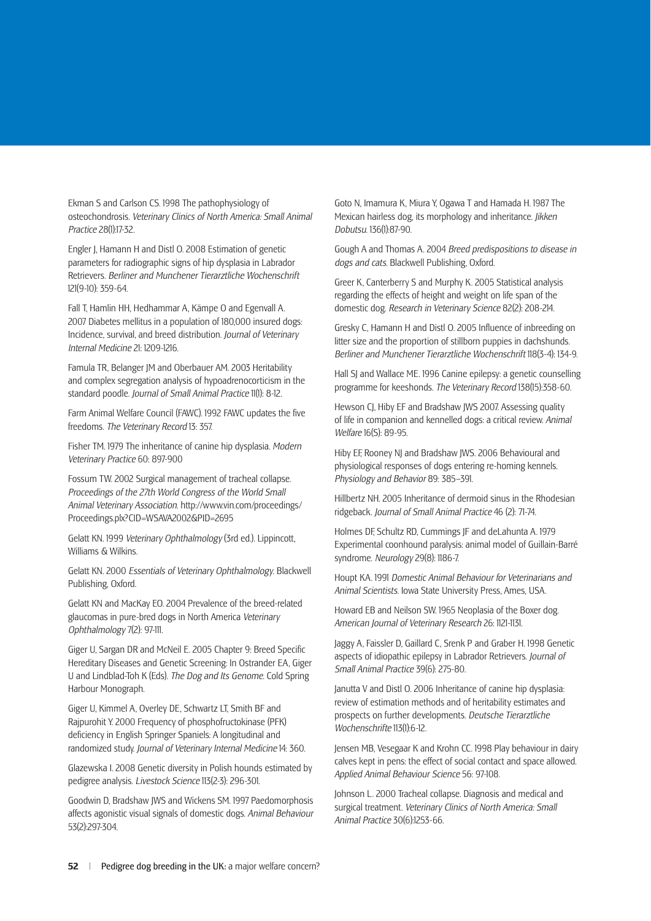Ekman S and Carlson CS. 1998 The pathophysiology of osteochondrosis. *Veterinary Clinics of North America: Small Animal Practice* 28(1):17-32.

Engler J, Hamann H and Distl O. 2008 Estimation of genetic parameters for radiographic signs of hip dysplasia in Labrador Retrievers. *Berliner and Munchener Tierarztliche Wochenschrift* 121(9-10): 359-64.

Fall T, Hamlin HH, Hedhammar A, Kämpe O and Egenvall A. 2007 Diabetes mellitus in a population of 180,000 insured dogs: Incidence, survival, and breed distribution. *Journal of Veterinary Internal Medicine* 21: 1209-1216.

Famula TR, Belanger JM and Oberbauer AM. 2003 Heritability and complex segregation analysis of hypoadrenocorticism in the standard poodle. *Journal of Small Animal Practice* 11(1): 8-12.

Farm Animal Welfare Council (FAWC). 1992 FAWC updates the five freedoms. *The Veterinary Record* 13: 357.

Fisher TM. 1979 The inheritance of canine hip dysplasia. *Modern Veterinary Practice* 60: 897-900

Fossum TW. 2002 Surgical management of tracheal collapse. *Proceedings of the 27th World Congress of the World Small Animal Veterinary Association*. http://www.vin.com/proceedings/Proceedings.plx?CID=WSAVA2002&PID=2695

Gelatt KN. 1999 *Veterinary Ophthalmology* (3rd ed.). Lippincott, Williams & Wilkins.

Gelatt KN. 2000 *Essentials of Veterinary Ophthalmology*. Blackwell Publishing, Oxford.

Gelatt KN and MacKay EO. 2004 Prevalence of the breed-related glaucomas in pure-bred dogs in North America *Veterinary Ophthalmology* 7(2): 97-111.

Giger U, Sargan DR and McNeil E. 2005 Chapter 9: Breed Specific Hereditary Diseases and Genetic Screening: In Ostrander EA, Giger U and Lindblad-Toh K (Eds). *The Dog and Its Genome*. Cold Spring Harbour Monograph.

Giger U, Kimmel A, Overley DE, Schwartz LT, Smith BF and Rajpurohit Y. 2000 Frequency of phosphofructokinase (PFK) deficiency in English Springer Spaniels: A longitudinal and randomized study. *Journal of Veterinary Internal Medicine* 14: 360.

Glazewska I. 2008 Genetic diversity in Polish hounds estimated by pedigree analysis. *Livestock Science* 113(2-3): 296-301.

Goodwin D, Bradshaw JWS and Wickens SM. 1997 Paedomorphosis affects agonistic visual signals of domestic dogs. *Animal Behaviour* 53(2):297-304.

Goto N, Imamura K, Miura Y, Ogawa T and Hamada H. 1987 The Mexican hairless dog, its morphology and inheritance. *Jikken Dobutsu*. 136(1):87-90.

Gough A and Thomas A. 2004 *Breed predispositions to disease in dogs and cats*. Blackwell Publishing, Oxford.

Greer K, Canterberry S and Murphy K. 2005 Statistical analysis regarding the effects of height and weight on life span of the domestic dog. *Research in Veterinary Science* 82(2): 208-214.

Gresky C, Hamann H and Distl O. 2005 Influence of inbreeding on litter size and the proportion of stillborn puppies in dachshunds. *Berliner and Munchener Tierarztliche Wochenschrift* 118(3-4): 134-9.

Hall SJ and Wallace ME. 1996 Canine epilepsy: a genetic counselling programme for keeshonds. *The Veterinary Record* 138(15):358-60.

Hewson CJ, Hiby EF and Bradshaw JWS 2007. Assessing quality of life in companion and kennelled dogs: a critical review. *Animal Welfare* 16(S): 89-95.

Hiby EF, Rooney NJ and Bradshaw JWS. 2006 Behavioural and physiological responses of dogs entering re-homing kennels. *Physiology and Behavior* 89: 385–391.

Hillbertz NH. 2005 Inheritance of dermoid sinus in the Rhodesian ridgeback. *Journal of Small Animal Practice* 46 (2): 71-74.

Holmes DF, Schultz RD, Cummings JF and deLahunta A. 1979 Experimental coonhound paralysis: animal model of Guillain-Barré syndrome. *Neurology* 29(8): 1186-7.

Houpt KA. 1991 *Domestic Animal Behaviour for Veterinarians and Animal Scientists*. Iowa State University Press, Ames, USA.

Howard EB and Neilson SW. 1965 Neoplasia of the Boxer dog. *American Journal of Veterinary Research* 26: 1121-1131.

Jaggy A, Faissler D, Gaillard C, Srenk P and Graber H. 1998 Genetic aspects of idiopathic epilepsy in Labrador Retrievers. *Journal of Small Animal Practice* 39(6): 275-80.

Janutta V and Distl O. 2006 Inheritance of canine hip dysplasia: review of estimation methods and of heritability estimates and prospects on further developments. *Deutsche Tierarztliche Wochenschrifte* 113(1):6-12.

Jensen MB, Vesegaar K and Krohn CC. 1998 Play behaviour in dairy calves kept in pens: the effect of social contact and space allowed. *Applied Animal Behaviour Science* 56: 97-108.

Johnson L. 2000 Tracheal collapse. Diagnosis and medical and surgical treatment. *Veterinary Clinics of North America: Small Animal Practice* 30(6):1253-66.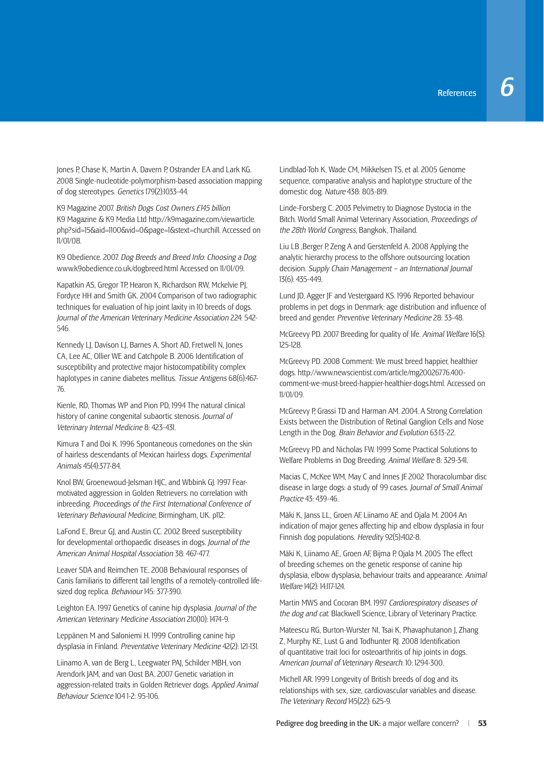Jones P, Chase K, Martin A, Davern P, Ostrander EA and Lark KG. 2008 Single-nucleotide-polymorphism-based association mapping of dog stereotypes. *Genetics* 179(2):1033-44.

K9 Magazine 2007. *British Dogs Cost Owners £145 billion* K9 Magazine & K9 Media Ltd http://k9magazine.com/viewarticle.php?sid=15&aid=1100&vid=0&page=1&stext=churchill. Accessed on 11/01/08.

K9 Obedience. 2007. *Dog Breeds and Breed Info: Choosing a Dog.* www.k9obedience.co.uk/dogbreed.html Accessed on 11/01/09.

Kapatkin AS, Gregor TP, Hearon K, Richardson RW, Mckelvie PJ, Fordyce HH and Smith GK. 2004 Comparison of two radiographic techniques for evaluation of hip joint laxity in 10 breeds of dogs. *Journal of the American Veterinary Medicine Association* 224: 542-546.

Kennedy LJ, Davison LJ, Barnes A, Short AD, Fretwell N, Jones CA, Lee AC, Ollier WE and Catchpole B. 2006 Identification of susceptibility and protective major histocompatibility complex haplotypes in canine diabetes mellitus. *Tissue Antigens* 68(6):467-76.

Kienle, RD, Thomas WP and Pion PD, 1994 The natural clinical history of canine congenital subaortic stenosis. *Journal of Veterinary Internal Medicine* 8: 423-431.

Kimura T and Doi K. 1996 Spontaneous comedones on the skin of hairless descendants of Mexican hairless dogs. *Experimental Animals* 45(4):377-84.

Knol BW, Groenewoud-Jelsman HJC, and Wbbink GJ. 1997 Fear-motivated aggression in Golden Retrievers: no correlation with inbreeding. *Proceedings of the First International Conference of Veterinary Behavioural Medicine*, Birmingham, UK. p112.

LaFond E, Breur GJ, and Austin CC. 2002 Breed susceptibility for developmental orthopaedic diseases in dogs. *Journal of the American Animal Hospital Association* 38: 467-477.

Leaver SDA and Reimchen TE. 2008 Behavioural responses of Canis familiaris to different tail lengths of a remotely-controlled life-sized dog replica. *Behaviour* 145: 377-390.

Leighton EA. 1997 Genetics of canine hip dysplasia. *Journal of the American Veterinary Medicine Association* 210(10): 1474-9.

Leppänen M and Saloniemi H. 1999 Controlling canine hip dysplasia in Finland. *Preventative Veterinary Medicine* 42(2): 121-131.

Liinamo A, van de Berg L, Leegwater PAJ, Schilder MBH, von Arendork JAM, and van Oost BA. 2007 Genetic variation in aggression-related traits in Golden Retriever dogs. *Applied Animal Behaviour Science* 104 1-2: 95-106.

Lindblad-Toh K, Wade CM, Mikkelsen TS, et al. 2005 Genome sequence, comparative analysis and haplotype structure of the domestic dog. *Nature* 438: 803-819.

Linde-Forsberg C. 2003 Pelvimetry to Diagnose Dystocia in the Bitch. World Small Animal Veterinary Association, *Proceedings of the 28th World Congress*, Bangkok, Thailand.

Liu LB ,Berger P, Zeng A and Gerstenfeld A. 2008 Applying the analytic hierarchy process to the offshore outsourcing location decision. *Supply Chain Management – an International Journal* 13(6): 435-449.

Lund JD, Agger JF and Vestergaard KS. 1996 Reported behaviour problems in pet dogs in Denmark: age distribution and influence of breed and gender. *Preventive Veterinary Medicine* 28: 33-48.

McGreevy PD. 2007 Breeding for quality of life. *Animal Welfare* 16(S): 125-128.

McGreevy PD. 2008 Comment: We must breed happier, healthier dogs. http://www.newscientist.com/article/mg20026776.400-comment-we-must-breed-happier-healthier-dogs.html. Accessed on 11/01/09.

McGreevy P, Grassi TD and Harman AM. 2004. A Strong Correlation Exists between the Distribution of Retinal Ganglion Cells and Nose Length in the Dog. *Brain Behavior and Evolution* 63:13-22.

McGreevy PD and Nicholas FW. 1999 Some Practical Solutions to Welfare Problems in Dog Breeding. *Animal Welfare* 8: 329-341.

Macias C, McKee WM, May C and Innes JF. 2002 Thoracolumbar disc disease in large dogs: a study of 99 cases. *Journal of Small Animal Practice* 43: 439-46.

Mäki K, Janss LL, Groen AF, Liinamo AE and Ojala M. 2004 An indication of major genes affecting hip and elbow dysplasia in four Finnish dog populations. *Heredity* 92(5):402-8.

Mäki K, Liinamo AE, Groen AF, Bijma P, Ojala M. 2005 The effect of breeding schemes on the genetic response of canine hip dysplasia, elbow dysplasia, behaviour traits and appearance. *Animal Welfare* 14(2): 14:117-124.

Martin MWS and Cocoran BM. 1997 *Cardiorespiratory diseases of the dog and cat.* Blackwell Science, Library of Veterinary Practice.

Mateescu RG, Burton-Wurster NI, Tsai K, Phavaphutanon J, Zhang Z, Murphy KE, Lust G and Todhunter RJ. 2008 Identification of quantitative trait loci for osteoarthritis of hip joints in dogs. *American Journal of Veterinary Research.* 10: 1294-300.

Michell AR. 1999 Longevity of British breeds of dog and its relationships with sex, size, cardiovascular variables and disease. *The Veterinary Record* 145(22): 625-9.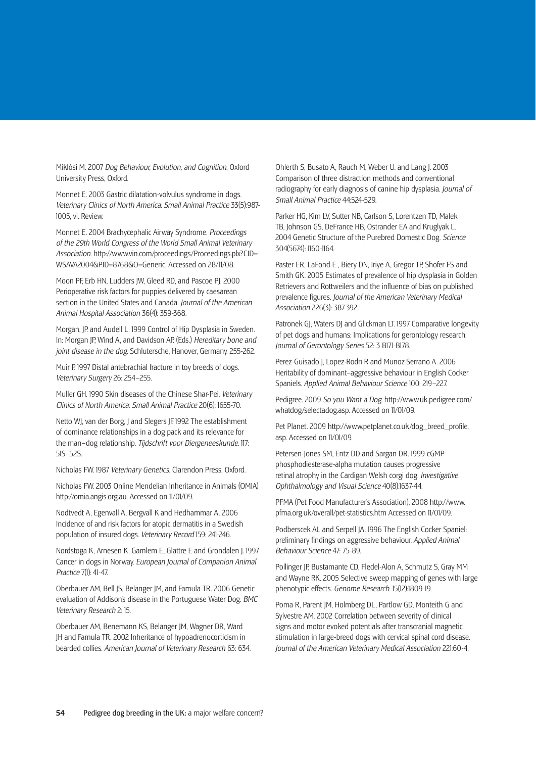Miklósi M. 2007 *Dog Behaviour, Evolution, and Cognition*, Oxford University Press, Oxford.

Monnet E. 2003 Gastric dilatation-volvulus syndrome in dogs. *Veterinary Clinics of North America: Small Animal Practice* 33(5):987-1005, vi. Review.

Monnet E. 2004 Brachycephalic Airway Syndrome. *Proceedings of the 29th World Congress of the World Small Animal Veterinary Association.* http://www.vin.com/proceedings/Proceedings.plx?CID=WSAVA2004&PID=8768&O=Generic. Accessed on 28/11/08.

Moon PF, Erb HN, Ludders JW, Gleed RD, and Pascoe PJ. 2000 Perioperative risk factors for puppies delivered by caesarean section in the United States and Canada. *Journal of the American Animal Hospital Association* 36(4): 359-368.

Morgan, JP. and Audell L. 1999 Control of Hip Dysplasia in Sweden. In: Morgan JP, Wind A, and Davidson AP. (Eds.) *Hereditary bone and joint disease in the dog.* Schlutersche, Hanover, Germany. 255-262.

Muir P. 1997 Distal antebrachial fracture in toy breeds of dogs. *Veterinary Surgery* 26: 254–255.

Muller GH. 1990 Skin diseases of the Chinese Shar-Pei. *Veterinary Clinics of North America: Small Animal Practice* 20(6): 1655-70.

Netto WJ, van der Borg, J and Slegers JF. 1992 The establishment of dominance relationships in a dog pack and its relevance for the man–dog relationship. *Tijdschrift voor Diergeneeskunde.* 117: 51S–52S.

Nicholas FW. 1987 *Veterinary Genetics.* Clarendon Press, Oxford.

Nicholas FW. 2003 Online Mendelian Inheritance in Animals (OMIA) http://omia.angis.org.au. Accessed on 11/01/09.

Nodtvedt A, Egenvall A, Bergvall K and Hedhammar A. 2006 Incidence of and risk factors for atopic dermatitis in a Swedish population of insured dogs. *Veterinary Record* 159: 241-246.

Nordstoga K, Arnesen K, Gamlem E, Glattre E and Grondalen J. 1997 Cancer in dogs in Norway. *European Journal of Companion Animal Practice* 7(1): 41-47.

Oberbauer AM, Bell JS, Belanger JM, and Famula TR. 2006 Genetic evaluation of Addison's disease in the Portuguese Water Dog. *BMC Veterinary Research* 2: 15.

Oberbauer AM, Benemann KS, Belanger JM, Wagner DR, Ward JH and Famula TR. 2002 Inheritance of hypoadrenocorticism in bearded collies. *American Journal of Veterinary Research* 63: 634.

Ohlerth S, Busato A, Rauch M, Weber U. and Lang J. 2003 Comparison of three distraction methods and conventional radiography for early diagnosis of canine hip dysplasia. *Journal of Small Animal Practice* 44:524-529.

Parker HG, Kim LV, Sutter NB, Carlson S, Lorentzen TD, Malek TB, Johnson GS, DeFrance HB, Ostrander EA and Kruglyak L. 2004 Genetic Structure of the Purebred Domestic Dog. *Science* 304(5674): 1160-1164.

Paster ER, LaFond E , Biery DN, Iriye A, Gregor TP, Shofer FS and Smith GK. 2005 Estimates of prevalence of hip dysplasia in Golden Retrievers and Rottweilers and the influence of bias on published prevalence figures. *Journal of the American Veterinary Medical Association* 226(3): 387-392.

Patronek GJ, Waters DJ and Glickman LT. 1997 Comparative longevity of pet dogs and humans: Implications for gerontology research. *Journal of Gerontology Series* 52: 3 B171-B178.

Perez-Guisado J, Lopez-Rodrı R and Munoz-Serrano A. 2006 Heritability of dominant–aggressive behaviour in English Cocker Spaniels. *Applied Animal Behaviour Science* 100: 219–227.

Pedigree. 2009 *So you Want a Dog.* http://www.uk.pedigree.com/whatdog/selectadog.asp. Accessed on 11/01/09.

Pet Planet. 2009 http://www.petplanet.co.uk/dog_breed_profile.asp. Accessed on 11/01/09.

Petersen-Jones SM, Entz DD and Sargan DR. 1999 cGMP phosphodiesterase-alpha mutation causes progressive retinal atrophy in the Cardigan Welsh corgi dog. *Investigative Ophthalmology and Visual Science* 40(8):1637-44.

PFMA (Pet Food Manufacturer's Association). 2008 http://www.pfma.org.uk/overall/pet-statistics.htm Accessed on 11/01/09.

Podberscek AL and Serpell JA. 1996 The English Cocker Spaniel: preliminary findings on aggressive behaviour. *Applied Animal Behaviour Science* 47: 75-89.

Pollinger JP, Bustamante CD, Fledel-Alon A, Schmutz S, Gray MM and Wayne RK. 2005 Selective sweep mapping of genes with large phenotypic effects. *Genome Research.* 15(12):1809-19.

Poma R, Parent JM, Holmberg DL, Partlow GD, Monteith G and Sylvestre AM. 2002 Correlation between severity of clinical signs and motor evoked potentials after transcranial magnetic stimulation in large-breed dogs with cervical spinal cord disease. *Journal of the American Veterinary Medical Association* 221:60-4.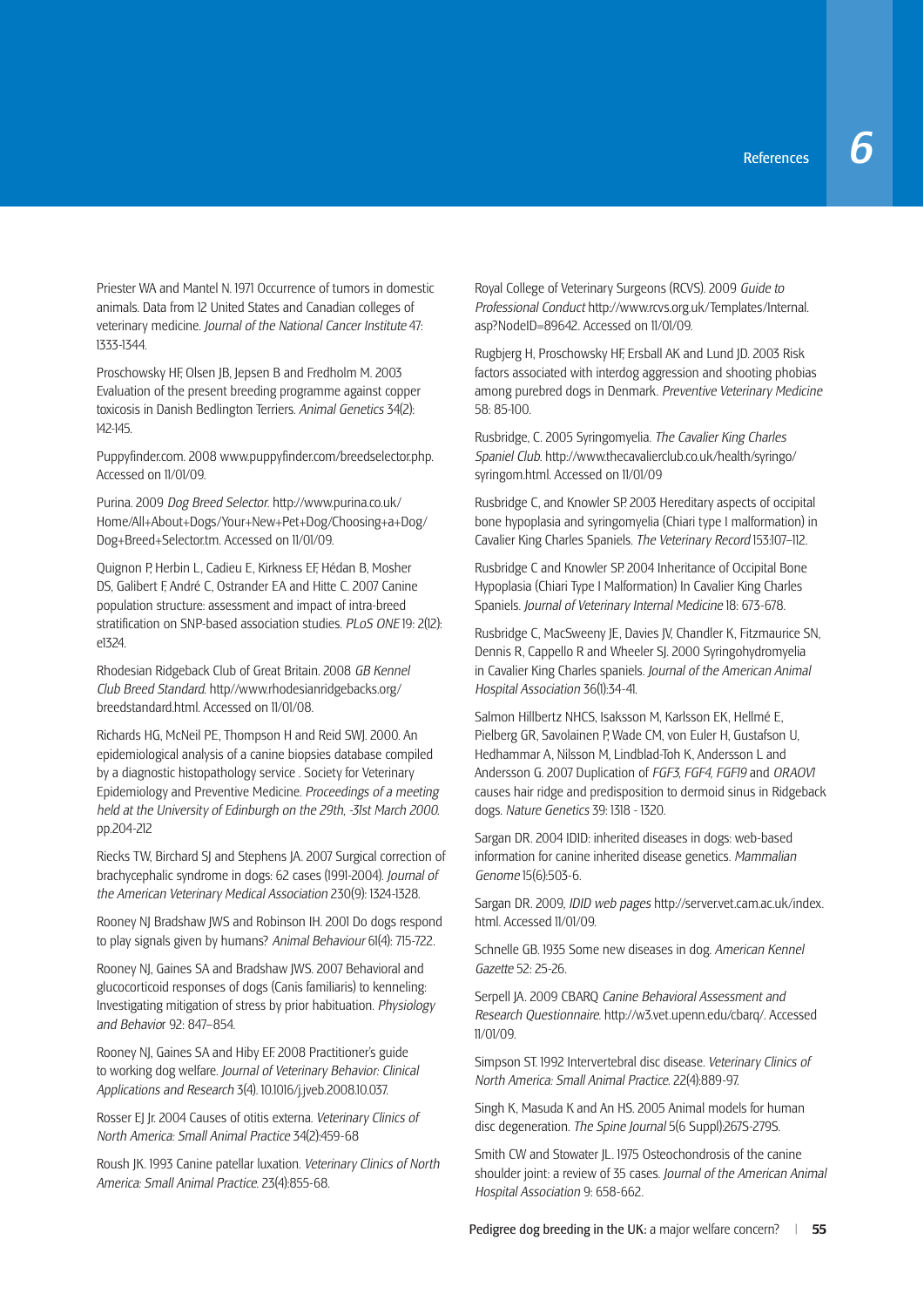Priester WA and Mantel N. 1971 Occurrence of tumors in domestic animals. Data from 12 United States and Canadian colleges of veterinary medicine. *Journal of the National Cancer Institute* 47: 1333-1344.

Proschowsky HF, Olsen JB, Jepsen B and Fredholm M. 2003 Evaluation of the present breeding programme against copper toxicosis in Danish Bedlington Terriers. *Animal Genetics* 34(2): 142-145.

Puppyfinder.com. 2008 www.puppyfinder.com/breedselector.php. Accessed on 11/01/09.

Purina. 2009 *Dog Breed Selector.* http://www.purina.co.uk/Home/All+About+Dogs/Your+New+Pet+Dog/Choosing+a+Dog/Dog+Breed+Selector.tm. Accessed on 11/01/09.

Quignon P, Herbin L, Cadieu E, Kirkness EF, Hédan B, Mosher DS, Galibert F, André C, Ostrander EA and Hitte C. 2007 Canine population structure: assessment and impact of intra-breed stratification on SNP-based association studies. *PLoS ONE* 19: 2(12): e1324.

Rhodesian Ridgeback Club of Great Britain. 2008 *GB Kennel Club Breed Standard.* http//www.rhodesianridgebacks.org/breedstandard.html. Accessed on 11/01/08.

Richards HG, McNeil PE, Thompson H and Reid SWJ. 2000. An epidemiological analysis of a canine biopsies database compiled by a diagnostic histopathology service . Society for Veterinary Epidemiology and Preventive Medicine. *Proceedings of a meeting held at the University of Edinburgh on the 29th, -31st March 2000.* pp.204-212

Riecks TW, Birchard SJ and Stephens JA. 2007 Surgical correction of brachycephalic syndrome in dogs: 62 cases (1991-2004). *Journal of the American Veterinary Medical Association* 230(9): 1324-1328.

Rooney NJ Bradshaw JWS and Robinson IH. 2001 Do dogs respond to play signals given by humans? *Animal Behaviour* 61(4): 715-722.

Rooney NJ, Gaines SA and Bradshaw JWS. 2007 Behavioral and glucocorticoid responses of dogs (Canis familiaris) to kenneling: Investigating mitigation of stress by prior habituation. *Physiology and Behavior* 92: 847–854.

Rooney NJ, Gaines SA and Hiby EF. 2008 Practitioner's guide to working dog welfare. *Journal of Veterinary Behavior: Clinical Applications and Research* 3(4). 10.1016/j.jveb.2008.10.037.

Rosser EJ Jr. 2004 Causes of otitis externa. *Veterinary Clinics of North America: Small Animal Practice* 34(2):459-68

Roush JK. 1993 Canine patellar luxation. *Veterinary Clinics of North America: Small Animal Practice.* 23(4):855-68.

Royal College of Veterinary Surgeons (RCVS). 2009 *Guide to Professional Conduct* http://www.rcvs.org.uk/Templates/Internal.asp?NodeID=89642. Accessed on 11/01/09.

Rugbjerg H, Proschowsky HF, Ersball AK and Lund JD. 2003 Risk factors associated with interdog aggression and shooting phobias among purebred dogs in Denmark. *Preventive Veterinary Medicine* 58: 85-100.

Rusbridge, C. 2005 Syringomyelia. *The Cavalier King Charles Spaniel Club.* http://www.thecavalierclub.co.uk/health/syringo/syringom.html. Accessed on 11/01/09

Rusbridge C, and Knowler SP. 2003 Hereditary aspects of occipital bone hypoplasia and syringomyelia (Chiari type I malformation) in Cavalier King Charles Spaniels. *The Veterinary Record* 153:107–112.

Rusbridge C and Knowler SP. 2004 Inheritance of Occipital Bone Hypoplasia (Chiari Type I Malformation) In Cavalier King Charles Spaniels. *Journal of Veterinary Internal Medicine* 18: 673-678.

Rusbridge C, MacSweeny JE, Davies JV, Chandler K, Fitzmaurice SN, Dennis R, Cappello R and Wheeler SJ. 2000 Syringohydromyelia in Cavalier King Charles spaniels. *Journal of the American Animal Hospital Association* 36(1):34-41.

Salmon Hillbertz NHCS, Isaksson M, Karlsson EK, Hellmé E, Pielberg GR, Savolainen P, Wade CM, von Euler H, Gustafson U, Hedhammar A, Nilsson M, Lindblad-Toh K, Andersson L and Andersson G. 2007 Duplication of *FGF3, FGF4, FGF19* and *ORAOV1* causes hair ridge and predisposition to dermoid sinus in Ridgeback dogs. *Nature Genetics* 39: 1318 - 1320.

Sargan DR. 2004 IDID: inherited diseases in dogs: web-based information for canine inherited disease genetics. *Mammalian Genome* 15(6):503-6.

Sargan DR. 2009, *IDID web pages* http://server.vet.cam.ac.uk/index.html. Accessed 11/01/09.

Schnelle GB. 1935 Some new diseases in dog. *American Kennel Gazette* 52: 25-26.

Serpell JA. 2009 CBARQ *Canine Behavioral Assessment and Research Questionnaire.* http://w3.vet.upenn.edu/cbarq/. Accessed 11/01/09.

Simpson ST. 1992 Intervertebral disc disease. *Veterinary Clinics of North America: Small Animal Practice.* 22(4):889-97.

Singh K, Masuda K and An HS. 2005 Animal models for human disc degeneration. *The Spine Journal* 5(6 Suppl):267S-279S.

Smith CW and Stowater JL. 1975 Osteochondrosis of the canine shoulder joint: a review of 35 cases. *Journal of the American Animal Hospital Association* 9: 658-662.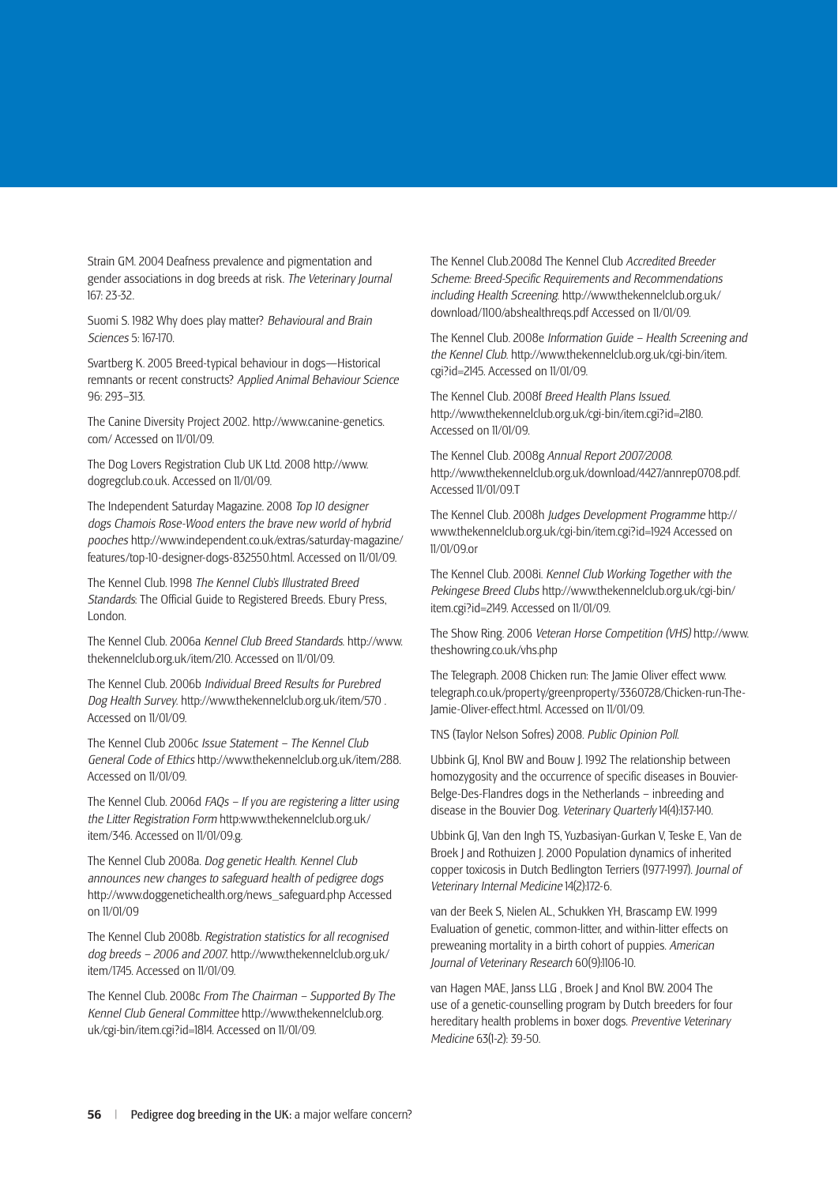Strain GM. 2004 Deafness prevalence and pigmentation and gender associations in dog breeds at risk. *The Veterinary Journal* 167: 23-32.

Suomi S. 1982 Why does play matter? *Behavioural and Brain Sciences* 5: 167-170.

Svartberg K. 2005 Breed-typical behaviour in dogs—Historical remnants or recent constructs? *Applied Animal Behaviour Science* 96: 293–313.

The Canine Diversity Project 2002. http://www.canine-genetics.com/ Accessed on 11/01/09.

The Dog Lovers Registration Club UK Ltd. 2008 http://www.dogregclub.co.uk. Accessed on 11/01/09.

The Independent Saturday Magazine. 2008 *Top 10 designer dogs Chamois Rose-Wood enters the brave new world of hybrid pooches* http://www.independent.co.uk/extras/saturday-magazine/features/top-10-designer-dogs-832550.html. Accessed on 11/01/09.

The Kennel Club. 1998 *The Kennel Club's Illustrated Breed Standards*: The Official Guide to Registered Breeds. Ebury Press, London.

The Kennel Club. 2006a *Kennel Club Breed Standards*. http://www.thekennelclub.org.uk/item/210. Accessed on 11/01/09.

The Kennel Club. 2006b *Individual Breed Results for Purebred Dog Health Survey*. http://www.thekennelclub.org.uk/item/570 . Accessed on 11/01/09.

The Kennel Club 2006c *Issue Statement – The Kennel Club General Code of Ethics* http://www.thekennelclub.org.uk/item/288. Accessed on 11/01/09.

The Kennel Club. 2006d *FAQs – If you are registering a litter using the Litter Registration Form* http:www.thekennelclub.org.uk/item/346. Accessed on 11/01/09.g.

The Kennel Club 2008a. *Dog genetic Health. Kennel Club announces new changes to safeguard health of pedigree dogs* http://www.doggenetichealth.org/news_safeguard.php Accessed on 11/01/09

The Kennel Club 2008b. *Registration statistics for all recognised dog breeds – 2006 and 2007*. http://www.thekennelclub.org.uk/item/1745. Accessed on 11/01/09.

The Kennel Club. 2008c *From The Chairman – Supported By The Kennel Club General Committee* http://www.thekennelclub.org.uk/cgi-bin/item.cgi?id=1814. Accessed on 11/01/09.

The Kennel Club.2008d The Kennel Club *Accredited Breeder Scheme: Breed-Specific Requirements and Recommendations including Health Screening*. http://www.thekennelclub.org.uk/download/1100/abshealthreqs.pdf Accessed on 11/01/09.

The Kennel Club. 2008e *Information Guide – Health Screening and the Kennel Club*. http://www.thekennelclub.org.uk/cgi-bin/item.cgi?id=2145. Accessed on 11/01/09.

The Kennel Club. 2008f *Breed Health Plans Issued*. http://www.thekennelclub.org.uk/cgi-bin/item.cgi?id=2180. Accessed on 11/01/09.

The Kennel Club. 2008g *Annual Report 2007/2008*. http://www.thekennelclub.org.uk/download/4427/annrep0708.pdf. Accessed 11/01/09.T

The Kennel Club. 2008h *Judges Development Programme* http://www.thekennelclub.org.uk/cgi-bin/item.cgi?id=1924 Accessed on 11/01/09.or

The Kennel Club. 2008i. *Kennel Club Working Together with the Pekingese Breed Clubs* http://www.thekennelclub.org.uk/cgi-bin/item.cgi?id=2149. Accessed on 11/01/09.

The Show Ring. 2006 *Veteran Horse Competition (VHS)* http://www.theshowring.co.uk/vhs.php

The Telegraph. 2008 Chicken run: The Jamie Oliver effect www.telegraph.co.uk/property/greenproperty/3360728/Chicken-run-The-Jamie-Oliver-effect.html. Accessed on 11/01/09.

TNS (Taylor Nelson Sofres) 2008. *Public Opinion Poll*.

Ubbink GJ, Knol BW and Bouw J. 1992 The relationship between homozygosity and the occurrence of specific diseases in Bouvier-Belge-Des-Flandres dogs in the Netherlands – inbreeding and disease in the Bouvier Dog. *Veterinary Quarterly* 14(4):137-140.

Ubbink GJ, Van den Ingh TS, Yuzbasiyan-Gurkan V, Teske E, Van de Broek J and Rothuizen J. 2000 Population dynamics of inherited copper toxicosis in Dutch Bedlington Terriers (1977-1997). *Journal of Veterinary Internal Medicine* 14(2):172-6.

van der Beek S, Nielen AL, Schukken YH, Brascamp EW. 1999 Evaluation of genetic, common-litter, and within-litter effects on preweaning mortality in a birth cohort of puppies. *American Journal of Veterinary Research* 60(9):1106-10.

van Hagen MAE, Janss LLG , Broek J and Knol BW. 2004 The use of a genetic-counselling program by Dutch breeders for four hereditary health problems in boxer dogs. *Preventive Veterinary Medicine* 63(1-2): 39-50.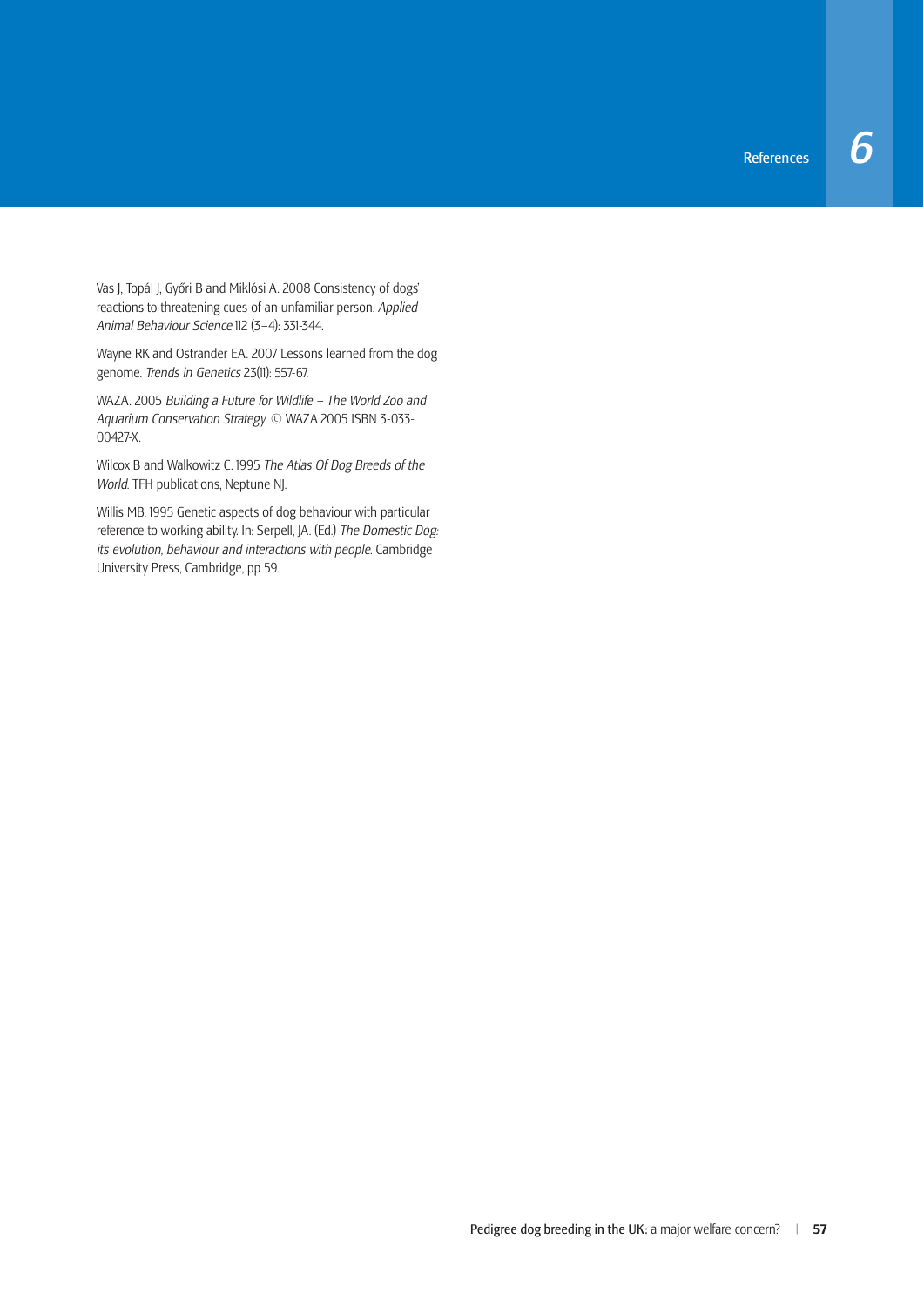Vas J, Topál J, Győri B and Miklósi A. 2008 Consistency of dogs' reactions to threatening cues of an unfamiliar person. *Applied Animal Behaviour Science* 112 (3–4): 331-344.

Wayne RK and Ostrander EA. 2007 Lessons learned from the dog genome. *Trends in Genetics* 23(11): 557-67.

WAZA. 2005 *Building a Future for Wildlife – The World Zoo and Aquarium Conservation Strategy*. © WAZA 2005 ISBN 3-033-00427-X.

Wilcox B and Walkowitz C. 1995 *The Atlas Of Dog Breeds of the World*. TFH publications, Neptune NJ.

Willis MB. 1995 Genetic aspects of dog behaviour with particular reference to working ability. In: Serpell, JA. (Ed.) *The Domestic Dog: its evolution, behaviour and interactions with people*. Cambridge University Press, Cambridge, pp 59.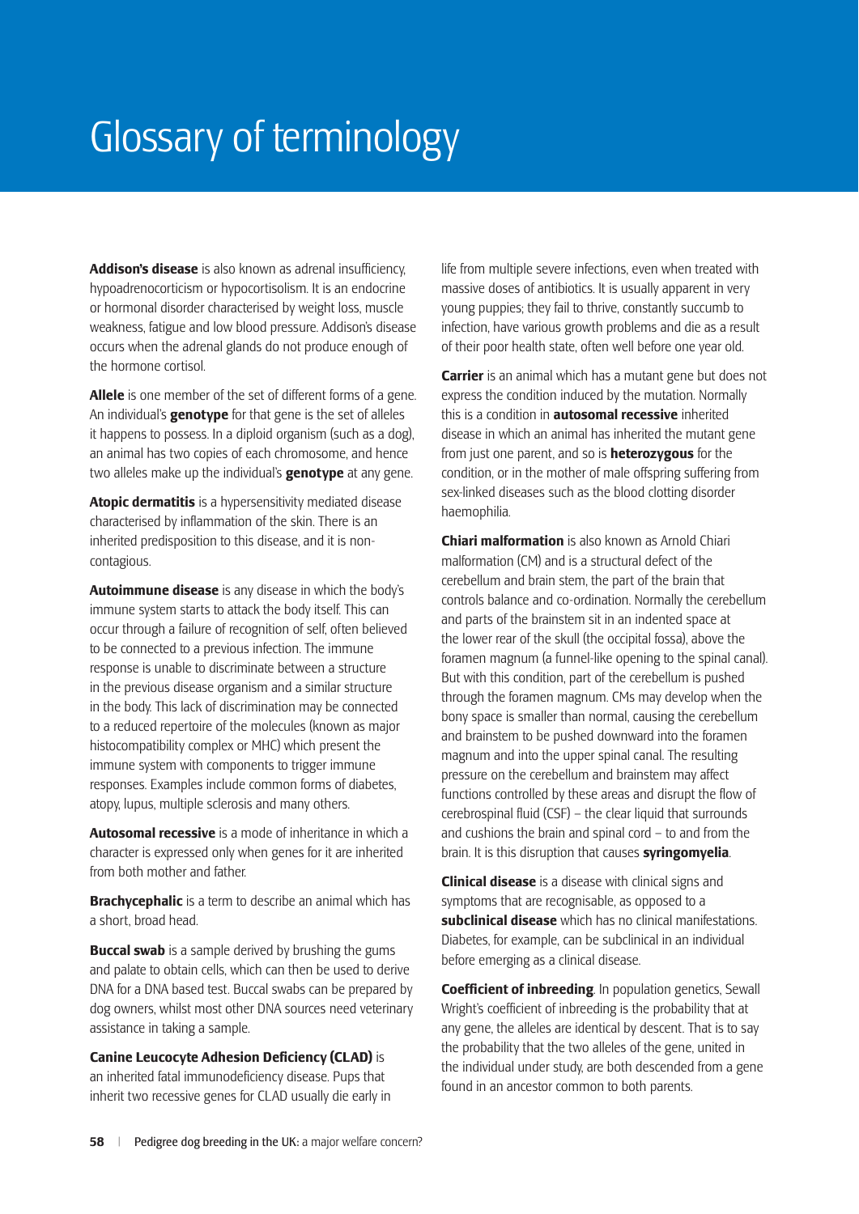# Glossary of terminology

**Addison's disease** is also known as adrenal insufficiency, hypoadrenocorticism or hypocortisolism. It is an endocrine or hormonal disorder characterised by weight loss, muscle weakness, fatigue and low blood pressure. Addison's disease occurs when the adrenal glands do not produce enough of the hormone cortisol.

**Allele** is one member of the set of different forms of a gene. An individual's **genotype** for that gene is the set of alleles it happens to possess. In a diploid organism (such as a dog), an animal has two copies of each chromosome, and hence two alleles make up the individual's **genotype** at any gene.

**Atopic dermatitis** is a hypersensitivity mediated disease characterised by inflammation of the skin. There is an inherited predisposition to this disease, and it is non-contagious.

**Autoimmune disease** is any disease in which the body's immune system starts to attack the body itself. This can occur through a failure of recognition of self, often believed to be connected to a previous infection. The immune response is unable to discriminate between a structure in the previous disease organism and a similar structure in the body. This lack of discrimination may be connected to a reduced repertoire of the molecules (known as major histocompatibility complex or MHC) which present the immune system with components to trigger immune responses. Examples include common forms of diabetes, atopy, lupus, multiple sclerosis and many others.

**Autosomal recessive** is a mode of inheritance in which a character is expressed only when genes for it are inherited from both mother and father.

**Brachycephalic** is a term to describe an animal which has a short, broad head.

**Buccal swab** is a sample derived by brushing the gums and palate to obtain cells, which can then be used to derive DNA for a DNA based test. Buccal swabs can be prepared by dog owners, whilst most other DNA sources need veterinary assistance in taking a sample.

**Canine Leucocyte Adhesion Deficiency (CLAD)** is an inherited fatal immunodeficiency disease. Pups that inherit two recessive genes for CLAD usually die early in life from multiple severe infections, even when treated with massive doses of antibiotics. It is usually apparent in very young puppies; they fail to thrive, constantly succumb to infection, have various growth problems and die as a result of their poor health state, often well before one year old.

**Carrier** is an animal which has a mutant gene but does not express the condition induced by the mutation. Normally this is a condition in **autosomal recessive** inherited disease in which an animal has inherited the mutant gene from just one parent, and so is **heterozygous** for the condition, or in the mother of male offspring suffering from sex-linked diseases such as the blood clotting disorder haemophilia.

**Chiari malformation** is also known as Arnold Chiari malformation (CM) and is a structural defect of the cerebellum and brain stem, the part of the brain that controls balance and co-ordination. Normally the cerebellum and parts of the brainstem sit in an indented space at the lower rear of the skull (the occipital fossa), above the foramen magnum (a funnel-like opening to the spinal canal). But with this condition, part of the cerebellum is pushed through the foramen magnum. CMs may develop when the bony space is smaller than normal, causing the cerebellum and brainstem to be pushed downward into the foramen magnum and into the upper spinal canal. The resulting pressure on the cerebellum and brainstem may affect functions controlled by these areas and disrupt the flow of cerebrospinal fluid (CSF) – the clear liquid that surrounds and cushions the brain and spinal cord – to and from the brain. It is this disruption that causes **syringomyelia**.

**Clinical disease** is a disease with clinical signs and symptoms that are recognisable, as opposed to a **subclinical disease** which has no clinical manifestations. Diabetes, for example, can be subclinical in an individual before emerging as a clinical disease.

**Coefficient of inbreeding**. In population genetics, Sewall Wright's coefficient of inbreeding is the probability that at any gene, the alleles are identical by descent. That is to say the probability that the two alleles of the gene, united in the individual under study, are both descended from a gene found in an ancestor common to both parents.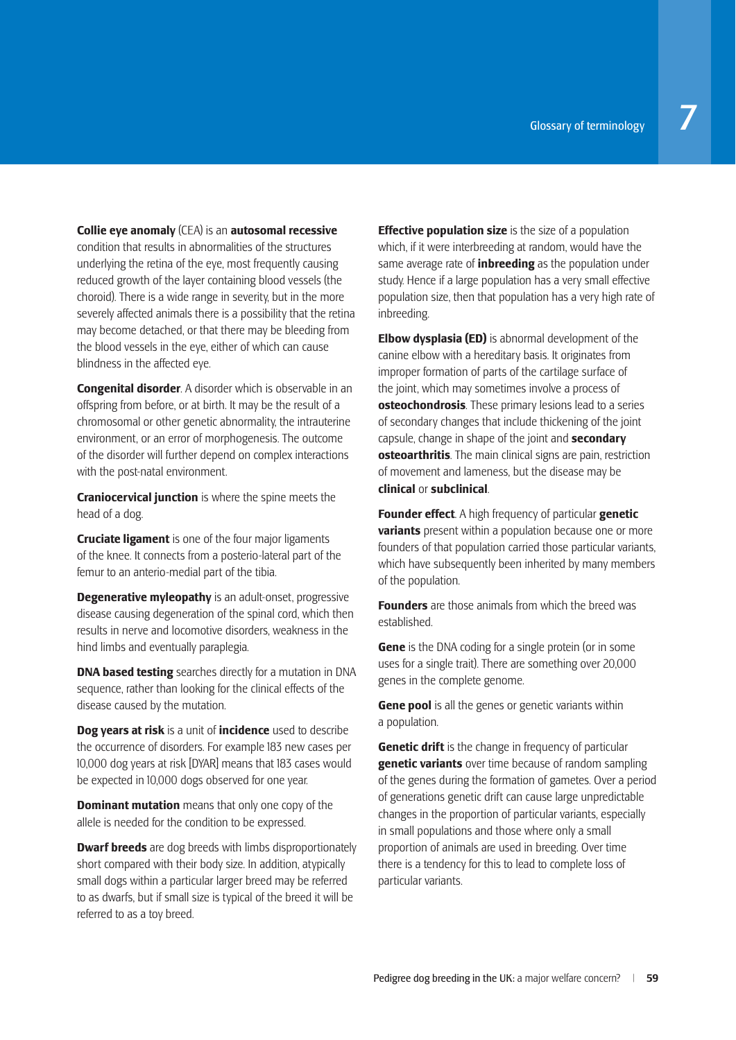**Collie eye anomaly** (CEA) is an **autosomal recessive** condition that results in abnormalities of the structures underlying the retina of the eye, most frequently causing reduced growth of the layer containing blood vessels (the choroid). There is a wide range in severity, but in the more severely affected animals there is a possibility that the retina may become detached, or that there may be bleeding from the blood vessels in the eye, either of which can cause blindness in the affected eye.

**Congenital disorder**. A disorder which is observable in an offspring from before, or at birth. It may be the result of a chromosomal or other genetic abnormality, the intrauterine environment, or an error of morphogenesis. The outcome of the disorder will further depend on complex interactions with the post-natal environment.

**Craniocervical junction** is where the spine meets the head of a dog.

**Cruciate ligament** is one of the four major ligaments of the knee. It connects from a posterio-lateral part of the femur to an anterio-medial part of the tibia.

**Degenerative myleopathy** is an adult-onset, progressive disease causing degeneration of the spinal cord, which then results in nerve and locomotive disorders, weakness in the hind limbs and eventually paraplegia.

**DNA based testing** searches directly for a mutation in DNA sequence, rather than looking for the clinical effects of the disease caused by the mutation.

**Dog years at risk** is a unit of **incidence** used to describe the occurrence of disorders. For example 183 new cases per 10,000 dog years at risk [DYAR] means that 183 cases would be expected in 10,000 dogs observed for one year.

**Dominant mutation** means that only one copy of the allele is needed for the condition to be expressed.

**Dwarf breeds** are dog breeds with limbs disproportionately short compared with their body size. In addition, atypically small dogs within a particular larger breed may be referred to as dwarfs, but if small size is typical of the breed it will be referred to as a toy breed.

**Effective population size** is the size of a population which, if it were interbreeding at random, would have the same average rate of **inbreeding** as the population under study. Hence if a large population has a very small effective population size, then that population has a very high rate of inbreeding.

**Elbow dysplasia (ED)** is abnormal development of the canine elbow with a hereditary basis. It originates from improper formation of parts of the cartilage surface of the joint, which may sometimes involve a process of **osteochondrosis**. These primary lesions lead to a series of secondary changes that include thickening of the joint capsule, change in shape of the joint and **secondary osteoarthritis**. The main clinical signs are pain, restriction of movement and lameness, but the disease may be **clinical** or **subclinical**.

**Founder effect**. A high frequency of particular **genetic variants** present within a population because one or more founders of that population carried those particular variants, which have subsequently been inherited by many members of the population.

**Founders** are those animals from which the breed was established.

**Gene** is the DNA coding for a single protein (or in some uses for a single trait). There are something over 20,000 genes in the complete genome.

**Gene pool** is all the genes or genetic variants within a population.

**Genetic drift** is the change in frequency of particular **genetic variants** over time because of random sampling of the genes during the formation of gametes. Over a period of generations genetic drift can cause large unpredictable changes in the proportion of particular variants, especially in small populations and those where only a small proportion of animals are used in breeding. Over time there is a tendency for this to lead to complete loss of particular variants.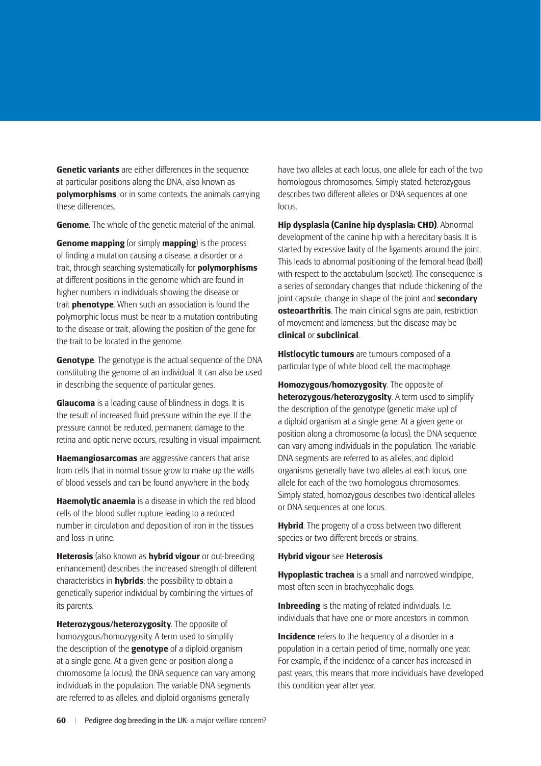**Genetic variants** are either differences in the sequence at particular positions along the DNA, also known as **polymorphisms**, or in some contexts, the animals carrying these differences.

**Genome**. The whole of the genetic material of the animal.

**Genome mapping** (or simply **mapping**) is the process of finding a mutation causing a disease, a disorder or a trait, through searching systematically for **polymorphisms** at different positions in the genome which are found in higher numbers in individuals showing the disease or trait **phenotype**. When such an association is found the polymorphic locus must be near to a mutation contributing to the disease or trait, allowing the position of the gene for the trait to be located in the genome.

**Genotype**. The genotype is the actual sequence of the DNA constituting the genome of an individual. It can also be used in describing the sequence of particular genes.

**Glaucoma** is a leading cause of blindness in dogs. It is the result of increased fluid pressure within the eye. If the pressure cannot be reduced, permanent damage to the retina and optic nerve occurs, resulting in visual impairment.

**Haemangiosarcomas** are aggressive cancers that arise from cells that in normal tissue grow to make up the walls of blood vessels and can be found anywhere in the body.

**Haemolytic anaemia** is a disease in which the red blood cells of the blood suffer rupture leading to a reduced number in circulation and deposition of iron in the tissues and loss in urine.

**Heterosis** (also known as **hybrid vigour** or out-breeding enhancement) describes the increased strength of different characteristics in **hybrids**; the possibility to obtain a genetically superior individual by combining the virtues of its parents.

**Heterozygous/heterozygosity**. The opposite of homozygous/homozygosity. A term used to simplify the description of the **genotype** of a diploid organism at a single gene. At a given gene or position along a chromosome (a locus), the DNA sequence can vary among individuals in the population. The variable DNA segments are referred to as alleles, and diploid organisms generally have two alleles at each locus, one allele for each of the two homologous chromosomes. Simply stated, heterozygous describes two different alleles or DNA sequences at one locus.

**Hip dysplasia (Canine hip dysplasia: CHD)**. Abnormal development of the canine hip with a hereditary basis. It is started by excessive laxity of the ligaments around the joint. This leads to abnormal positioning of the femoral head (ball) with respect to the acetabulum (socket). The consequence is a series of secondary changes that include thickening of the joint capsule, change in shape of the joint and **secondary osteoarthritis**. The main clinical signs are pain, restriction of movement and lameness, but the disease may be **clinical** or **subclinical**.

**Histiocytic tumours** are tumours composed of a particular type of white blood cell, the macrophage.

**Homozygous/homozygosity**. The opposite of **heterozygous/heterozygosity**. A term used to simplify the description of the genotype (genetic make up) of a diploid organism at a single gene. At a given gene or position along a chromosome (a locus), the DNA sequence can vary among individuals in the population. The variable DNA segments are referred to as alleles, and diploid organisms generally have two alleles at each locus, one allele for each of the two homologous chromosomes. Simply stated, homozygous describes two identical alleles or DNA sequences at one locus.

**Hybrid**. The progeny of a cross between two different species or two different breeds or strains.

**Hybrid vigour** see **Heterosis**

**Hypoplastic trachea** is a small and narrowed windpipe, most often seen in brachycephalic dogs.

**Inbreeding** is the mating of related individuals. I.e. individuals that have one or more ancestors in common.

**Incidence** refers to the frequency of a disorder in a population in a certain period of time, normally one year. For example, if the incidence of a cancer has increased in past years, this means that more individuals have developed this condition year after year.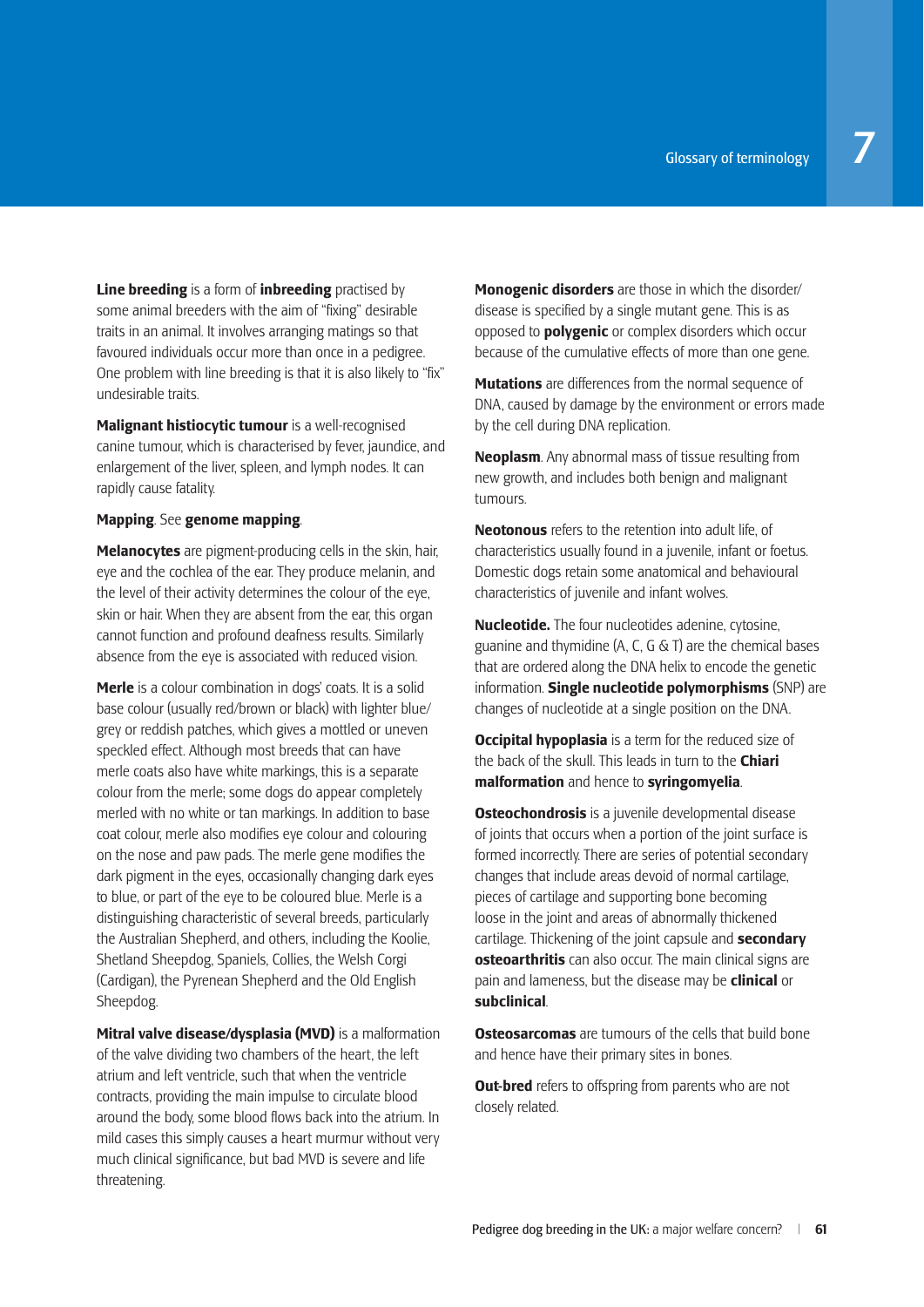**Line breeding** is a form of **inbreeding** practised by some animal breeders with the aim of "fixing" desirable traits in an animal. It involves arranging matings so that favoured individuals occur more than once in a pedigree. One problem with line breeding is that it is also likely to "fix" undesirable traits.

**Malignant histiocytic tumour** is a well-recognised canine tumour, which is characterised by fever, jaundice, and enlargement of the liver, spleen, and lymph nodes. It can rapidly cause fatality.

**Mapping**. See **genome mapping**.

**Melanocytes** are pigment-producing cells in the skin, hair, eye and the cochlea of the ear. They produce melanin, and the level of their activity determines the colour of the eye, skin or hair. When they are absent from the ear, this organ cannot function and profound deafness results. Similarly absence from the eye is associated with reduced vision.

**Merle** is a colour combination in dogs' coats. It is a solid base colour (usually red/brown or black) with lighter blue/grey or reddish patches, which gives a mottled or uneven speckled effect. Although most breeds that can have merle coats also have white markings, this is a separate colour from the merle; some dogs do appear completely merled with no white or tan markings. In addition to base coat colour, merle also modifies eye colour and colouring on the nose and paw pads. The merle gene modifies the dark pigment in the eyes, occasionally changing dark eyes to blue, or part of the eye to be coloured blue. Merle is a distinguishing characteristic of several breeds, particularly the Australian Shepherd, and others, including the Koolie, Shetland Sheepdog, Spaniels, Collies, the Welsh Corgi (Cardigan), the Pyrenean Shepherd and the Old English Sheepdog.

**Mitral valve disease/dysplasia (MVD)** is a malformation of the valve dividing two chambers of the heart, the left atrium and left ventricle, such that when the ventricle contracts, providing the main impulse to circulate blood around the body, some blood flows back into the atrium. In mild cases this simply causes a heart murmur without very much clinical significance, but bad MVD is severe and life threatening.

**Monogenic disorders** are those in which the disorder/disease is specified by a single mutant gene. This is as opposed to **polygenic** or complex disorders which occur because of the cumulative effects of more than one gene.

**Mutations** are differences from the normal sequence of DNA, caused by damage by the environment or errors made by the cell during DNA replication.

**Neoplasm**. Any abnormal mass of tissue resulting from new growth, and includes both benign and malignant tumours.

**Neotonous** refers to the retention into adult life, of characteristics usually found in a juvenile, infant or foetus. Domestic dogs retain some anatomical and behavioural characteristics of juvenile and infant wolves.

**Nucleotide.** The four nucleotides adenine, cytosine, guanine and thymidine (A, C, G & T) are the chemical bases that are ordered along the DNA helix to encode the genetic information. **Single nucleotide polymorphisms** (SNP) are changes of nucleotide at a single position on the DNA.

**Occipital hypoplasia** is a term for the reduced size of the back of the skull. This leads in turn to the **Chiari malformation** and hence to **syringomyelia**.

**Osteochondrosis** is a juvenile developmental disease of joints that occurs when a portion of the joint surface is formed incorrectly. There are series of potential secondary changes that include areas devoid of normal cartilage, pieces of cartilage and supporting bone becoming loose in the joint and areas of abnormally thickened cartilage. Thickening of the joint capsule and **secondary osteoarthritis** can also occur. The main clinical signs are pain and lameness, but the disease may be **clinical** or **subclinical**.

**Osteosarcomas** are tumours of the cells that build bone and hence have their primary sites in bones.

**Out-bred** refers to offspring from parents who are not closely related.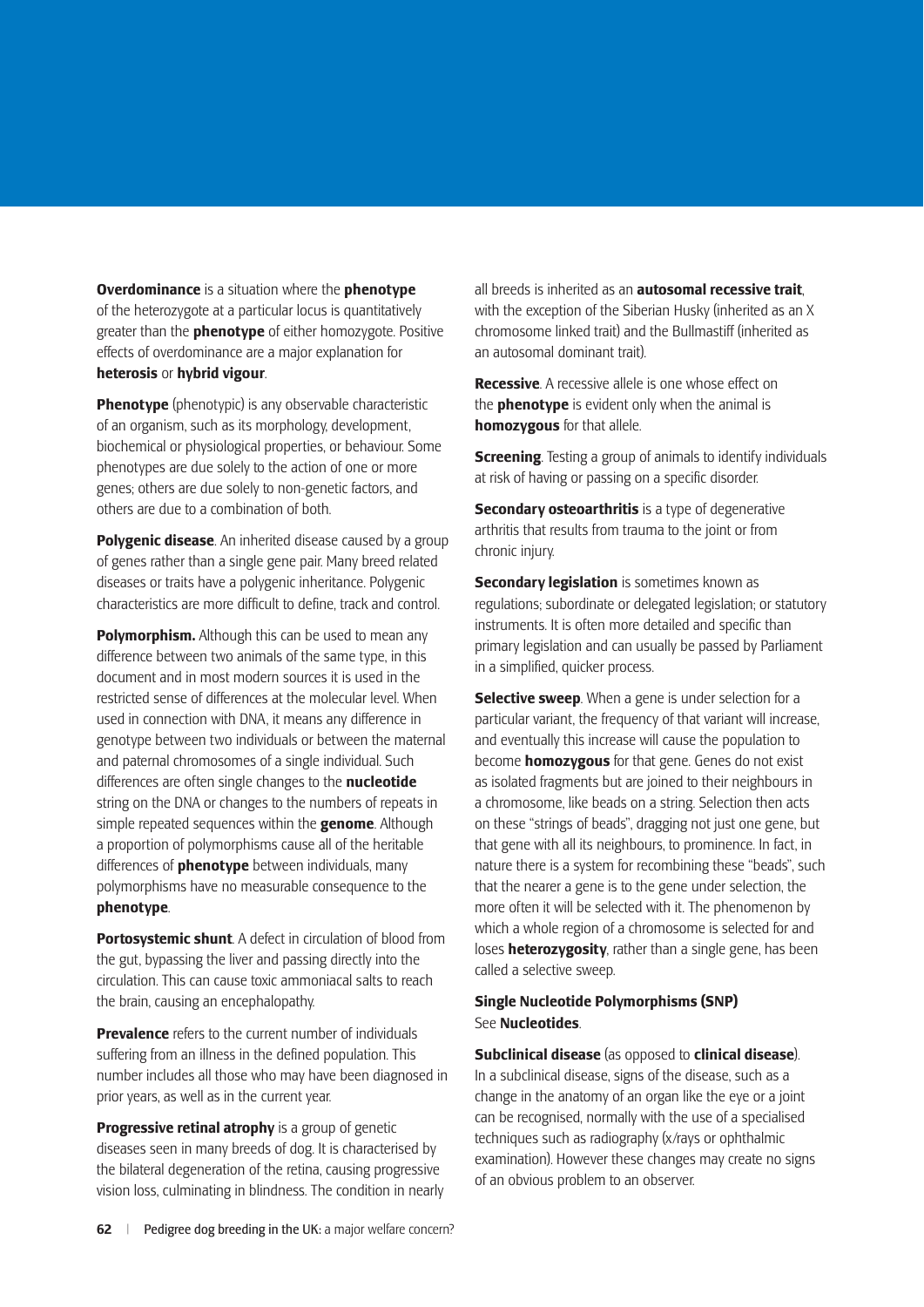**Overdominance** is a situation where the **phenotype** of the heterozygote at a particular locus is quantitatively greater than the **phenotype** of either homozygote. Positive effects of overdominance are a major explanation for **heterosis** or **hybrid vigour**.

**Phenotype** (phenotypic) is any observable characteristic of an organism, such as its morphology, development, biochemical or physiological properties, or behaviour. Some phenotypes are due solely to the action of one or more genes; others are due solely to non-genetic factors, and others are due to a combination of both.

**Polygenic disease**. An inherited disease caused by a group of genes rather than a single gene pair. Many breed related diseases or traits have a polygenic inheritance. Polygenic characteristics are more difficult to define, track and control.

**Polymorphism.** Although this can be used to mean any difference between two animals of the same type, in this document and in most modern sources it is used in the restricted sense of differences at the molecular level. When used in connection with DNA, it means any difference in genotype between two individuals or between the maternal and paternal chromosomes of a single individual. Such differences are often single changes to the **nucleotide** string on the DNA or changes to the numbers of repeats in simple repeated sequences within the **genome**. Although a proportion of polymorphisms cause all of the heritable differences of **phenotype** between individuals, many polymorphisms have no measurable consequence to the **phenotype**.

**Portosystemic shunt**. A defect in circulation of blood from the gut, bypassing the liver and passing directly into the circulation. This can cause toxic ammoniacal salts to reach the brain, causing an encephalopathy.

**Prevalence** refers to the current number of individuals suffering from an illness in the defined population. This number includes all those who may have been diagnosed in prior years, as well as in the current year.

**Progressive retinal atrophy** is a group of genetic diseases seen in many breeds of dog. It is characterised by the bilateral degeneration of the retina, causing progressive vision loss, culminating in blindness. The condition in nearly all breeds is inherited as an **autosomal recessive trait**, with the exception of the Siberian Husky (inherited as an X chromosome linked trait) and the Bullmastiff (inherited as an autosomal dominant trait).

**Recessive**. A recessive allele is one whose effect on the **phenotype** is evident only when the animal is **homozygous** for that allele.

**Screening**. Testing a group of animals to identify individuals at risk of having or passing on a specific disorder.

**Secondary osteoarthritis** is a type of degenerative arthritis that results from trauma to the joint or from chronic injury.

**Secondary legislation** is sometimes known as regulations; subordinate or delegated legislation; or statutory instruments. It is often more detailed and specific than primary legislation and can usually be passed by Parliament in a simplified, quicker process.

**Selective sweep**. When a gene is under selection for a particular variant, the frequency of that variant will increase, and eventually this increase will cause the population to become **homozygous** for that gene. Genes do not exist as isolated fragments but are joined to their neighbours in a chromosome, like beads on a string. Selection then acts on these "strings of beads", dragging not just one gene, but that gene with all its neighbours, to prominence. In fact, in nature there is a system for recombining these "beads", such that the nearer a gene is to the gene under selection, the more often it will be selected with it. The phenomenon by which a whole region of a chromosome is selected for and loses **heterozygosity**, rather than a single gene, has been called a selective sweep.

**Single Nucleotide Polymorphisms (SNP)**
See **Nucleotides**.

**Subclinical disease** (as opposed to **clinical disease**). In a subclinical disease, signs of the disease, such as a change in the anatomy of an organ like the eye or a joint can be recognised, normally with the use of a specialised techniques such as radiography (x/rays or ophthalmic examination). However these changes may create no signs of an obvious problem to an observer.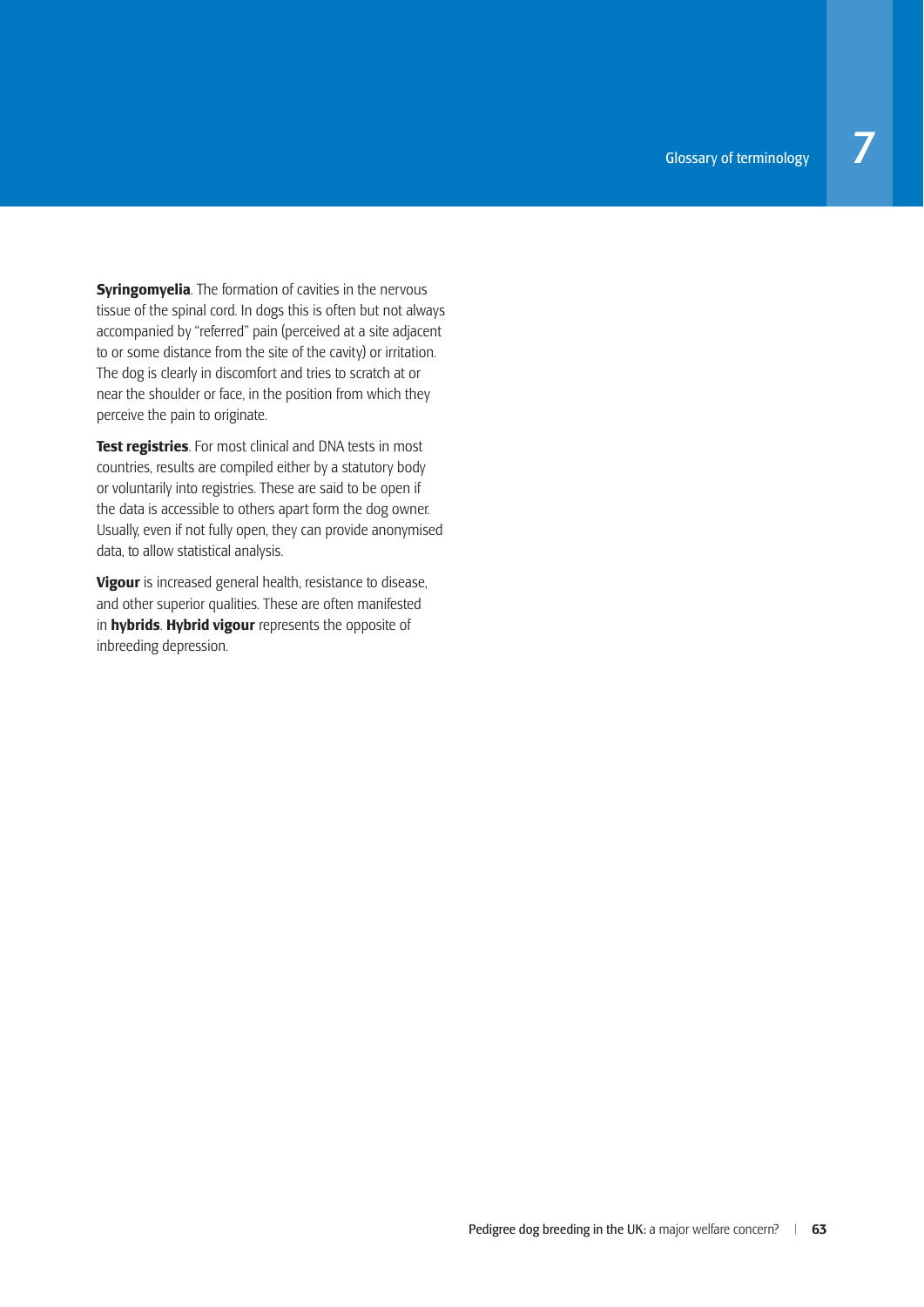**Syringomyelia**. The formation of cavities in the nervous tissue of the spinal cord. In dogs this is often but not always accompanied by "referred" pain (perceived at a site adjacent to or some distance from the site of the cavity) or irritation. The dog is clearly in discomfort and tries to scratch at or near the shoulder or face, in the position from which they perceive the pain to originate.

**Test registries**. For most clinical and DNA tests in most countries, results are compiled either by a statutory body or voluntarily into registries. These are said to be open if the data is accessible to others apart form the dog owner. Usually, even if not fully open, they can provide anonymised data, to allow statistical analysis.

**Vigour** is increased general health, resistance to disease, and other superior qualities. These are often manifested in **hybrids**. **Hybrid vigour** represents the opposite of inbreeding depression.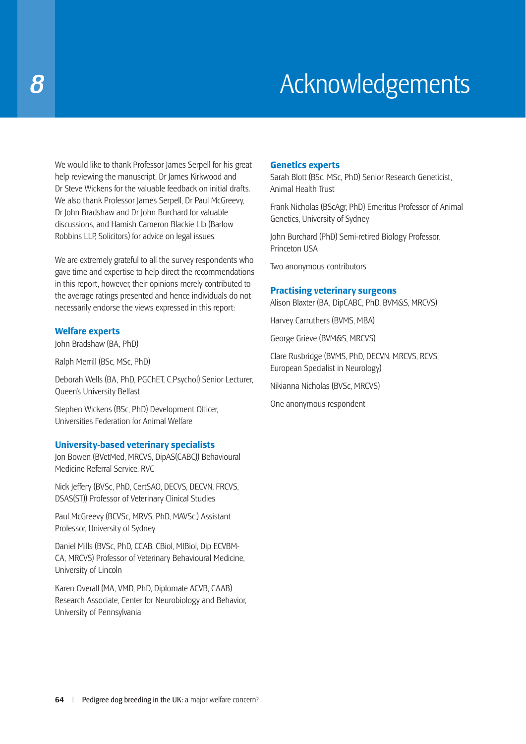# 8 Acknowledgements

We would like to thank Professor James Serpell for his great help reviewing the manuscript, Dr James Kirkwood and Dr Steve Wickens for the valuable feedback on initial drafts. We also thank Professor James Serpell, Dr Paul McGreevy, Dr John Bradshaw and Dr John Burchard for valuable discussions, and Hamish Cameron Blackie Llb (Barlow Robbins LLP, Solicitors) for advice on legal issues.

We are extremely grateful to all the survey respondents who gave time and expertise to help direct the recommendations in this report, however, their opinions merely contributed to the average ratings presented and hence individuals do not necessarily endorse the views expressed in this report:

### Welfare experts

John Bradshaw (BA, PhD)

Ralph Merrill (BSc, MSc, PhD)

Deborah Wells (BA, PhD, PGChET, C.Psychol) Senior Lecturer, Queen's University Belfast

Stephen Wickens (BSc, PhD) Development Officer, Universities Federation for Animal Welfare

### University-based veterinary specialists

Jon Bowen (BVetMed, MRCVS, DipAS(CABC)) Behavioural Medicine Referral Service, RVC

Nick Jeffery (BVSc, PhD, CertSAO, DECVS, DECVN, FRCVS, DSAS(ST)) Professor of Veterinary Clinical Studies

Paul McGreevy (BCVSc, MRVS, PhD, MAVSc,) Assistant Professor, University of Sydney

Daniel Mills (BVSc, PhD, CCAB, CBiol, MIBiol, Dip ECVBM-CA, MRCVS) Professor of Veterinary Behavioural Medicine, University of Lincoln

Karen Overall (MA, VMD, PhD, Diplomate ACVB, CAAB) Research Associate, Center for Neurobiology and Behavior, University of Pennsylvania

### Genetics experts

Sarah Blott (BSc, MSc, PhD) Senior Research Geneticist, Animal Health Trust

Frank Nicholas (BScAgr, PhD) Emeritus Professor of Animal Genetics, University of Sydney

John Burchard (PhD) Semi-retired Biology Professor, Princeton USA

Two anonymous contributors

### Practising veterinary surgeons

Alison Blaxter (BA, DipCABC, PhD, BVM&S, MRCVS)

Harvey Carruthers (BVMS, MBA)

George Grieve (BVM&S, MRCVS)

Clare Rusbridge (BVMS, PhD, DECVN, MRCVS, RCVS, European Specialist in Neurology)

Nikianna Nicholas (BVSc, MRCVS)

One anonymous respondent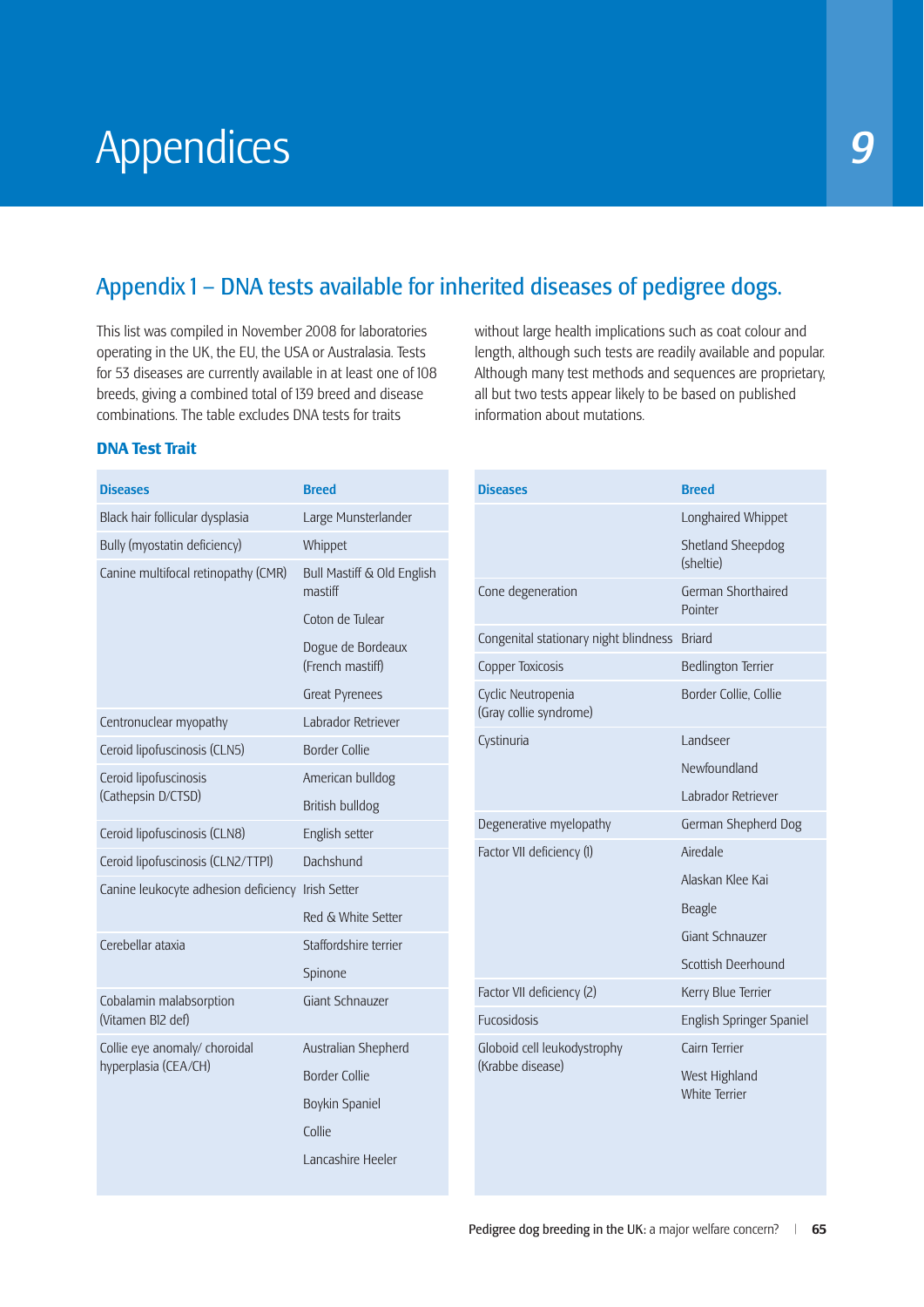# Appendices

## Appendix 1 – DNA tests available for inherited diseases of pedigree dogs.

This list was compiled in November 2008 for laboratories operating in the UK, the EU, the USA or Australasia. Tests for 53 diseases are currently available in at least one of 108 breeds, giving a combined total of 139 breed and disease combinations. The table excludes DNA tests for traits without large health implications such as coat colour and length, although such tests are readily available and popular. Although many test methods and sequences are proprietary, all but two tests appear likely to be based on published information about mutations.

### DNA Test Trait

| Diseases | Breed |
|---|---|
| Black hair follicular dysplasia | Large Munsterlander |
| Bully (myostatin deficiency) | Whippet |
| Canine multifocal retinopathy (CMR) | Bull Mastiff & Old English mastiff |
| | Coton de Tulear |
| | Dogue de Bordeaux (French mastiff) |
| | Great Pyrenees |
| Centronuclear myopathy | Labrador Retriever |
| Ceroid lipofuscinosis (CLN5) | Border Collie |
| Ceroid lipofuscinosis (Cathepsin D/CTSD) | American bulldog |
| | British bulldog |
| Ceroid lipofuscinosis (CLN8) | English setter |
| Ceroid lipofuscinosis (CLN2/TTPI) | Dachshund |
| Canine leukocyte adhesion deficiency | Irish Setter |
| | Red & White Setter |
| Cerebellar ataxia | Staffordshire terrier |
| | Spinone |
| Cobalamin malabsorption (Vitamen B12 def) | Giant Schnauzer |
| Collie eye anomaly/ choroidal hyperplasia (CEA/CH) | Australian Shepherd |
| | Border Collie |
| | Boykin Spaniel |
| | Collie |
| | Lancashire Heeler |
| | Longhaired Whippet |
| | Shetland Sheepdog (sheltie) |
| Cone degeneration | German Shorthaired Pointer |
| Congenital stationary night blindness | Briard |
| Copper Toxicosis | Bedlington Terrier |
| Cyclic Neutropenia (Gray collie syndrome) | Border Collie, Collie |
| Cystinuria | Landseer |
| | Newfoundland |
| | Labrador Retriever |
| Degenerative myelopathy | German Shepherd Dog |
| Factor VII deficiency (1) | Airedale |
| | Alaskan Klee Kai |
| | Beagle |
| | Giant Schnauzer |
| | Scottish Deerhound |
| Factor VII deficiency (2) | Kerry Blue Terrier |
| Fucosidosis | English Springer Spaniel |
| Globoid cell leukodystrophy (Krabbe disease) | Cairn Terrier |
| | West Highland White Terrier |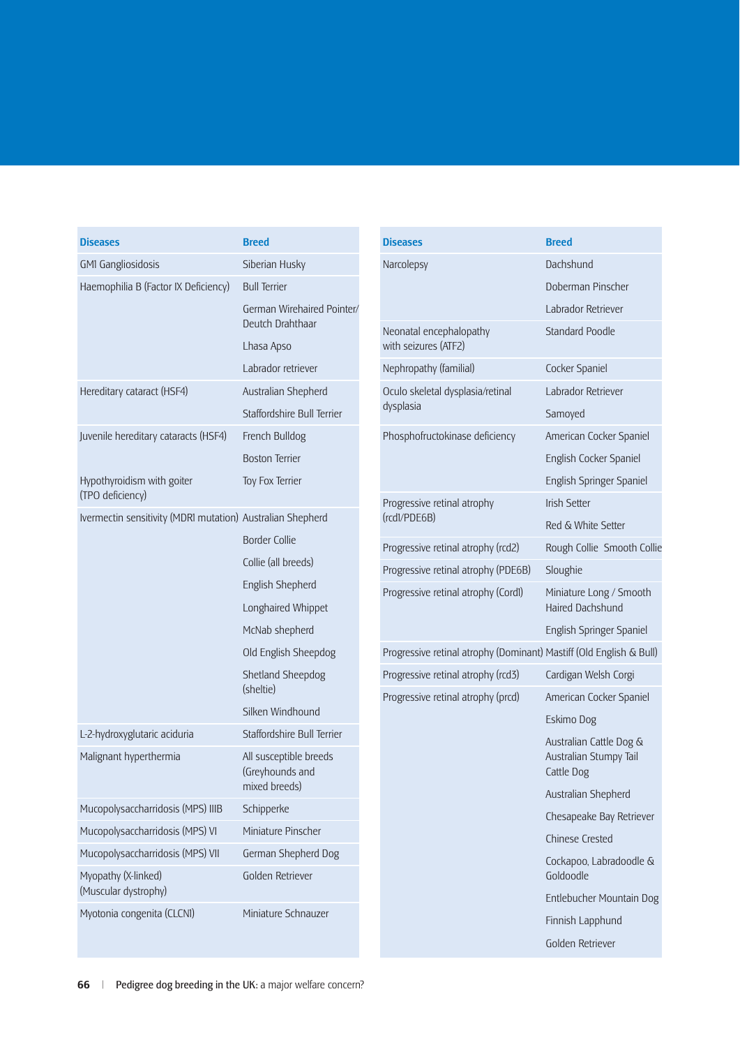| Diseases | Breed |
|---|---|
| GM1 Gangliosidosis | Siberian Husky |
| Haemophilia B (Factor IX Deficiency) | Bull Terrier |
| | German Wirehaired Pointer/ Deutch Drahthaar |
| | Lhasa Apso |
| | Labrador retriever |
| Hereditary cataract (HSF4) | Australian Shepherd |
| | Staffordshire Bull Terrier |
| Juvenile hereditary cataracts (HSF4) | French Bulldog |
| | Boston Terrier |
| Hypothyroidism with goiter (TPO deficiency) | Toy Fox Terrier |
| Ivermectin sensitivity (MDR1 mutation) | Australian Shepherd |
| | Border Collie |
| | Collie (all breeds) |
| | English Shepherd |
| | Longhaired Whippet |
| | McNab shepherd |
| | Old English Sheepdog |
| | Shetland Sheepdog (sheltie) |
| | Silken Windhound |
| L-2-hydroxyglutaric aciduria | Staffordshire Bull Terrier |
| Malignant hyperthermia | All susceptible breeds (Greyhounds and mixed breeds) |
| Mucopolysaccharridosis (MPS) IIIB | Schipperke |
| Mucopolysaccharridosis (MPS) VI | Miniature Pinscher |
| Mucopolysaccharridosis (MPS) VII | German Shepherd Dog |
| Myopathy (X-linked) (Muscular dystrophy) | Golden Retriever |
| Myotonia congenita (CLCN1) | Miniature Schnauzer |

| Diseases | Breed |
|---|---|
| Narcolepsy | Dachshund |
| | Doberman Pinscher |
| | Labrador Retriever |
| Neonatal encephalopathy with seizures (ATF2) | Standard Poodle |
| Nephropathy (familial) | Cocker Spaniel |
| Oculo skeletal dysplasia/retinal dysplasia | Labrador Retriever |
| | Samoyed |
| Phosphofructokinase deficiency | American Cocker Spaniel |
| | English Cocker Spaniel |
| | English Springer Spaniel |
| Progressive retinal atrophy (rcd1/PDE6B) | Irish Setter |
| | Red & White Setter |
| Progressive retinal atrophy (rcd2) | Rough Collie Smooth Collie |
| Progressive retinal atrophy (PDE6B) | Sloughie |
| Progressive retinal atrophy (Cord1) | Miniature Long / Smooth Haired Dachshund |
| | English Springer Spaniel |
| Progressive retinal atrophy (Dominant) | Mastiff (Old English & Bull) |
| Progressive retinal atrophy (rcd3) | Cardigan Welsh Corgi |
| Progressive retinal atrophy (prcd) | American Cocker Spaniel |
| | Eskimo Dog |
| | Australian Cattle Dog & Australian Stumpy Tail Cattle Dog |
| | Australian Shepherd |
| | Chesapeake Bay Retriever |
| | Chinese Crested |
| | Cockapoo, Labradoodle & Goldoodle |
| | Entlebucher Mountain Dog |
| | Finnish Lapphund |
| | Golden Retriever |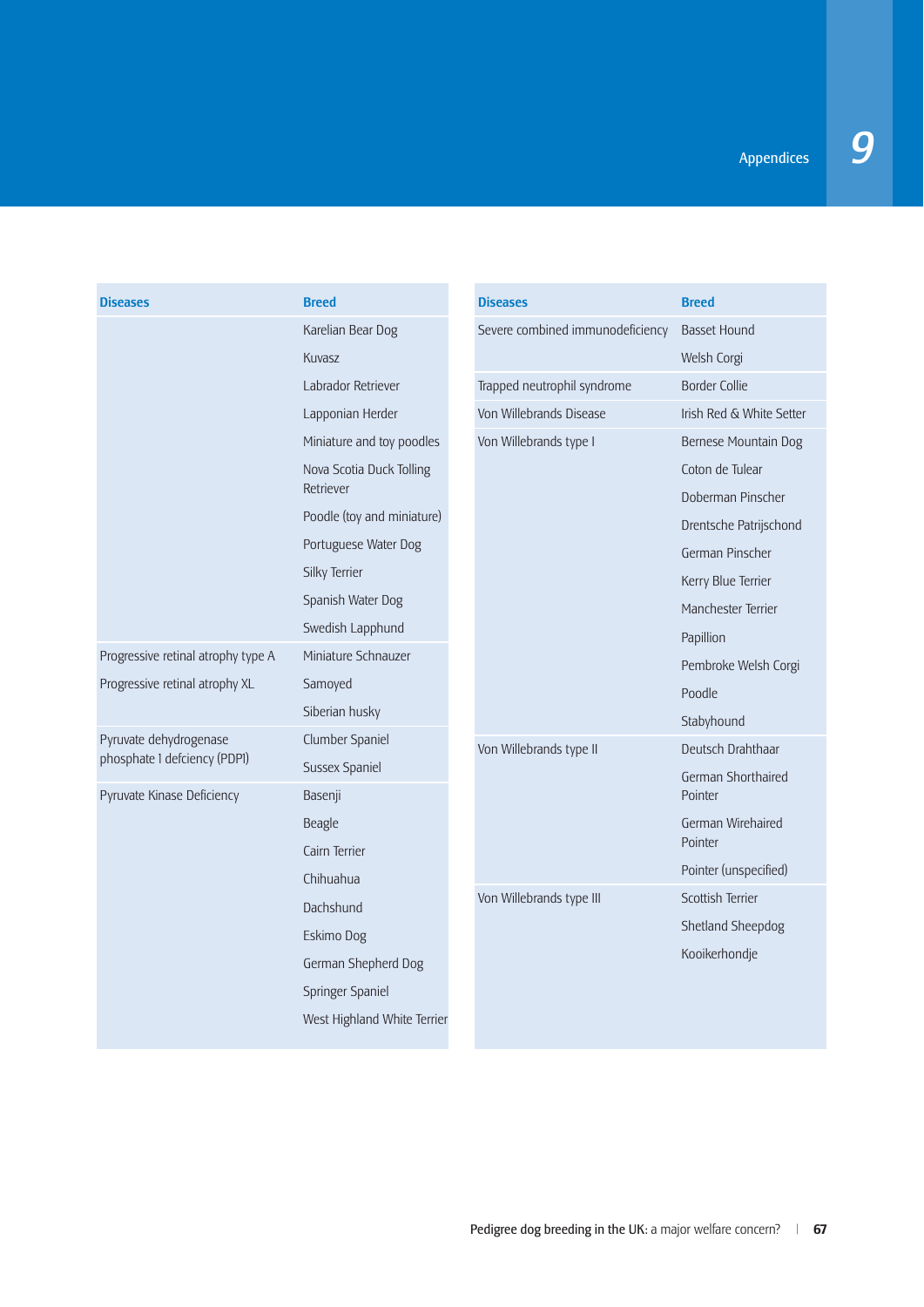| Diseases | Breed |
|---|---|
| | Karelian Bear Dog |
| | Kuvasz |
| | Labrador Retriever |
| | Lapponian Herder |
| | Miniature and toy poodles |
| | Nova Scotia Duck Tolling Retriever |
| | Poodle (toy and miniature) |
| | Portuguese Water Dog |
| | Silky Terrier |
| | Spanish Water Dog |
| | Swedish Lapphund |
| Progressive retinal atrophy type A | Miniature Schnauzer |
| Progressive retinal atrophy XL | Samoyed |
| | Siberian husky |
| Pyruvate dehydrogenase phosphate 1 defciency (PDPI) | Clumber Spaniel |
| | Sussex Spaniel |
| Pyruvate Kinase Deficiency | Basenji |
| | Beagle |
| | Cairn Terrier |
| | Chihuahua |
| | Dachshund |
| | Eskimo Dog |
| | German Shepherd Dog |
| | Springer Spaniel |
| | West Highland White Terrier |

| Diseases | Breed |
|---|---|
| Severe combined immunodeficiency | Basset Hound |
| | Welsh Corgi |
| Trapped neutrophil syndrome | Border Collie |
| Von Willebrands Disease | Irish Red & White Setter |
| Von Willebrands type I | Bernese Mountain Dog |
| | Coton de Tulear |
| | Doberman Pinscher |
| | Drentsche Patrijschond |
| | German Pinscher |
| | Kerry Blue Terrier |
| | Manchester Terrier |
| | Papillion |
| | Pembroke Welsh Corgi |
| | Poodle |
| | Stabyhound |
| Von Willebrands type II | Deutsch Drahthaar |
| | German Shorthaired Pointer |
| | German Wirehaired Pointer |
| | Pointer (unspecified) |
| Von Willebrands type III | Scottish Terrier |
| | Shetland Sheepdog |
| | Kooikerhondje |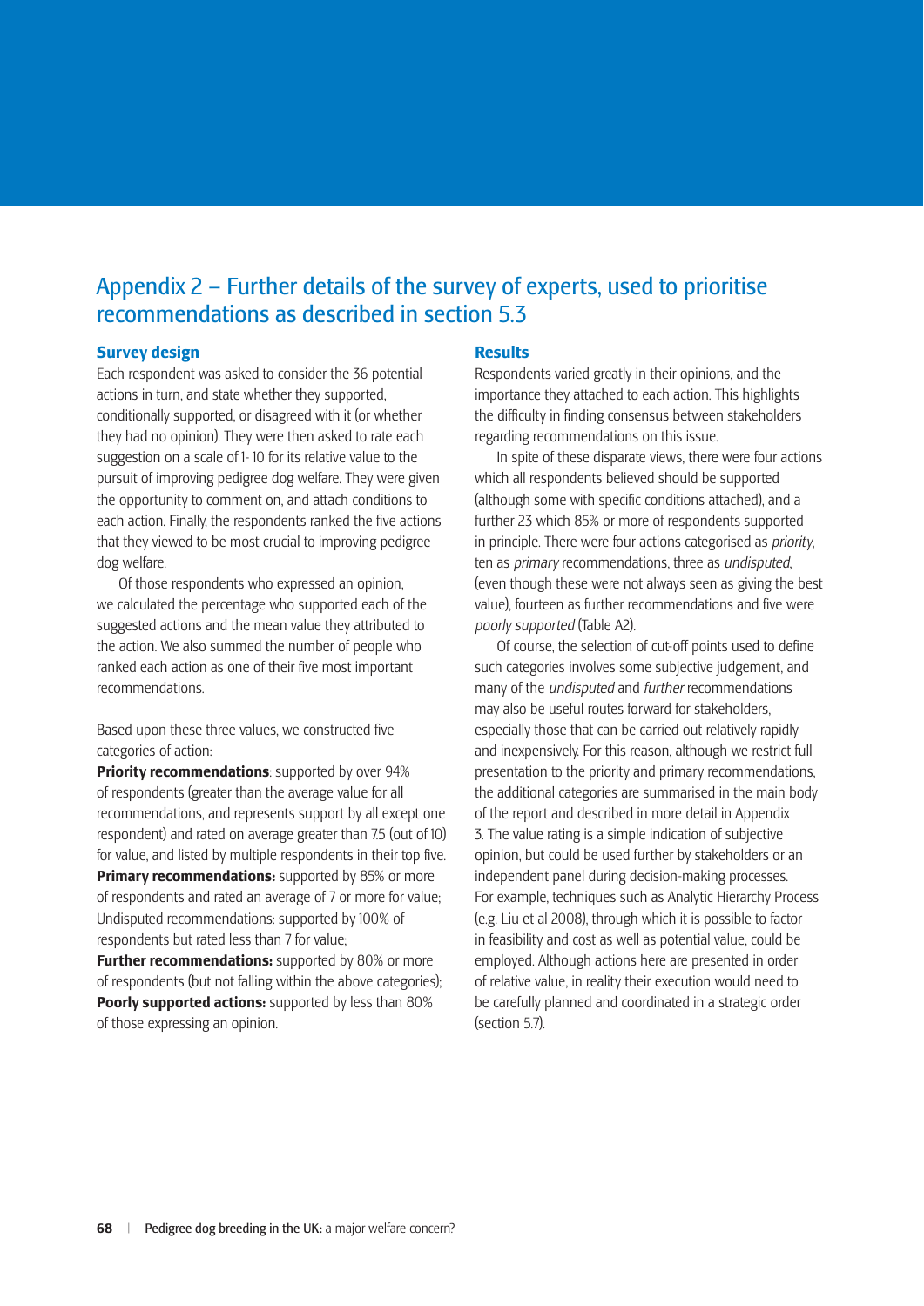## Appendix 2 – Further details of the survey of experts, used to prioritise recommendations as described in section 5.3

### Survey design

Each respondent was asked to consider the 36 potential actions in turn, and state whether they supported, conditionally supported, or disagreed with it (or whether they had no opinion). They were then asked to rate each suggestion on a scale of 1- 10 for its relative value to the pursuit of improving pedigree dog welfare. They were given the opportunity to comment on, and attach conditions to each action. Finally, the respondents ranked the five actions that they viewed to be most crucial to improving pedigree dog welfare.

Of those respondents who expressed an opinion, we calculated the percentage who supported each of the suggested actions and the mean value they attributed to the action. We also summed the number of people who ranked each action as one of their five most important recommendations.

Based upon these three values, we constructed five categories of action:

**Priority recommendations**: supported by over 94% of respondents (greater than the average value for all recommendations, and represents support by all except one respondent) and rated on average greater than 7.5 (out of 10) for value, and listed by multiple respondents in their top five.

**Primary recommendations:** supported by 85% or more of respondents and rated an average of 7 or more for value;

Undisputed recommendations: supported by 100% of respondents but rated less than 7 for value;

**Further recommendations:** supported by 80% or more of respondents (but not falling within the above categories);

**Poorly supported actions:** supported by less than 80% of those expressing an opinion.

### Results

Respondents varied greatly in their opinions, and the importance they attached to each action. This highlights the difficulty in finding consensus between stakeholders regarding recommendations on this issue.

In spite of these disparate views, there were four actions which all respondents believed should be supported (although some with specific conditions attached), and a further 23 which 85% or more of respondents supported in principle. There were four actions categorised as *priority*, ten as *primary* recommendations, three as *undisputed*, (even though these were not always seen as giving the best value), fourteen as further recommendations and five were *poorly supported* (Table A2).

Of course, the selection of cut-off points used to define such categories involves some subjective judgement, and many of the *undisputed* and *further* recommendations may also be useful routes forward for stakeholders, especially those that can be carried out relatively rapidly and inexpensively. For this reason, although we restrict full presentation to the priority and primary recommendations, the additional categories are summarised in the main body of the report and described in more detail in Appendix 3. The value rating is a simple indication of subjective opinion, but could be used further by stakeholders or an independent panel during decision-making processes. For example, techniques such as Analytic Hierarchy Process (e.g. Liu et al 2008), through which it is possible to factor in feasibility and cost as well as potential value, could be employed. Although actions here are presented in order of relative value, in reality their execution would need to be carefully planned and coordinated in a strategic order (section 5.7).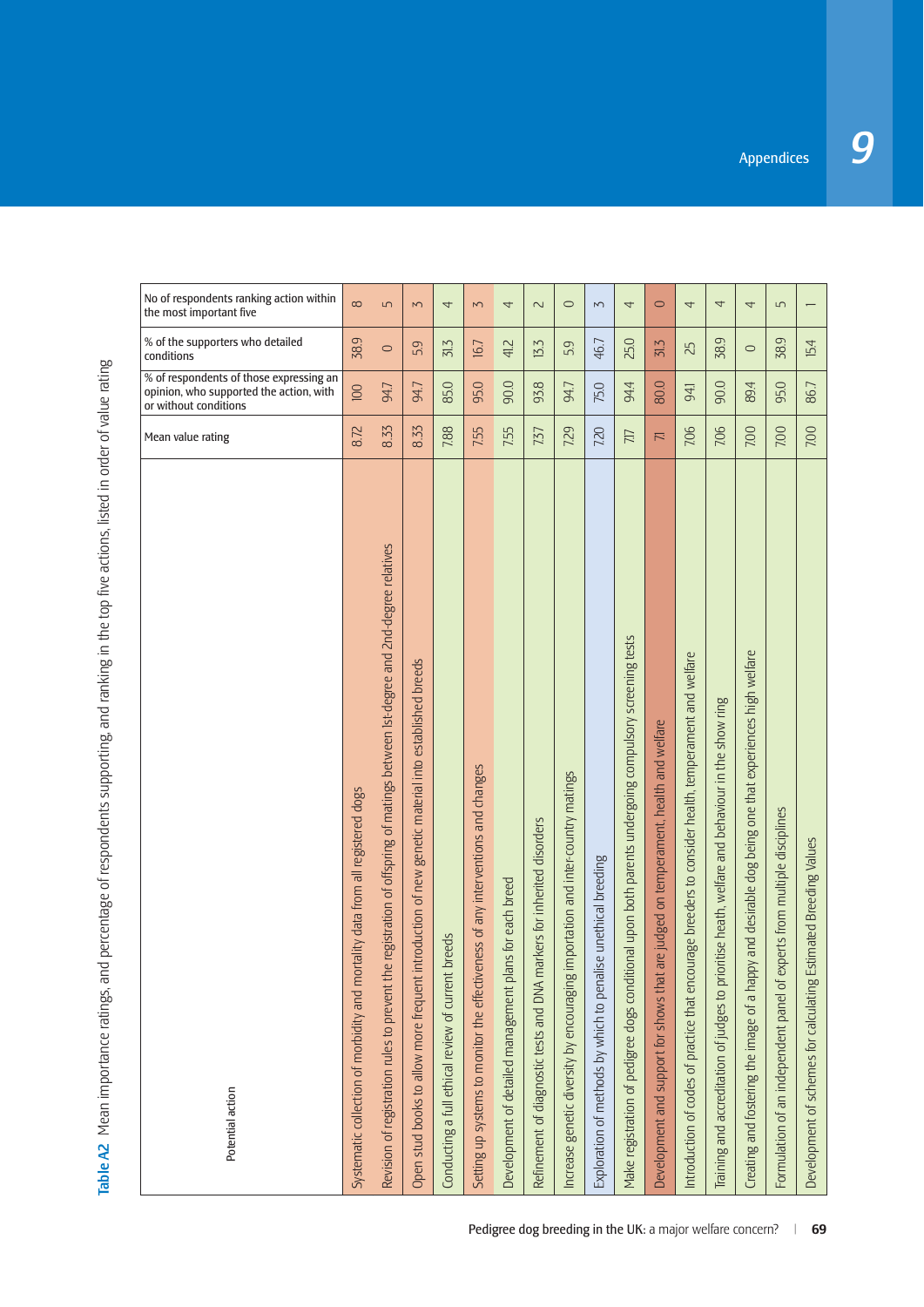**Table A2** Mean importance ratings, and percentage of respondents supporting and ranking in the top five actions, listed in order of value rating

| Potential action | Mean value rating | % of respondents of those expressing an opinion, who supported the action, with or without conditions | % of the supporters who detailed conditions | No of respondents ranking action within the most important five |
|---|---|---|---|---|
| Systematic collection of morbidity and mortality data from all registered dogs | 8.72 | 100 | 38.9 | 8 |
| Revision of registration rules to prevent the registration of offspring of matings between 1st-degree and 2nd-degree relatives | 8.33 | 94.7 | 0 | 5 |
| Open stud books to allow more frequent introduction of new genetic material into established breeds | 8.33 | 94.7 | 5.9 | 3 |
| Conducting a full ethical review of current breeds | 7.88 | 85.0 | 31.3 | 4 |
| Setting up systems to monitor the effectiveness of any interventions and changes | 7.55 | 95.0 | 16.7 | 3 |
| Development of detailed management plans for each breed | 7.55 | 90.0 | 41.2 | 4 |
| Refinement of diagnostic tests and DNA markers for inherited disorders | 7.37 | 93.8 | 13.3 | 2 |
| Increase genetic diversity by encouraging importation and inter-country matings | 7.29 | 94.7 | 5.9 | 0 |
| Exploration of methods by which to penalise unethical breeding | 7.20 | 75.0 | 46.7 | 3 |
| Make registration of pedigree dogs conditional upon both parents undergoing compulsory screening tests | 7.17 | 94.4 | 25.0 | 4 |
| Development and support for shows that are judged on temperament, health and welfare | 7.1 | 80.0 | 31.3 | 0 |
| Introduction of codes of practice that encourage breeders to consider health, temperament and welfare | 7.06 | 94.1 | 25 | 4 |
| Training and accreditation of judges to prioritise health, welfare and behaviour in the show ring | 7.06 | 90.0 | 38.9 | 4 |
| Creating and fostering the image of a happy and desirable dog being one that experiences high welfare | 7.00 | 89.4 | 0 | 4 |
| Formulation of an independent panel of experts from multiple disciplines | 7.00 | 95.0 | 38.9 | 5 |
| Development of schemes for calculating Estimated Breeding Values | 7.00 | 86.7 | 15.4 | 1 |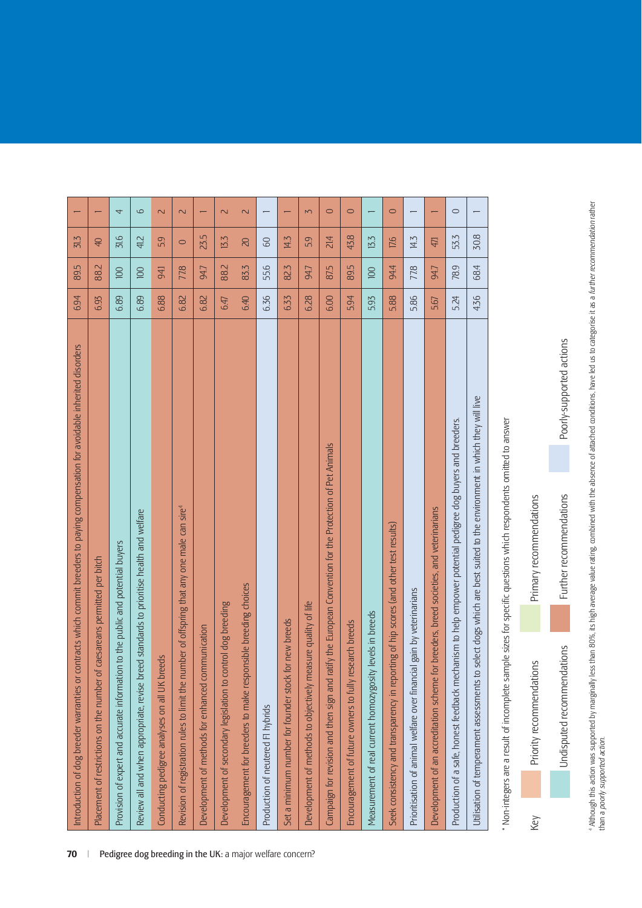| | | | | |
|---|---|---|---|---|
| Introduction of dog breeder warranties or contracts which commit breeders to paying compensation for avoidable inherited disorders | 6.94 | 89.5 | 31.3 | 1 |
| Placement of restrictions on the number of caesareans permitted per bitch | 6.93 | 88.2 | 40 | 1 |
| Provision of expert and accurate information to the public and potential buyers | 6.89 | 100 | 31.6 | 4 |
| Review all and when appropriate, revise breed standards to prioritise health and welfare | 6.89 | 100 | 41.2 | 6 |
| Conducting pedigree analyses on all UK breeds | 6.88 | 94.1 | 5.9 | 2 |
| Revision of registration rules to limit the number of offspring that any one male can sire[4] | 6.82 | 77.8 | 0 | 2 |
| Development of methods for enhanced communication | 6.82 | 94.7 | 23.5 | 1 |
| Development of secondary legislation to control dog breeding | 6.47 | 88.2 | 13.3 | 2 |
| Encouragement for breeders to make responsible breeding choices | 6.40 | 83.3 | 20 | 2 |
| Production of neutered F1 hybrids | 6.36 | 55.6 | 60 | 1 |
| Set a minimum number for founder stock for new breeds | 6.33 | 82.3 | 14.3 | 1 |
| Development of methods to objectively measure quality of life | 6.28 | 94.7 | 5.9 | 3 |
| Campaign for revision and then sign and ratify the European Convention for the Protection of Pet Animals | 6.00 | 87.5 | 21.4 | 0 |
| Encouragement of future owners to fully research breeds | 5.94 | 89.5 | 43.8 | 0 |
| Measurement of real current homozygosity levels in breeds | 5.93 | 100 | 13.3 | 1 |
| Seek consistency and transparency in reporting of hip scores (and other test results) | 5.88 | 94.4 | 17.6 | 0 |
| Prioritisation of animal welfare over financial gain by veterinarians | 5.86 | 77.8 | 14.3 | 1 |
| Development of an accreditation scheme for breeders, breed societies, and veterinarians | 5.67 | 94.7 | 47.1 | 1 |
| Production of a safe, honest feedback mechanism to help empower potential pedigree dog buyers and breeders. | 5.24 | 78.9 | 53.3 | 0 |
| Utilisation of temperament assessments to select dogs which are best suited to the environment in which they will live | 4.36 | 68.4 | 30.8 | 1 |

* Non-integers are a result of incomplete sample sizes for specific questions which respondents omitted to answer

Key

- Priority recommendations
- Primary recommendations
- Undisputed recommendations
- Further recommendations
- Poorly-supported actions

[4] Although this action was supported by marginally less than 80%, its high average value rating, combined with the absence of attached conditions, have led us to categorise it as a *further recommendation* rather than a *poorly supported action*.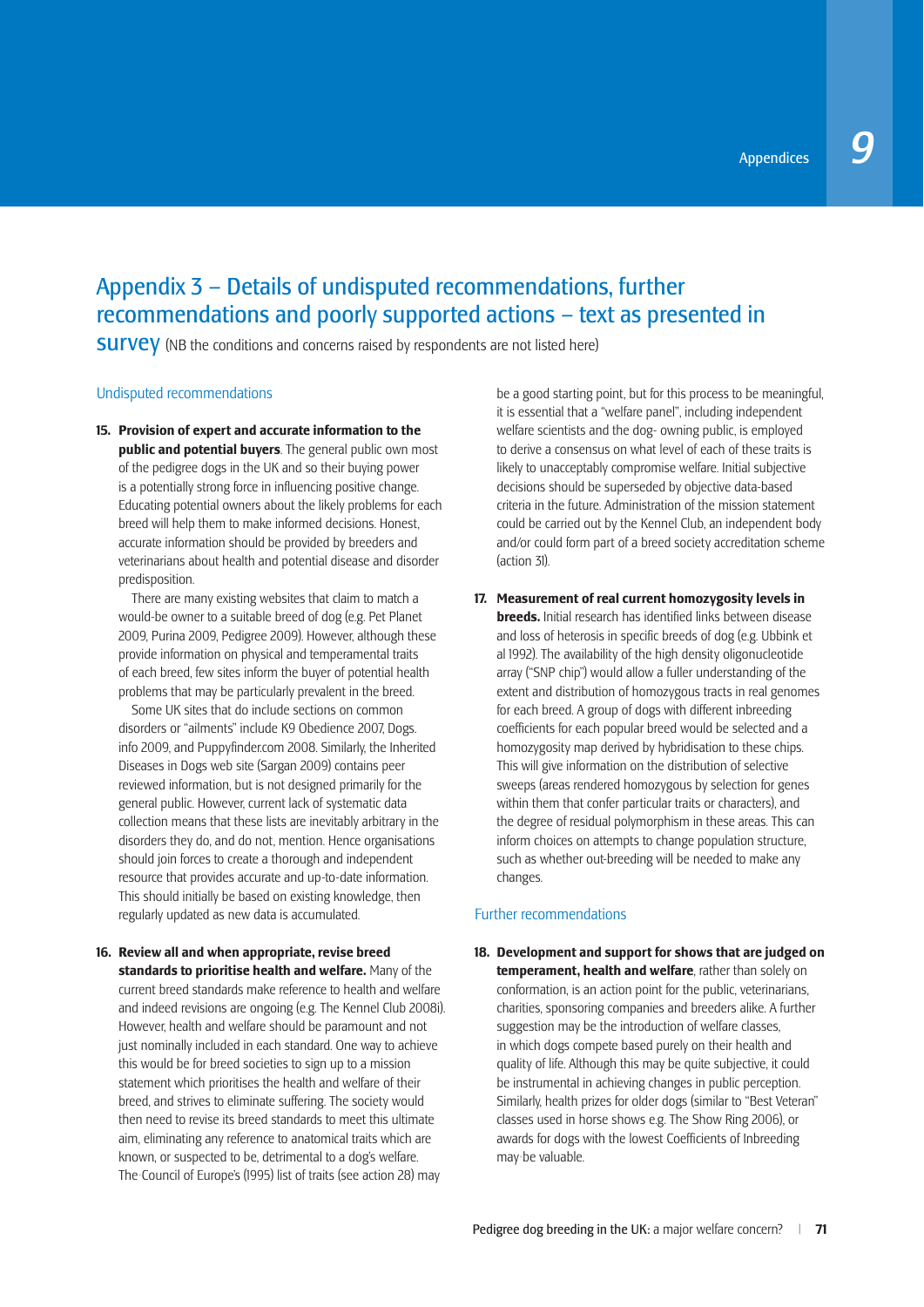# Appendix 3 – Details of undisputed recommendations, further recommendations and poorly supported actions – text as presented in survey (NB the conditions and concerns raised by respondents are not listed here)

## Undisputed recommendations

**15. Provision of expert and accurate information to the public and potential buyers**. The general public own most of the pedigree dogs in the UK and so their buying power is a potentially strong force in influencing positive change. Educating potential owners about the likely problems for each breed will help them to make informed decisions. Honest, accurate information should be provided by breeders and veterinarians about health and potential disease and disorder predisposition.

There are many existing websites that claim to match a would-be owner to a suitable breed of dog (e.g. Pet Planet 2009, Purina 2009, Pedigree 2009). However, although these provide information on physical and temperamental traits of each breed, few sites inform the buyer of potential health problems that may be particularly prevalent in the breed.

Some UK sites that do include sections on common disorders or "ailments" include K9 Obedience 2007, Dogs.info 2009, and Puppyfinder.com 2008. Similarly, the Inherited Diseases in Dogs web site (Sargan 2009) contains peer reviewed information, but is not designed primarily for the general public. However, current lack of systematic data collection means that these lists are inevitably arbitrary in the disorders they do, and do not, mention. Hence organisations should join forces to create a thorough and independent resource that provides accurate and up-to-date information. This should initially be based on existing knowledge, then regularly updated as new data is accumulated.

**16. Review all and when appropriate, revise breed standards to prioritise health and welfare.** Many of the current breed standards make reference to health and welfare and indeed revisions are ongoing (e.g. The Kennel Club 2008i). However, health and welfare should be paramount and not just nominally included in each standard. One way to achieve this would be for breed societies to sign up to a mission statement which prioritises the health and welfare of their breed, and strives to eliminate suffering. The society would then need to revise its breed standards to meet this ultimate aim, eliminating any reference to anatomical traits which are known, or suspected to be, detrimental to a dog's welfare. The Council of Europe's (1995) list of traits (see action 28) may be a good starting point, but for this process to be meaningful, it is essential that a "welfare panel", including independent welfare scientists and the dog- owning public, is employed to derive a consensus on what level of each of these traits is likely to unacceptably compromise welfare. Initial subjective decisions should be superseded by objective data-based criteria in the future. Administration of the mission statement could be carried out by the Kennel Club, an independent body and/or could form part of a breed society accreditation scheme (action 31).

**17. Measurement of real current homozygosity levels in breeds.** Initial research has identified links between disease and loss of heterosis in specific breeds of dog (e.g. Ubbink et al 1992). The availability of the high density oligonucleotide array ("SNP chip") would allow a fuller understanding of the extent and distribution of homozygous tracts in real genomes for each breed. A group of dogs with different inbreeding coefficients for each popular breed would be selected and a homozygosity map derived by hybridisation to these chips. This will give information on the distribution of selective sweeps (areas rendered homozygous by selection for genes within them that confer particular traits or characters), and the degree of residual polymorphism in these areas. This can inform choices on attempts to change population structure, such as whether out-breeding will be needed to make any changes.

## Further recommendations

**18. Development and support for shows that are judged on temperament, health and welfare**, rather than solely on conformation, is an action point for the public, veterinarians, charities, sponsoring companies and breeders alike. A further suggestion may be the introduction of welfare classes, in which dogs compete based purely on their health and quality of life. Although this may be quite subjective, it could be instrumental in achieving changes in public perception. Similarly, health prizes for older dogs (similar to "Best Veteran" classes used in horse shows e.g. The Show Ring 2006), or awards for dogs with the lowest Coefficients of Inbreeding may be valuable.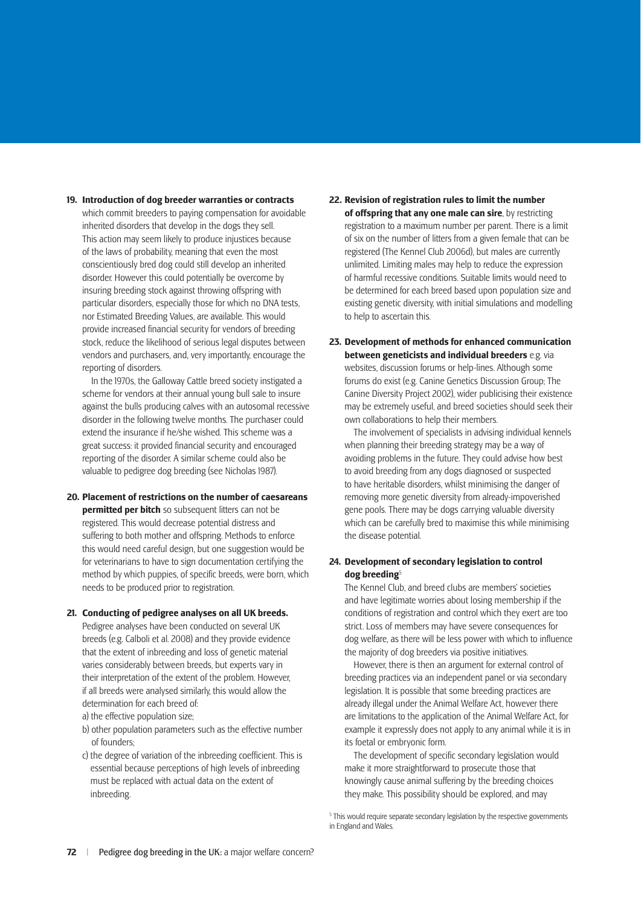**19. Introduction of dog breeder warranties or contracts** which commit breeders to paying compensation for avoidable inherited disorders that develop in the dogs they sell. This action may seem likely to produce injustices because of the laws of probability, meaning that even the most conscientiously bred dog could still develop an inherited disorder. However this could potentially be overcome by insuring breeding stock against throwing offspring with particular disorders, especially those for which no DNA tests, nor Estimated Breeding Values, are available. This would provide increased financial security for vendors of breeding stock, reduce the likelihood of serious legal disputes between vendors and purchasers, and, very importantly, encourage the reporting of disorders.

In the 1970s, the Galloway Cattle breed society instigated a scheme for vendors at their annual young bull sale to insure against the bulls producing calves with an autosomal recessive disorder in the following twelve months. The purchaser could extend the insurance if he/she wished. This scheme was a great success: it provided financial security and encouraged reporting of the disorder. A similar scheme could also be valuable to pedigree dog breeding (see Nicholas 1987).

**20. Placement of restrictions on the number of caesareans permitted per bitch** so subsequent litters can not be registered. This would decrease potential distress and suffering to both mother and offspring. Methods to enforce this would need careful design, but one suggestion would be for veterinarians to have to sign documentation certifying the method by which puppies, of specific breeds, were born, which needs to be produced prior to registration.

**21. Conducting of pedigree analyses on all UK breeds.** Pedigree analyses have been conducted on several UK breeds (e.g. Calboli et al. 2008) and they provide evidence that the extent of inbreeding and loss of genetic material varies considerably between breeds, but experts vary in their interpretation of the extent of the problem. However, if all breeds were analysed similarly, this would allow the determination for each breed of:

a) the effective population size;

b) other population parameters such as the effective number of founders;

c) the degree of variation of the inbreeding coefficient. This is essential because perceptions of high levels of inbreeding must be replaced with actual data on the extent of inbreeding.

**22. Revision of registration rules to limit the number of offspring that any one male can sire**, by restricting registration to a maximum number per parent. There is a limit of six on the number of litters from a given female that can be registered (The Kennel Club 2006d), but males are currently unlimited. Limiting males may help to reduce the expression of harmful recessive conditions. Suitable limits would need to be determined for each breed based upon population size and existing genetic diversity, with initial simulations and modelling to help to ascertain this.

**23. Development of methods for enhanced communication between geneticists and individual breeders** e.g. via websites, discussion forums or help-lines. Although some forums do exist (e.g. Canine Genetics Discussion Group; The Canine Diversity Project 2002), wider publicising their existence may be extremely useful, and breed societies should seek their own collaborations to help their members.

The involvement of specialists in advising individual kennels when planning their breeding strategy may be a way of avoiding problems in the future. They could advise how best to avoid breeding from any dogs diagnosed or suspected to have heritable disorders, whilst minimising the danger of removing more genetic diversity from already-impoverished gene pools. There may be dogs carrying valuable diversity which can be carefully bred to maximise this while minimising the disease potential.

**24. Development of secondary legislation to control dog breeding**[5]

The Kennel Club, and breed clubs are members' societies and have legitimate worries about losing membership if the conditions of registration and control which they exert are too strict. Loss of members may have severe consequences for dog welfare, as there will be less power with which to influence the majority of dog breeders via positive initiatives.

However, there is then an argument for external control of breeding practices via an independent panel or via secondary legislation. It is possible that some breeding practices are already illegal under the Animal Welfare Act, however there are limitations to the application of the Animal Welfare Act, for example it expressly does not apply to any animal while it is in its foetal or embryonic form.

The development of specific secondary legislation would make it more straightforward to prosecute those that knowingly cause animal suffering by the breeding choices they make. This possibility should be explored, and may

[5] This would require separate secondary legislation by the respective governments in England and Wales.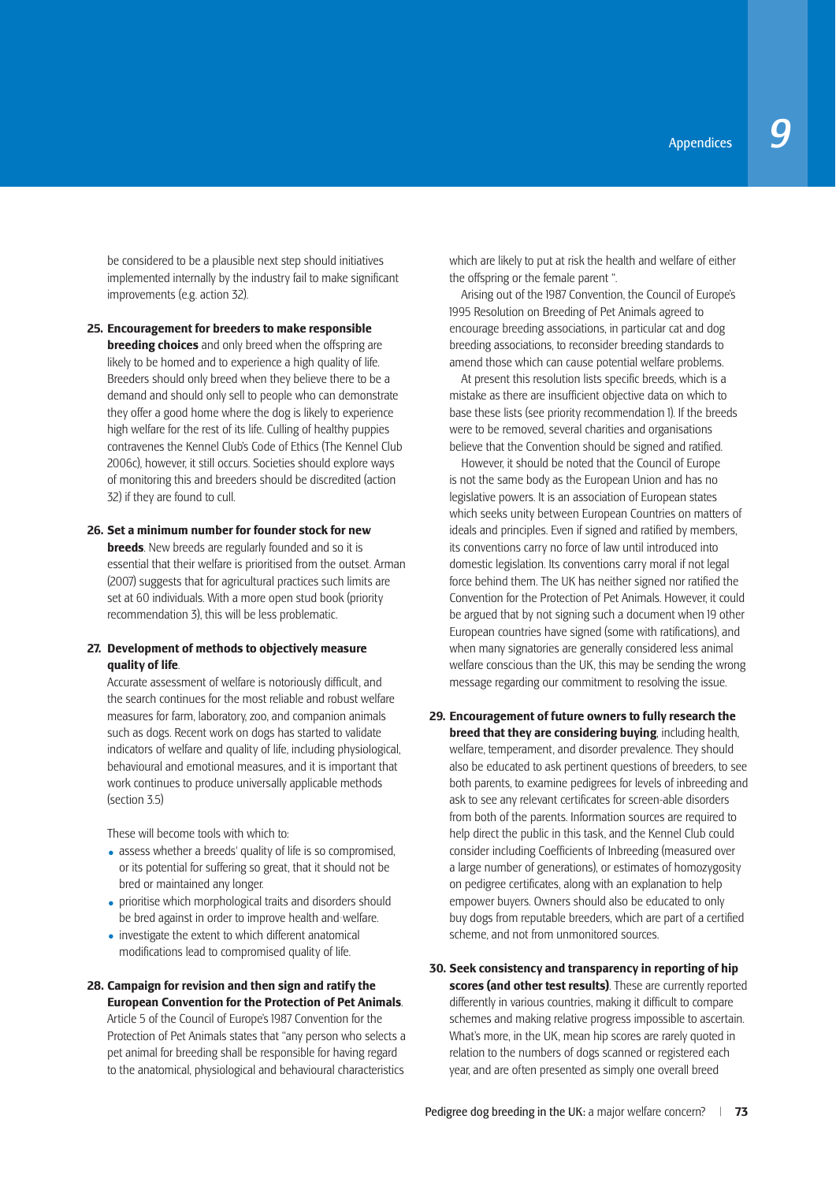be considered to be a plausible next step should initiatives implemented internally by the industry fail to make significant improvements (e.g. action 32).

25. **Encouragement for breeders to make responsible breeding choices** and only breed when the offspring are likely to be homed and to experience a high quality of life. Breeders should only breed when they believe there to be a demand and should only sell to people who can demonstrate they offer a good home where the dog is likely to experience high welfare for the rest of its life. Culling of healthy puppies contravenes the Kennel Club's Code of Ethics (The Kennel Club 2006c), however, it still occurs. Societies should explore ways of monitoring this and breeders should be discredited (action 32) if they are found to cull.

26. **Set a minimum number for founder stock for new breeds**. New breeds are regularly founded and so it is essential that their welfare is prioritised from the outset. Arman (2007) suggests that for agricultural practices such limits are set at 60 individuals. With a more open stud book (priority recommendation 3), this will be less problematic.

27. **Development of methods to objectively measure quality of life**.

    Accurate assessment of welfare is notoriously difficult, and the search continues for the most reliable and robust welfare measures for farm, laboratory, zoo, and companion animals such as dogs. Recent work on dogs has started to validate indicators of welfare and quality of life, including physiological, behavioural and emotional measures, and it is important that work continues to produce universally applicable methods (section 3.5)

    These will become tools with which to:

    - assess whether a breeds' quality of life is so compromised, or its potential for suffering so great, that it should not be bred or maintained any longer.
    - prioritise which morphological traits and disorders should be bred against in order to improve health and welfare.
    - investigate the extent to which different anatomical modifications lead to compromised quality of life.

28. **Campaign for revision and then sign and ratify the European Convention for the Protection of Pet Animals**. Article 5 of the Council of Europe's 1987 Convention for the Protection of Pet Animals states that "any person who selects a pet animal for breeding shall be responsible for having regard to the anatomical, physiological and behavioural characteristics which are likely to put at risk the health and welfare of either the offspring or the female parent ".

    Arising out of the 1987 Convention, the Council of Europe's 1995 Resolution on Breeding of Pet Animals agreed to encourage breeding associations, in particular cat and dog breeding associations, to reconsider breeding standards to amend those which can cause potential welfare problems.

    At present this resolution lists specific breeds, which is a mistake as there are insufficient objective data on which to base these lists (see priority recommendation 1). If the breeds were to be removed, several charities and organisations believe that the Convention should be signed and ratified.

    However, it should be noted that the Council of Europe is not the same body as the European Union and has no legislative powers. It is an association of European states which seeks unity between European Countries on matters of ideals and principles. Even if signed and ratified by members, its conventions carry no force of law until introduced into domestic legislation. Its conventions carry moral if not legal force behind them. The UK has neither signed nor ratified the Convention for the Protection of Pet Animals. However, it could be argued that by not signing such a document when 19 other European countries have signed (some with ratifications), and when many signatories are generally considered less animal welfare conscious than the UK, this may be sending the wrong message regarding our commitment to resolving the issue.

29. **Encouragement of future owners to fully research the breed that they are considering buying**, including health, welfare, temperament, and disorder prevalence. They should also be educated to ask pertinent questions of breeders, to see both parents, to examine pedigrees for levels of inbreeding and ask to see any relevant certificates for screen-able disorders from both of the parents. Information sources are required to help direct the public in this task, and the Kennel Club could consider including Coefficients of Inbreeding (measured over a large number of generations), or estimates of homozygosity on pedigree certificates, along with an explanation to help empower buyers. Owners should also be educated to only buy dogs from reputable breeders, which are part of a certified scheme, and not from unmonitored sources.

30. **Seek consistency and transparency in reporting of hip scores (and other test results)**. These are currently reported differently in various countries, making it difficult to compare schemes and making relative progress impossible to ascertain. What's more, in the UK, mean hip scores are rarely quoted in relation to the numbers of dogs scanned or registered each year, and are often presented as simply one overall breed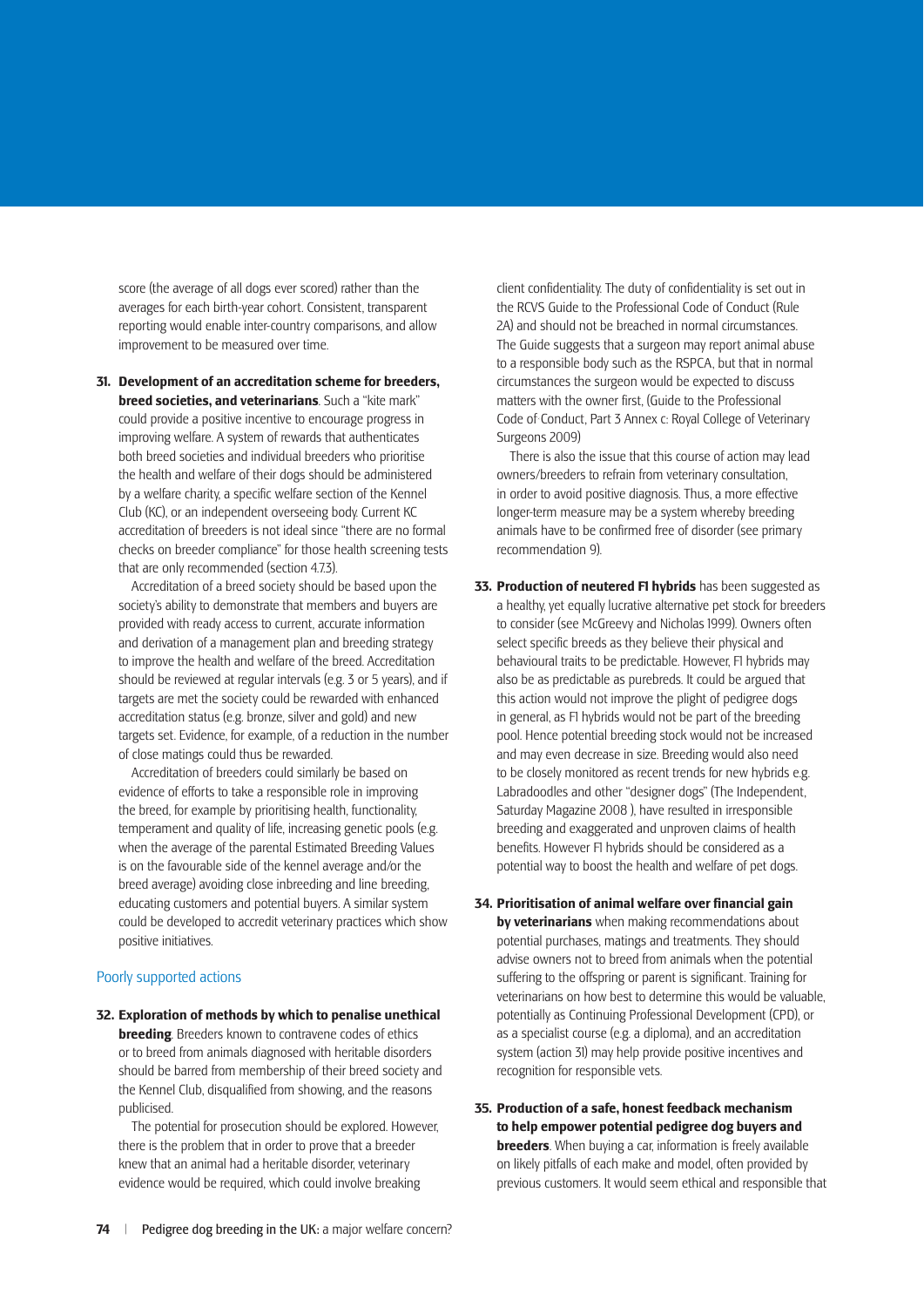score (the average of all dogs ever scored) rather than the averages for each birth-year cohort. Consistent, transparent reporting would enable inter-country comparisons, and allow improvement to be measured over time.

31. **Development of an accreditation scheme for breeders, breed societies, and veterinarians**. Such a "kite mark" could provide a positive incentive to encourage progress in improving welfare. A system of rewards that authenticates both breed societies and individual breeders who prioritise the health and welfare of their dogs should be administered by a welfare charity, a specific welfare section of the Kennel Club (KC), or an independent overseeing body. Current KC accreditation of breeders is not ideal since "there are no formal checks on breeder compliance" for those health screening tests that are only recommended (section 4.7.3).

    Accreditation of a breed society should be based upon the society's ability to demonstrate that members and buyers are provided with ready access to current, accurate information and derivation of a management plan and breeding strategy to improve the health and welfare of the breed. Accreditation should be reviewed at regular intervals (e.g. 3 or 5 years), and if targets are met the society could be rewarded with enhanced accreditation status (e.g. bronze, silver and gold) and new targets set. Evidence, for example, of a reduction in the number of close matings could thus be rewarded.

    Accreditation of breeders could similarly be based on evidence of efforts to take a responsible role in improving the breed, for example by prioritising health, functionality, temperament and quality of life, increasing genetic pools (e.g. when the average of the parental Estimated Breeding Values is on the favourable side of the kennel average and/or the breed average) avoiding close inbreeding and line breeding, educating customers and potential buyers. A similar system could be developed to accredit veterinary practices which show positive initiatives.

## Poorly supported actions

32. **Exploration of methods by which to penalise unethical breeding**. Breeders known to contravene codes of ethics or to breed from animals diagnosed with heritable disorders should be barred from membership of their breed society and the Kennel Club, disqualified from showing, and the reasons publicised.

    The potential for prosecution should be explored. However, there is the problem that in order to prove that a breeder knew that an animal had a heritable disorder, veterinary evidence would be required, which could involve breaking client confidentiality. The duty of confidentiality is set out in the RCVS Guide to the Professional Code of Conduct (Rule 2A) and should not be breached in normal circumstances. The Guide suggests that a surgeon may report animal abuse to a responsible body such as the RSPCA, but that in normal circumstances the surgeon would be expected to discuss matters with the owner first, (Guide to the Professional Code of Conduct, Part 3 Annex c: Royal College of Veterinary Surgeons 2009)

    There is also the issue that this course of action may lead owners/breeders to refrain from veterinary consultation, in order to avoid positive diagnosis. Thus, a more effective longer-term measure may be a system whereby breeding animals have to be confirmed free of disorder (see primary recommendation 9).

33. **Production of neutered F1 hybrids** has been suggested as a healthy, yet equally lucrative alternative pet stock for breeders to consider (see McGreevy and Nicholas 1999). Owners often select specific breeds as they believe their physical and behavioural traits to be predictable. However, F1 hybrids may also be as predictable as purebreds. It could be argued that this action would not improve the plight of pedigree dogs in general, as F1 hybrids would not be part of the breeding pool. Hence potential breeding stock would not be increased and may even decrease in size. Breeding would also need to be closely monitored as recent trends for new hybrids e.g. Labradoodles and other "designer dogs" (The Independent, Saturday Magazine 2008 ), have resulted in irresponsible breeding and exaggerated and unproven claims of health benefits. However F1 hybrids should be considered as a potential way to boost the health and welfare of pet dogs.

34. **Prioritisation of animal welfare over financial gain by veterinarians** when making recommendations about potential purchases, matings and treatments. They should advise owners not to breed from animals when the potential suffering to the offspring or parent is significant. Training for veterinarians on how best to determine this would be valuable, potentially as Continuing Professional Development (CPD), or as a specialist course (e.g. a diploma), and an accreditation system (action 31) may help provide positive incentives and recognition for responsible vets.

35. **Production of a safe, honest feedback mechanism to help empower potential pedigree dog buyers and breeders**. When buying a car, information is freely available on likely pitfalls of each make and model, often provided by previous customers. It would seem ethical and responsible that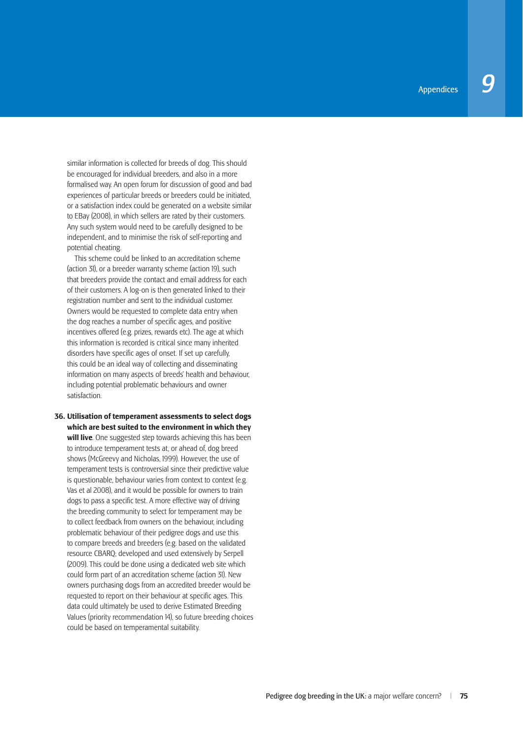similar information is collected for breeds of dog. This should be encouraged for individual breeders, and also in a more formalised way. An open forum for discussion of good and bad experiences of particular breeds or breeders could be initiated, or a satisfaction index could be generated on a website similar to EBay (2008), in which sellers are rated by their customers. Any such system would need to be carefully designed to be independent, and to minimise the risk of self-reporting and potential cheating.

This scheme could be linked to an accreditation scheme (action 31), or a breeder warranty scheme (action 19), such that breeders provide the contact and email address for each of their customers. A log-on is then generated linked to their registration number and sent to the individual customer. Owners would be requested to complete data entry when the dog reaches a number of specific ages, and positive incentives offered (e.g. prizes, rewards etc). The age at which this information is recorded is critical since many inherited disorders have specific ages of onset. If set up carefully, this could be an ideal way of collecting and disseminating information on many aspects of breeds' health and behaviour, including potential problematic behaviours and owner satisfaction.

36. **Utilisation of temperament assessments to select dogs which are best suited to the environment in which they will live**. One suggested step towards achieving this has been to introduce temperament tests at, or ahead of, dog breed shows (McGreevy and Nicholas, 1999). However, the use of temperament tests is controversial since their predictive value is questionable, behaviour varies from context to context (e.g. Vas et al 2008), and it would be possible for owners to train dogs to pass a specific test. A more effective way of driving the breeding community to select for temperament may be to collect feedback from owners on the behaviour, including problematic behaviour of their pedigree dogs and use this to compare breeds and breeders (e.g. based on the validated resource CBARQ; developed and used extensively by Serpell (2009). This could be done using a dedicated web site which could form part of an accreditation scheme (action 31). New owners purchasing dogs from an accredited breeder would be requested to report on their behaviour at specific ages. This data could ultimately be used to derive Estimated Breeding Values (priority recommendation 14), so future breeding choices could be based on temperamental suitability.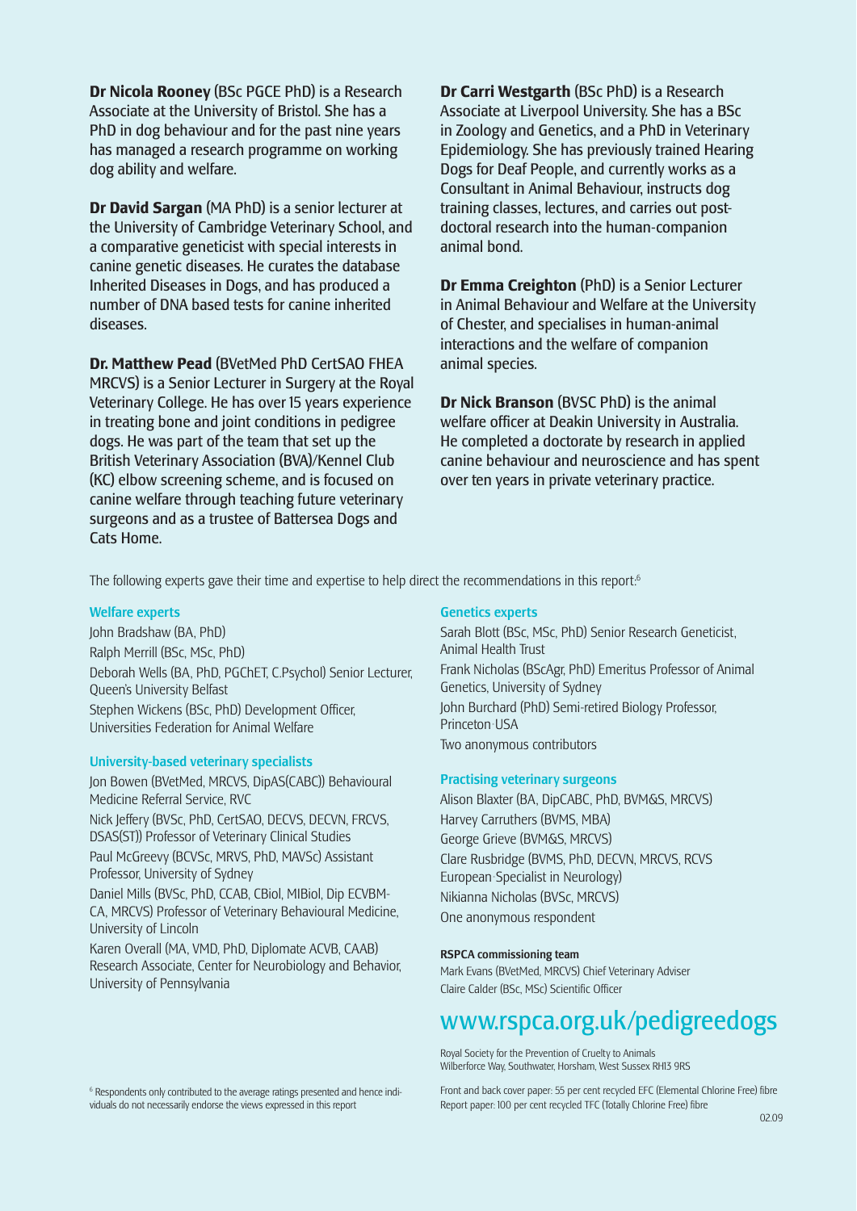**Dr Nicola Rooney** (BSc PGCE PhD) is a Research Associate at the University of Bristol. She has a PhD in dog behaviour and for the past nine years has managed a research programme on working dog ability and welfare.

**Dr David Sargan** (MA PhD) is a senior lecturer at the University of Cambridge Veterinary School, and a comparative geneticist with special interests in canine genetic diseases. He curates the database Inherited Diseases in Dogs, and has produced a number of DNA based tests for canine inherited diseases.

**Dr. Matthew Pead** (BVetMed PhD CertSAO FHEA MRCVS) is a Senior Lecturer in Surgery at the Royal Veterinary College. He has over 15 years experience in treating bone and joint conditions in pedigree dogs. He was part of the team that set up the British Veterinary Association (BVA)/Kennel Club (KC) elbow screening scheme, and is focused on canine welfare through teaching future veterinary surgeons and as a trustee of Battersea Dogs and Cats Home.

**Dr Carri Westgarth** (BSc PhD) is a Research Associate at Liverpool University. She has a BSc in Zoology and Genetics, and a PhD in Veterinary Epidemiology. She has previously trained Hearing Dogs for Deaf People, and currently works as a Consultant in Animal Behaviour, instructs dog training classes, lectures, and carries out post-doctoral research into the human-companion animal bond.

**Dr Emma Creighton** (PhD) is a Senior Lecturer in Animal Behaviour and Welfare at the University of Chester, and specialises in human-animal interactions and the welfare of companion animal species.

**Dr Nick Branson** (BVSC PhD) is the animal welfare officer at Deakin University in Australia. He completed a doctorate by research in applied canine behaviour and neuroscience and has spent over ten years in private veterinary practice.

The following experts gave their time and expertise to help direct the recommendations in this report:[6]

**Welfare experts**

John Bradshaw (BA, PhD)
Ralph Merrill (BSc, MSc, PhD)
Deborah Wells (BA, PhD, PGChET, C.Psychol) Senior Lecturer, Queen's University Belfast
Stephen Wickens (BSc, PhD) Development Officer, Universities Federation for Animal Welfare

**University-based veterinary specialists**

Jon Bowen (BVetMed, MRCVS, DipAS(CABC)) Behavioural Medicine Referral Service, RVC
Nick Jeffery (BVSc, PhD, CertSAO, DECVS, DECVN, FRCVS, DSAS(ST)) Professor of Veterinary Clinical Studies
Paul McGreevy (BCVSc, MRVS, PhD, MAVSc) Assistant Professor, University of Sydney
Daniel Mills (BVSc, PhD, CCAB, CBiol, MIBiol, Dip ECVBM-CA, MRCVS) Professor of Veterinary Behavioural Medicine, University of Lincoln
Karen Overall (MA, VMD, PhD, Diplomate ACVB, CAAB) Research Associate, Center for Neurobiology and Behavior, University of Pennsylvania

**Genetics experts**

Sarah Blott (BSc, MSc, PhD) Senior Research Geneticist, Animal Health Trust
Frank Nicholas (BScAgr, PhD) Emeritus Professor of Animal Genetics, University of Sydney
John Burchard (PhD) Semi-retired Biology Professor, Princeton USA
Two anonymous contributors

**Practising veterinary surgeons**

Alison Blaxter (BA, DipCABC, PhD, BVM&S, MRCVS)
Harvey Carruthers (BVMS, MBA)
George Grieve (BVM&S, MRCVS)
Clare Rusbridge (BVMS, PhD, DECVN, MRCVS, RCVS European Specialist in Neurology)
Nikianna Nicholas (BVSc, MRCVS)
One anonymous respondent

**RSPCA commissioning team**

Mark Evans (BVetMed, MRCVS) Chief Veterinary Adviser
Claire Calder (BSc, MSc) Scientific Officer

## www.rspca.org.uk/pedigreedogs

Royal Society for the Prevention of Cruelty to Animals
Wilberforce Way, Southwater, Horsham, West Sussex RH13 9RS

Front and back cover paper: 55 per cent recycled EFC (Elemental Chlorine Free) fibre
Report paper: 100 per cent recycled TFC (Totally Chlorine Free) fibre

02.09

[6] Respondents only contributed to the average ratings presented and hence individuals do not necessarily endorse the views expressed in this report